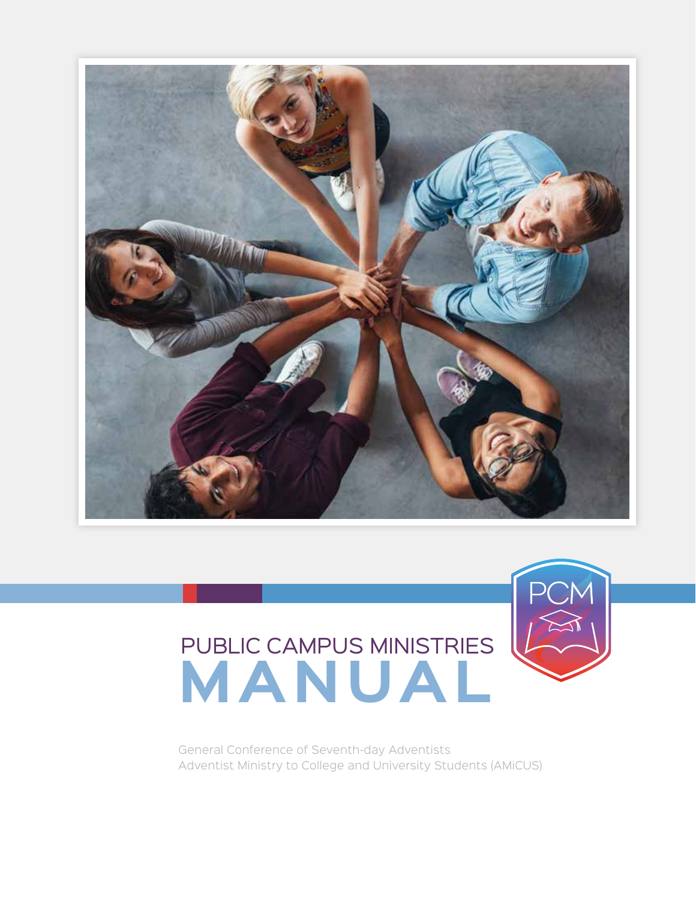# PUBLIC CAMPUS MINISTRIES MANUAL

General Conference of Seventh-day Adventists
Adventist Ministry to College and University Students (AMiCUS)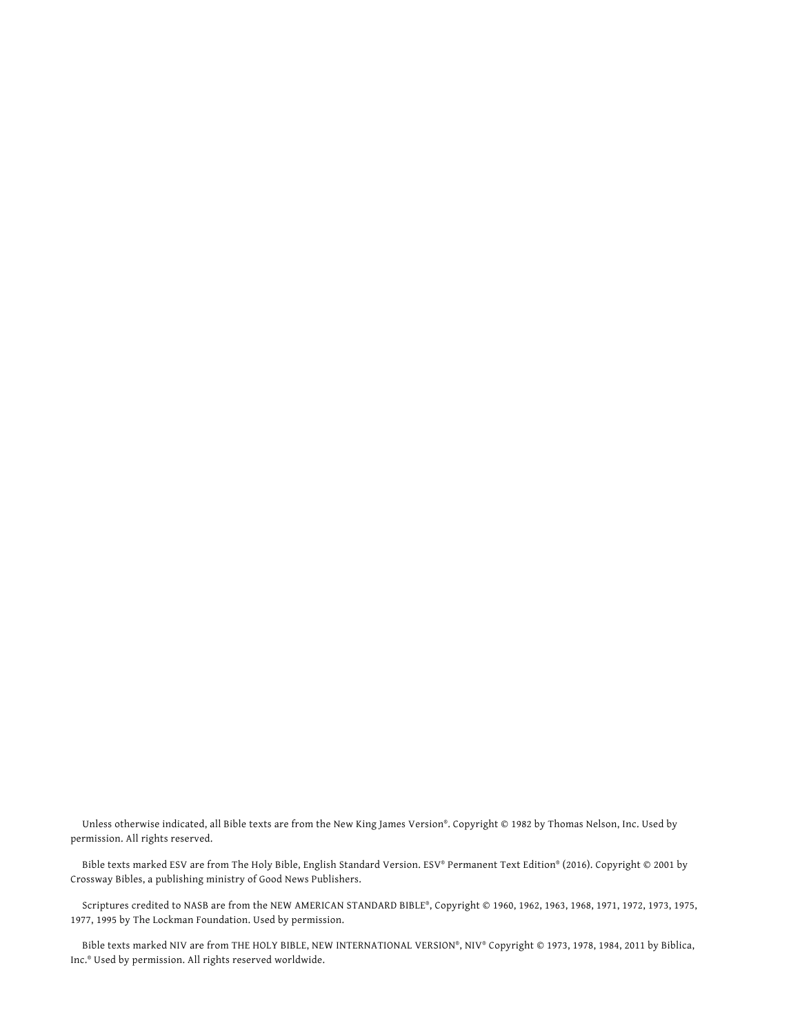Unless otherwise indicated, all Bible texts are from the New King James Version®. Copyright © 1982 by Thomas Nelson, Inc. Used by permission. All rights reserved.

Bible texts marked ESV are from The Holy Bible, English Standard Version. ESV® Permanent Text Edition® (2016). Copyright © 2001 by Crossway Bibles, a publishing ministry of Good News Publishers.

Scriptures credited to NASB are from the NEW AMERICAN STANDARD BIBLE®, Copyright © 1960, 1962, 1963, 1968, 1971, 1972, 1973, 1975, 1977, 1995 by The Lockman Foundation. Used by permission.

Bible texts marked NIV are from THE HOLY BIBLE, NEW INTERNATIONAL VERSION®, NIV® Copyright © 1973, 1978, 1984, 2011 by Biblica, Inc.® Used by permission. All rights reserved worldwide.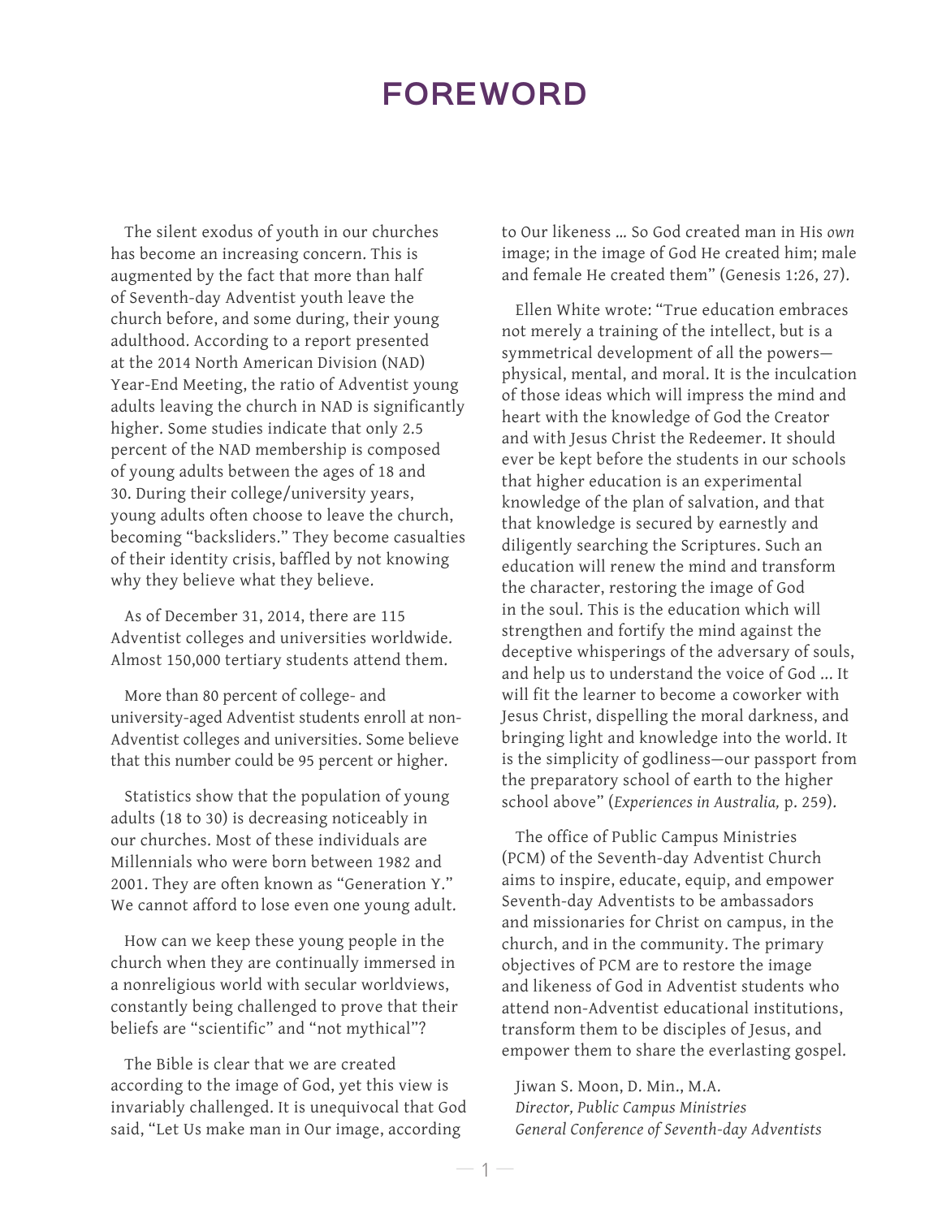# FOREWORD

The silent exodus of youth in our churches has become an increasing concern. This is augmented by the fact that more than half of Seventh-day Adventist youth leave the church before, and some during, their young adulthood. According to a report presented at the 2014 North American Division (NAD) Year-End Meeting, the ratio of Adventist young adults leaving the church in NAD is significantly higher. Some studies indicate that only 2.5 percent of the NAD membership is composed of young adults between the ages of 18 and 30. During their college/university years, young adults often choose to leave the church, becoming "backsliders." They become casualties of their identity crisis, baffled by not knowing why they believe what they believe.

As of December 31, 2014, there are 115 Adventist colleges and universities worldwide. Almost 150,000 tertiary students attend them.

More than 80 percent of college- and university-aged Adventist students enroll at non-Adventist colleges and universities. Some believe that this number could be 95 percent or higher.

Statistics show that the population of young adults (18 to 30) is decreasing noticeably in our churches. Most of these individuals are Millennials who were born between 1982 and 2001. They are often known as "Generation Y." We cannot afford to lose even one young adult.

How can we keep these young people in the church when they are continually immersed in a nonreligious world with secular worldviews, constantly being challenged to prove that their beliefs are "scientific" and "not mythical"?

The Bible is clear that we are created according to the image of God, yet this view is invariably challenged. It is unequivocal that God said, "Let Us make man in Our image, according to Our likeness … So God created man in His *own* image; in the image of God He created him; male and female He created them" (Genesis 1:26, 27).

Ellen White wrote: "True education embraces not merely a training of the intellect, but is a symmetrical development of all the powers—physical, mental, and moral. It is the inculcation of those ideas which will impress the mind and heart with the knowledge of God the Creator and with Jesus Christ the Redeemer. It should ever be kept before the students in our schools that higher education is an experimental knowledge of the plan of salvation, and that that knowledge is secured by earnestly and diligently searching the Scriptures. Such an education will renew the mind and transform the character, restoring the image of God in the soul. This is the education which will strengthen and fortify the mind against the deceptive whisperings of the adversary of souls, and help us to understand the voice of God … It will fit the learner to become a coworker with Jesus Christ, dispelling the moral darkness, and bringing light and knowledge into the world. It is the simplicity of godliness—our passport from the preparatory school of earth to the higher school above" (*Experiences in Australia,* p. 259).

The office of Public Campus Ministries (PCM) of the Seventh-day Adventist Church aims to inspire, educate, equip, and empower Seventh-day Adventists to be ambassadors and missionaries for Christ on campus, in the church, and in the community. The primary objectives of PCM are to restore the image and likeness of God in Adventist students who attend non-Adventist educational institutions, transform them to be disciples of Jesus, and empower them to share the everlasting gospel.

Jiwan S. Moon, D. Min., M.A.
*Director, Public Campus Ministries*
*General Conference of Seventh-day Adventists*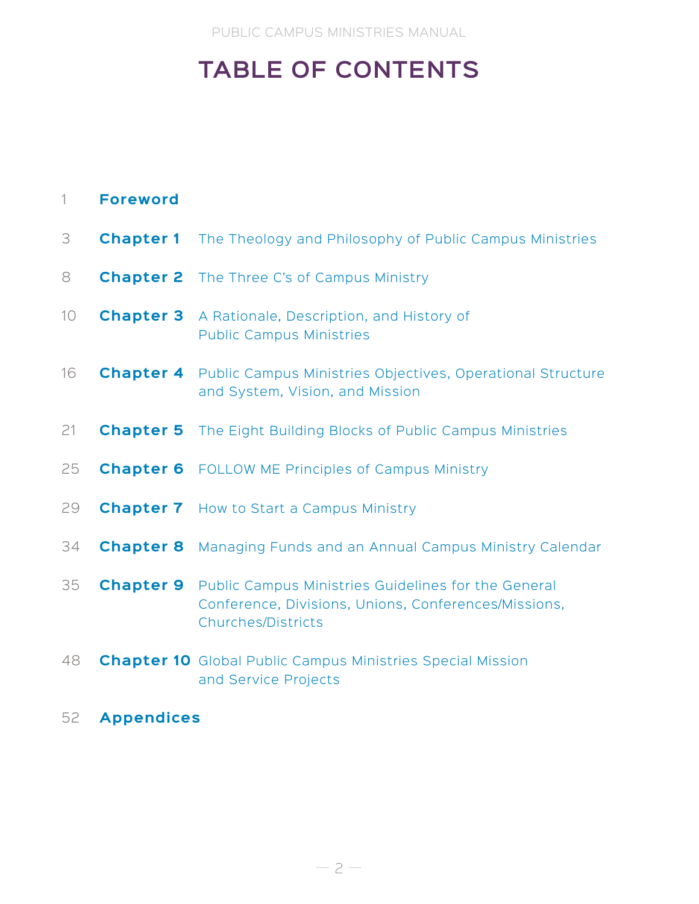# TABLE OF CONTENTS

| Page | Section | Title |
|---|---|---|
| 1 | **Foreword** | |
| 3 | **Chapter 1** | The Theology and Philosophy of Public Campus Ministries |
| 8 | **Chapter 2** | The Three C's of Campus Ministry |
| 10 | **Chapter 3** | A Rationale, Description, and History of Public Campus Ministries |
| 16 | **Chapter 4** | Public Campus Ministries Objectives, Operational Structure and System, Vision, and Mission |
| 21 | **Chapter 5** | The Eight Building Blocks of Public Campus Ministries |
| 25 | **Chapter 6** | FOLLOW ME Principles of Campus Ministry |
| 29 | **Chapter 7** | How to Start a Campus Ministry |
| 34 | **Chapter 8** | Managing Funds and an Annual Campus Ministry Calendar |
| 35 | **Chapter 9** | Public Campus Ministries Guidelines for the General Conference, Divisions, Unions, Conferences/Missions, Churches/Districts |
| 48 | **Chapter 10** | Global Public Campus Ministries Special Mission and Service Projects |
| 52 | **Appendices** | |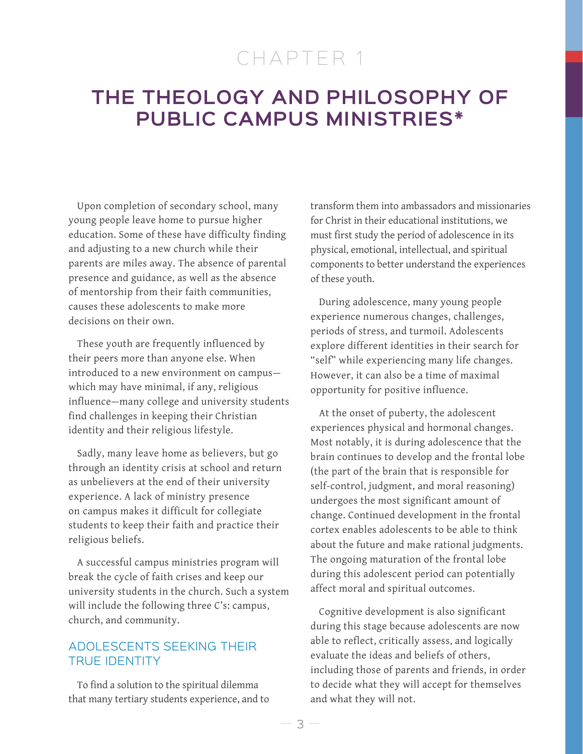# CHAPTER 1

# THE THEOLOGY AND PHILOSOPHY OF PUBLIC CAMPUS MINISTRIES*

Upon completion of secondary school, many young people leave home to pursue higher education. Some of these have difficulty finding and adjusting to a new church while their parents are miles away. The absence of parental presence and guidance, as well as the absence of mentorship from their faith communities, causes these adolescents to make more decisions on their own.

These youth are frequently influenced by their peers more than anyone else. When introduced to a new environment on campus—which may have minimal, if any, religious influence—many college and university students find challenges in keeping their Christian identity and their religious lifestyle.

Sadly, many leave home as believers, but go through an identity crisis at school and return as unbelievers at the end of their university experience. A lack of ministry presence on campus makes it difficult for collegiate students to keep their faith and practice their religious beliefs.

A successful campus ministries program will break the cycle of faith crises and keep our university students in the church. Such a system will include the following three C's: campus, church, and community.

## ADOLESCENTS SEEKING THEIR TRUE IDENTITY

To find a solution to the spiritual dilemma that many tertiary students experience, and to transform them into ambassadors and missionaries for Christ in their educational institutions, we must first study the period of adolescence in its physical, emotional, intellectual, and spiritual components to better understand the experiences of these youth.

During adolescence, many young people experience numerous changes, challenges, periods of stress, and turmoil. Adolescents explore different identities in their search for "self" while experiencing many life changes. However, it can also be a time of maximal opportunity for positive influence.

At the onset of puberty, the adolescent experiences physical and hormonal changes. Most notably, it is during adolescence that the brain continues to develop and the frontal lobe (the part of the brain that is responsible for self-control, judgment, and moral reasoning) undergoes the most significant amount of change. Continued development in the frontal cortex enables adolescents to be able to think about the future and make rational judgments. The ongoing maturation of the frontal lobe during this adolescent period can potentially affect moral and spiritual outcomes.

Cognitive development is also significant during this stage because adolescents are now able to reflect, critically assess, and logically evaluate the ideas and beliefs of others, including those of parents and friends, in order to decide what they will accept for themselves and what they will not.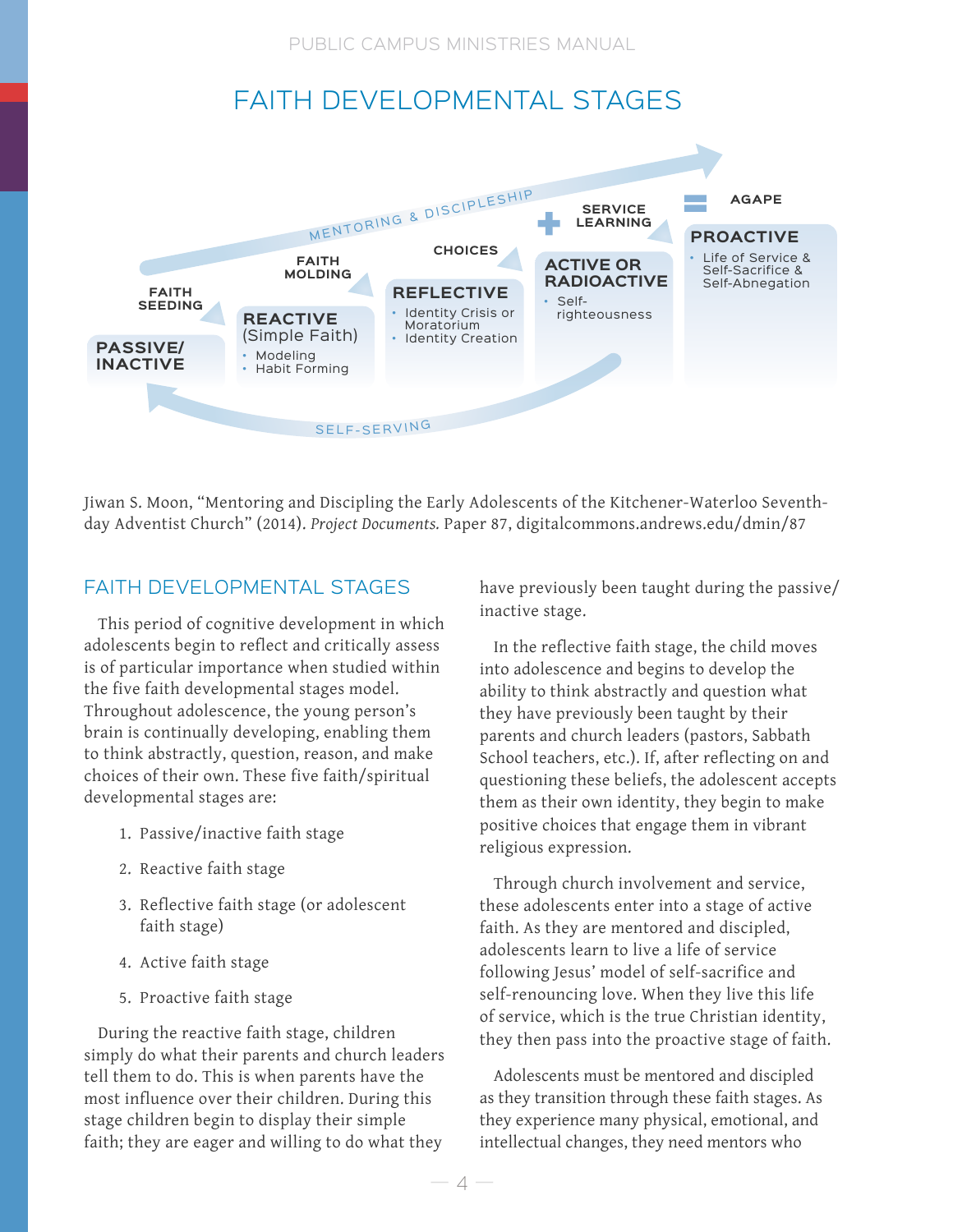# FAITH DEVELOPMENTAL STAGES

MENTORING & DISCIPLESHIP

FAITH SEEDING

**PASSIVE/ INACTIVE**

FAITH MOLDING

**REACTIVE** (Simple Faith)
- Modeling
- Habit Forming

CHOICES

**REFLECTIVE**
- Identity Crisis or Moratorium
- Identity Creation

SERVICE LEARNING

**ACTIVE OR RADIOACTIVE**
- Self-righteousness

AGAPE

**PROACTIVE**
- Life of Service & Self-Sacrifice & Self-Abnegation

SELF-SERVING

Jiwan S. Moon, "Mentoring and Discipling the Early Adolescents of the Kitchener-Waterloo Seventh-day Adventist Church" (2014). *Project Documents.* Paper 87, digitalcommons.andrews.edu/dmin/87

## FAITH DEVELOPMENTAL STAGES

This period of cognitive development in which adolescents begin to reflect and critically assess is of particular importance when studied within the five faith developmental stages model. Throughout adolescence, the young person's brain is continually developing, enabling them to think abstractly, question, reason, and make choices of their own. These five faith/spiritual developmental stages are:

1. Passive/inactive faith stage
2. Reactive faith stage
3. Reflective faith stage (or adolescent faith stage)
4. Active faith stage
5. Proactive faith stage

During the reactive faith stage, children simply do what their parents and church leaders tell them to do. This is when parents have the most influence over their children. During this stage children begin to display their simple faith; they are eager and willing to do what they have previously been taught during the passive/inactive stage.

In the reflective faith stage, the child moves into adolescence and begins to develop the ability to think abstractly and question what they have previously been taught by their parents and church leaders (pastors, Sabbath School teachers, etc.). If, after reflecting on and questioning these beliefs, the adolescent accepts them as their own identity, they begin to make positive choices that engage them in vibrant religious expression.

Through church involvement and service, these adolescents enter into a stage of active faith. As they are mentored and discipled, adolescents learn to live a life of service following Jesus' model of self-sacrifice and self-renouncing love. When they live this life of service, which is the true Christian identity, they then pass into the proactive stage of faith.

Adolescents must be mentored and discipled as they transition through these faith stages. As they experience many physical, emotional, and intellectual changes, they need mentors who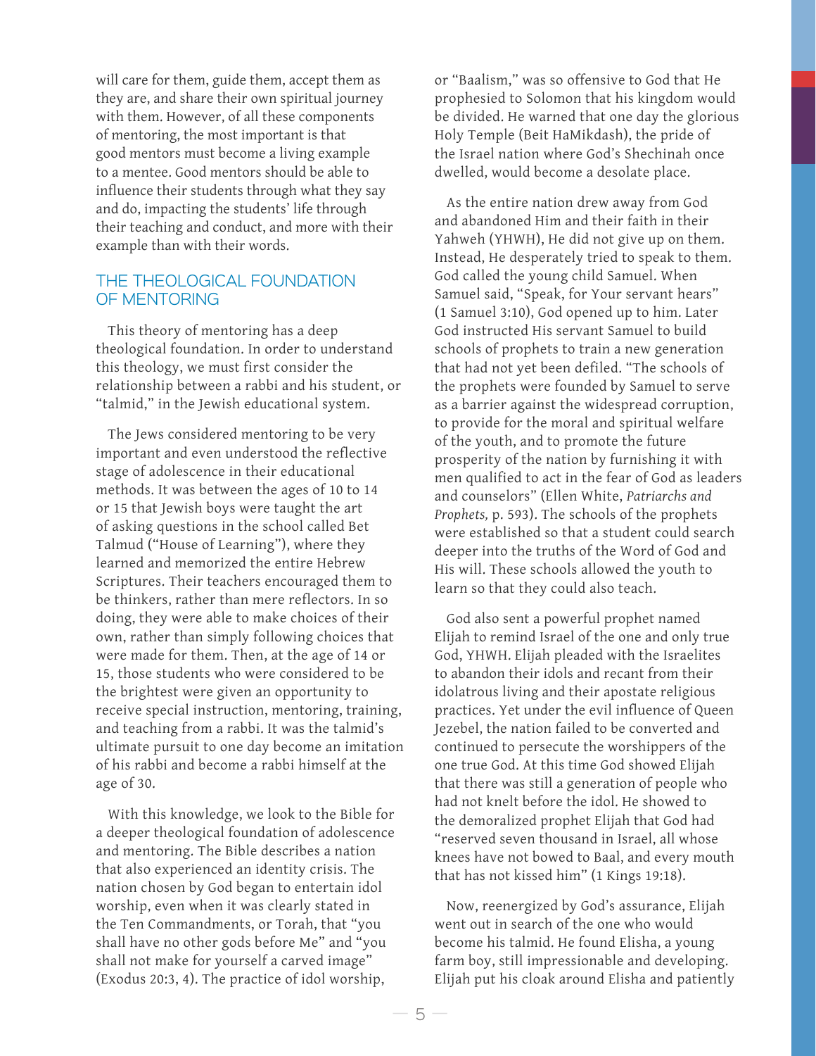will care for them, guide them, accept them as they are, and share their own spiritual journey with them. However, of all these components of mentoring, the most important is that good mentors must become a living example to a mentee. Good mentors should be able to influence their students through what they say and do, impacting the students' life through their teaching and conduct, and more with their example than with their words.

## THE THEOLOGICAL FOUNDATION OF MENTORING

This theory of mentoring has a deep theological foundation. In order to understand this theology, we must first consider the relationship between a rabbi and his student, or "talmid," in the Jewish educational system.

The Jews considered mentoring to be very important and even understood the reflective stage of adolescence in their educational methods. It was between the ages of 10 to 14 or 15 that Jewish boys were taught the art of asking questions in the school called Bet Talmud ("House of Learning"), where they learned and memorized the entire Hebrew Scriptures. Their teachers encouraged them to be thinkers, rather than mere reflectors. In so doing, they were able to make choices of their own, rather than simply following choices that were made for them. Then, at the age of 14 or 15, those students who were considered to be the brightest were given an opportunity to receive special instruction, mentoring, training, and teaching from a rabbi. It was the talmid's ultimate pursuit to one day become an imitation of his rabbi and become a rabbi himself at the age of 30.

With this knowledge, we look to the Bible for a deeper theological foundation of adolescence and mentoring. The Bible describes a nation that also experienced an identity crisis. The nation chosen by God began to entertain idol worship, even when it was clearly stated in the Ten Commandments, or Torah, that "you shall have no other gods before Me" and "you shall not make for yourself a carved image" (Exodus 20:3, 4). The practice of idol worship, or "Baalism," was so offensive to God that He prophesied to Solomon that his kingdom would be divided. He warned that one day the glorious Holy Temple (Beit HaMikdash), the pride of the Israel nation where God's Shechinah once dwelled, would become a desolate place.

As the entire nation drew away from God and abandoned Him and their faith in their Yahweh (YHWH), He did not give up on them. Instead, He desperately tried to speak to them. God called the young child Samuel. When Samuel said, "Speak, for Your servant hears" (1 Samuel 3:10), God opened up to him. Later God instructed His servant Samuel to build schools of prophets to train a new generation that had not yet been defiled. "The schools of the prophets were founded by Samuel to serve as a barrier against the widespread corruption, to provide for the moral and spiritual welfare of the youth, and to promote the future prosperity of the nation by furnishing it with men qualified to act in the fear of God as leaders and counselors" (Ellen White, *Patriarchs and Prophets,* p. 593). The schools of the prophets were established so that a student could search deeper into the truths of the Word of God and His will. These schools allowed the youth to learn so that they could also teach.

God also sent a powerful prophet named Elijah to remind Israel of the one and only true God, YHWH. Elijah pleaded with the Israelites to abandon their idols and recant from their idolatrous living and their apostate religious practices. Yet under the evil influence of Queen Jezebel, the nation failed to be converted and continued to persecute the worshippers of the one true God. At this time God showed Elijah that there was still a generation of people who had not knelt before the idol. He showed to the demoralized prophet Elijah that God had "reserved seven thousand in Israel, all whose knees have not bowed to Baal, and every mouth that has not kissed him" (1 Kings 19:18).

Now, reenergized by God's assurance, Elijah went out in search of the one who would become his talmid. He found Elisha, a young farm boy, still impressionable and developing. Elijah put his cloak around Elisha and patiently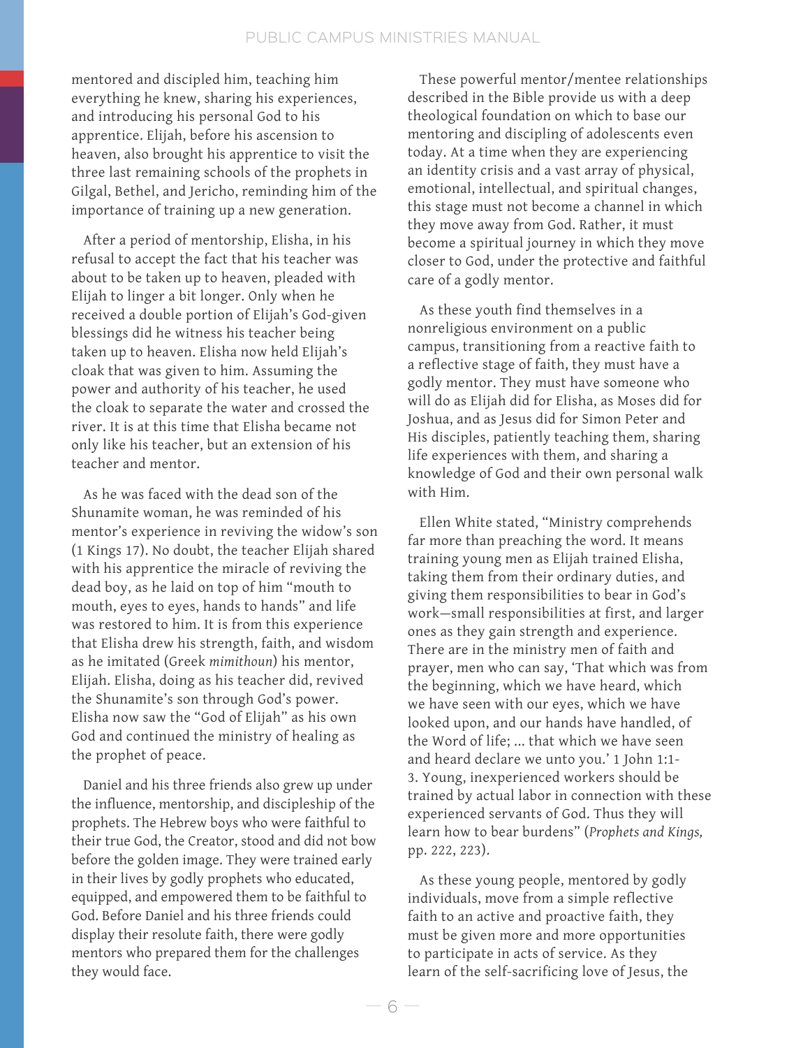mentored and discipled him, teaching him everything he knew, sharing his experiences, and introducing his personal God to his apprentice. Elijah, before his ascension to heaven, also brought his apprentice to visit the three last remaining schools of the prophets in Gilgal, Bethel, and Jericho, reminding him of the importance of training up a new generation.

After a period of mentorship, Elisha, in his refusal to accept the fact that his teacher was about to be taken up to heaven, pleaded with Elijah to linger a bit longer. Only when he received a double portion of Elijah's God-given blessings did he witness his teacher being taken up to heaven. Elisha now held Elijah's cloak that was given to him. Assuming the power and authority of his teacher, he used the cloak to separate the water and crossed the river. It is at this time that Elisha became not only like his teacher, but an extension of his teacher and mentor.

As he was faced with the dead son of the Shunamite woman, he was reminded of his mentor's experience in reviving the widow's son (1 Kings 17). No doubt, the teacher Elijah shared with his apprentice the miracle of reviving the dead boy, as he laid on top of him "mouth to mouth, eyes to eyes, hands to hands" and life was restored to him. It is from this experience that Elisha drew his strength, faith, and wisdom as he imitated (Greek *mimithoun*) his mentor, Elijah. Elisha, doing as his teacher did, revived the Shunamite's son through God's power. Elisha now saw the "God of Elijah" as his own God and continued the ministry of healing as the prophet of peace.

Daniel and his three friends also grew up under the influence, mentorship, and discipleship of the prophets. The Hebrew boys who were faithful to their true God, the Creator, stood and did not bow before the golden image. They were trained early in their lives by godly prophets who educated, equipped, and empowered them to be faithful to God. Before Daniel and his three friends could display their resolute faith, there were godly mentors who prepared them for the challenges they would face.

These powerful mentor/mentee relationships described in the Bible provide us with a deep theological foundation on which to base our mentoring and discipling of adolescents even today. At a time when they are experiencing an identity crisis and a vast array of physical, emotional, intellectual, and spiritual changes, this stage must not become a channel in which they move away from God. Rather, it must become a spiritual journey in which they move closer to God, under the protective and faithful care of a godly mentor.

As these youth find themselves in a nonreligious environment on a public campus, transitioning from a reactive faith to a reflective stage of faith, they must have a godly mentor. They must have someone who will do as Elijah did for Elisha, as Moses did for Joshua, and as Jesus did for Simon Peter and His disciples, patiently teaching them, sharing life experiences with them, and sharing a knowledge of God and their own personal walk with Him.

Ellen White stated, "Ministry comprehends far more than preaching the word. It means training young men as Elijah trained Elisha, taking them from their ordinary duties, and giving them responsibilities to bear in God's work—small responsibilities at first, and larger ones as they gain strength and experience. There are in the ministry men of faith and prayer, men who can say, 'That which was from the beginning, which we have heard, which we have seen with our eyes, which we have looked upon, and our hands have handled, of the Word of life; ... that which we have seen and heard declare we unto you.' 1 John 1:1-3. Young, inexperienced workers should be trained by actual labor in connection with these experienced servants of God. Thus they will learn how to bear burdens" (*Prophets and Kings,* pp. 222, 223).

As these young people, mentored by godly individuals, move from a simple reflective faith to an active and proactive faith, they must be given more and more opportunities to participate in acts of service. As they learn of the self-sacrificing love of Jesus, the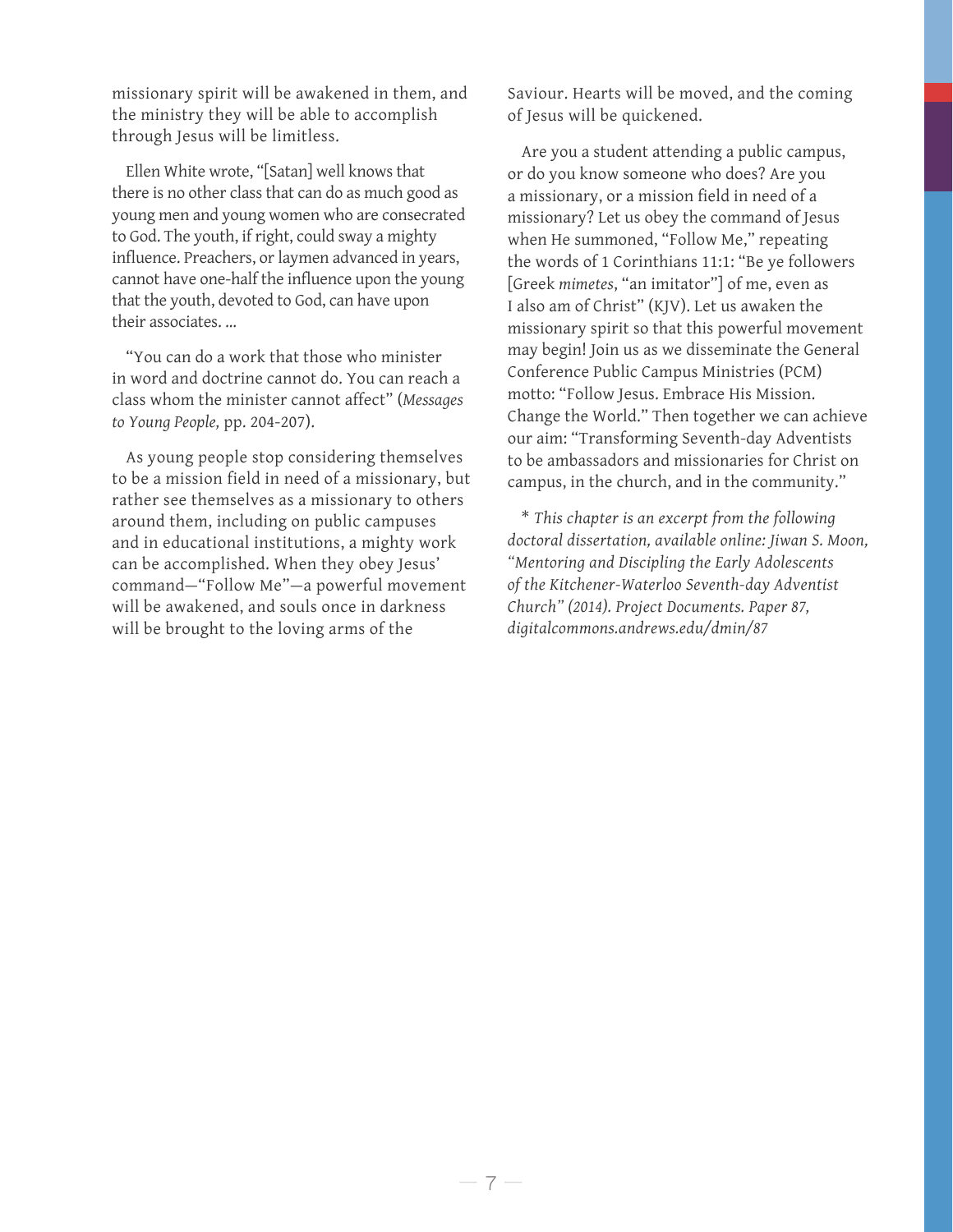missionary spirit will be awakened in them, and the ministry they will be able to accomplish through Jesus will be limitless.

Ellen White wrote, "[Satan] well knows that there is no other class that can do as much good as young men and young women who are consecrated to God. The youth, if right, could sway a mighty influence. Preachers, or laymen advanced in years, cannot have one-half the influence upon the young that the youth, devoted to God, can have upon their associates. ...

"You can do a work that those who minister in word and doctrine cannot do. You can reach a class whom the minister cannot affect" (*Messages to Young People,* pp. 204-207).

As young people stop considering themselves to be a mission field in need of a missionary, but rather see themselves as a missionary to others around them, including on public campuses and in educational institutions, a mighty work can be accomplished. When they obey Jesus' command—"Follow Me"—a powerful movement will be awakened, and souls once in darkness will be brought to the loving arms of the Saviour. Hearts will be moved, and the coming of Jesus will be quickened.

Are you a student attending a public campus, or do you know someone who does? Are you a missionary, or a mission field in need of a missionary? Let us obey the command of Jesus when He summoned, "Follow Me," repeating the words of 1 Corinthians 11:1: "Be ye followers [Greek *mimetes*, "an imitator"] of me, even as I also am of Christ" (KJV). Let us awaken the missionary spirit so that this powerful movement may begin! Join us as we disseminate the General Conference Public Campus Ministries (PCM) motto: "Follow Jesus. Embrace His Mission. Change the World." Then together we can achieve our aim: "Transforming Seventh-day Adventists to be ambassadors and missionaries for Christ on campus, in the church, and in the community."

\* *This chapter is an excerpt from the following doctoral dissertation, available online: Jiwan S. Moon, "Mentoring and Discipling the Early Adolescents of the Kitchener-Waterloo Seventh-day Adventist Church" (2014). Project Documents. Paper 87, digitalcommons.andrews.edu/dmin/87*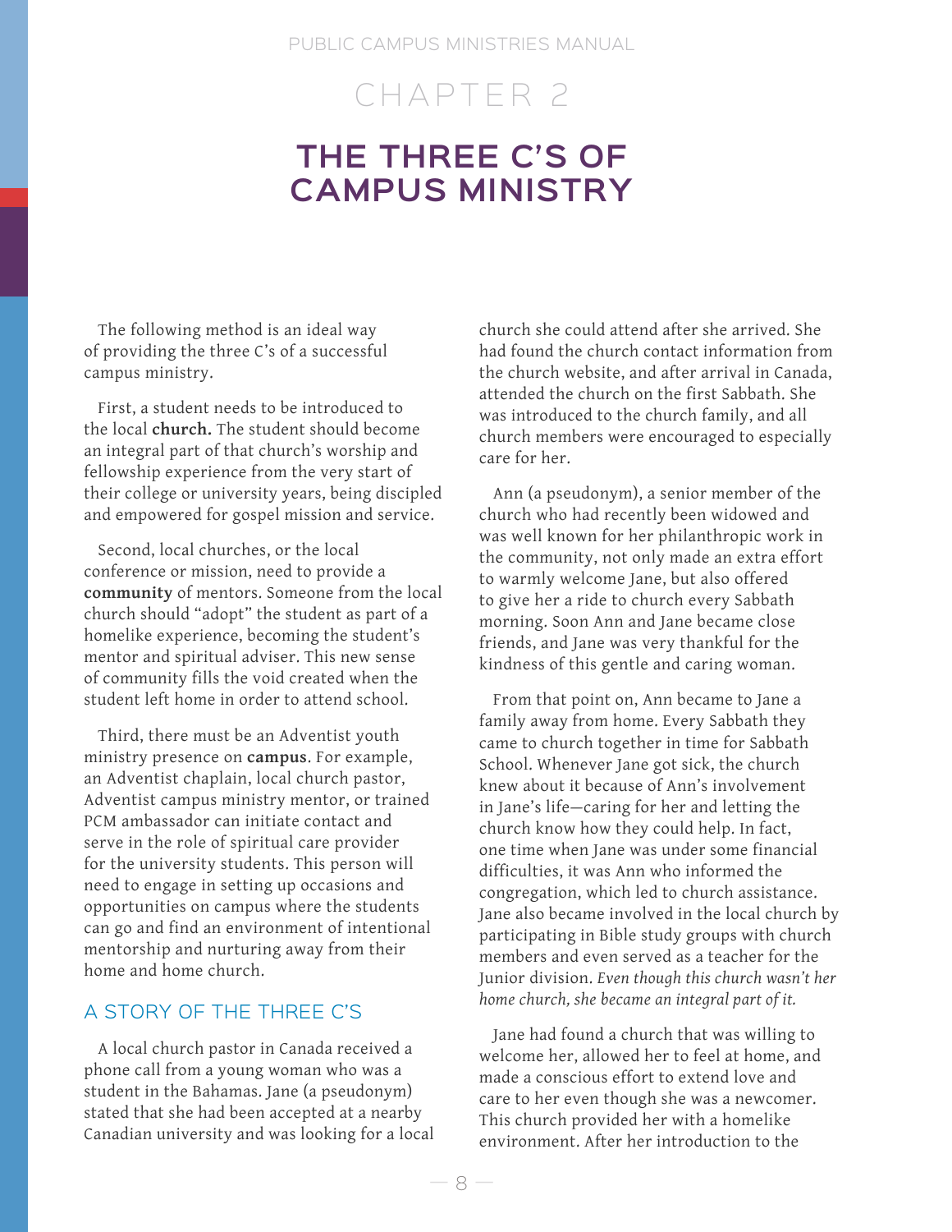# CHAPTER 2

# THE THREE C'S OF CAMPUS MINISTRY

The following method is an ideal way of providing the three C's of a successful campus ministry.

First, a student needs to be introduced to the local **church.** The student should become an integral part of that church's worship and fellowship experience from the very start of their college or university years, being discipled and empowered for gospel mission and service.

Second, local churches, or the local conference or mission, need to provide a **community** of mentors. Someone from the local church should "adopt" the student as part of a homelike experience, becoming the student's mentor and spiritual adviser. This new sense of community fills the void created when the student left home in order to attend school.

Third, there must be an Adventist youth ministry presence on **campus**. For example, an Adventist chaplain, local church pastor, Adventist campus ministry mentor, or trained PCM ambassador can initiate contact and serve in the role of spiritual care provider for the university students. This person will need to engage in setting up occasions and opportunities on campus where the students can go and find an environment of intentional mentorship and nurturing away from their home and home church.

## A STORY OF THE THREE C'S

A local church pastor in Canada received a phone call from a young woman who was a student in the Bahamas. Jane (a pseudonym) stated that she had been accepted at a nearby Canadian university and was looking for a local church she could attend after she arrived. She had found the church contact information from the church website, and after arrival in Canada, attended the church on the first Sabbath. She was introduced to the church family, and all church members were encouraged to especially care for her.

Ann (a pseudonym), a senior member of the church who had recently been widowed and was well known for her philanthropic work in the community, not only made an extra effort to warmly welcome Jane, but also offered to give her a ride to church every Sabbath morning. Soon Ann and Jane became close friends, and Jane was very thankful for the kindness of this gentle and caring woman.

From that point on, Ann became to Jane a family away from home. Every Sabbath they came to church together in time for Sabbath School. Whenever Jane got sick, the church knew about it because of Ann's involvement in Jane's life—caring for her and letting the church know how they could help. In fact, one time when Jane was under some financial difficulties, it was Ann who informed the congregation, which led to church assistance. Jane also became involved in the local church by participating in Bible study groups with church members and even served as a teacher for the Junior division. *Even though this church wasn't her home church, she became an integral part of it.*

Jane had found a church that was willing to welcome her, allowed her to feel at home, and made a conscious effort to extend love and care to her even though she was a newcomer. This church provided her with a homelike environment. After her introduction to the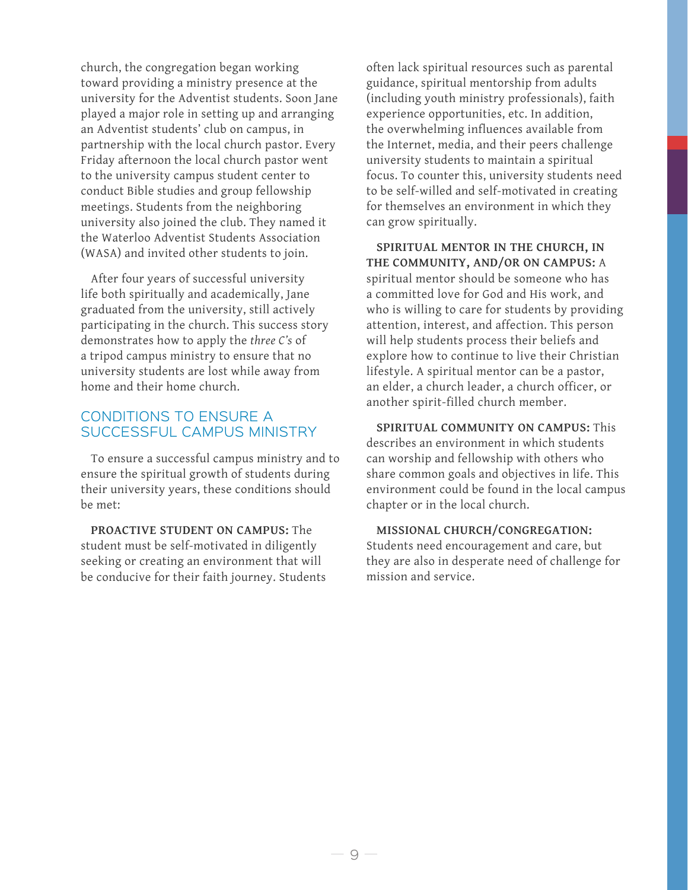church, the congregation began working toward providing a ministry presence at the university for the Adventist students. Soon Jane played a major role in setting up and arranging an Adventist students' club on campus, in partnership with the local church pastor. Every Friday afternoon the local church pastor went to the university campus student center to conduct Bible studies and group fellowship meetings. Students from the neighboring university also joined the club. They named it the Waterloo Adventist Students Association (WASA) and invited other students to join.

After four years of successful university life both spiritually and academically, Jane graduated from the university, still actively participating in the church. This success story demonstrates how to apply the *three C's* of a tripod campus ministry to ensure that no university students are lost while away from home and their home church.

## CONDITIONS TO ENSURE A SUCCESSFUL CAMPUS MINISTRY

To ensure a successful campus ministry and to ensure the spiritual growth of students during their university years, these conditions should be met:

**PROACTIVE STUDENT ON CAMPUS:** The student must be self-motivated in diligently seeking or creating an environment that will be conducive for their faith journey. Students often lack spiritual resources such as parental guidance, spiritual mentorship from adults (including youth ministry professionals), faith experience opportunities, etc. In addition, the overwhelming influences available from the Internet, media, and their peers challenge university students to maintain a spiritual focus. To counter this, university students need to be self-willed and self-motivated in creating for themselves an environment in which they can grow spiritually.

**SPIRITUAL MENTOR IN THE CHURCH, IN THE COMMUNITY, AND/OR ON CAMPUS:** A spiritual mentor should be someone who has a committed love for God and His work, and who is willing to care for students by providing attention, interest, and affection. This person will help students process their beliefs and explore how to continue to live their Christian lifestyle. A spiritual mentor can be a pastor, an elder, a church leader, a church officer, or another spirit-filled church member.

**SPIRITUAL COMMUNITY ON CAMPUS:** This describes an environment in which students can worship and fellowship with others who share common goals and objectives in life. This environment could be found in the local campus chapter or in the local church.

**MISSIONAL CHURCH/CONGREGATION:** Students need encouragement and care, but they are also in desperate need of challenge for mission and service.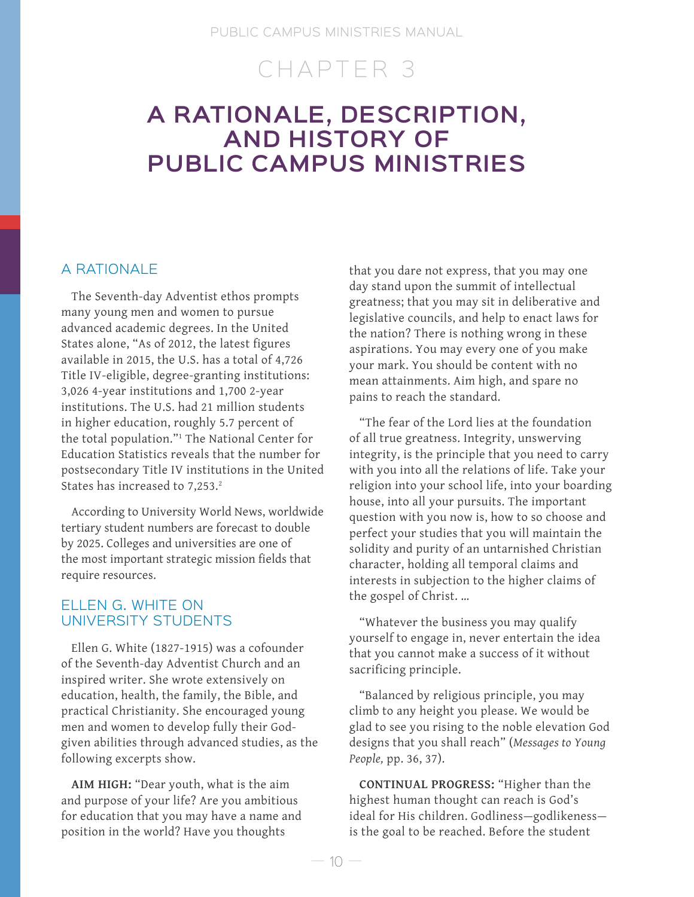# CHAPTER 3

# A RATIONALE, DESCRIPTION, AND HISTORY OF PUBLIC CAMPUS MINISTRIES

## A RATIONALE

The Seventh-day Adventist ethos prompts many young men and women to pursue advanced academic degrees. In the United States alone, "As of 2012, the latest figures available in 2015, the U.S. has a total of 4,726 Title IV-eligible, degree-granting institutions: 3,026 4-year institutions and 1,700 2-year institutions. The U.S. had 21 million students in higher education, roughly 5.7 percent of the total population."[1] The National Center for Education Statistics reveals that the number for postsecondary Title IV institutions in the United States has increased to 7,253.[2]

According to University World News, worldwide tertiary student numbers are forecast to double by 2025. Colleges and universities are one of the most important strategic mission fields that require resources.

## ELLEN G. WHITE ON UNIVERSITY STUDENTS

Ellen G. White (1827-1915) was a cofounder of the Seventh-day Adventist Church and an inspired writer. She wrote extensively on education, health, the family, the Bible, and practical Christianity. She encouraged young men and women to develop fully their God-given abilities through advanced studies, as the following excerpts show.

**AIM HIGH:** "Dear youth, what is the aim and purpose of your life? Are you ambitious for education that you may have a name and position in the world? Have you thoughts that you dare not express, that you may one day stand upon the summit of intellectual greatness; that you may sit in deliberative and legislative councils, and help to enact laws for the nation? There is nothing wrong in these aspirations. You may every one of you make your mark. You should be content with no mean attainments. Aim high, and spare no pains to reach the standard.

"The fear of the Lord lies at the foundation of all true greatness. Integrity, unswerving integrity, is the principle that you need to carry with you into all the relations of life. Take your religion into your school life, into your boarding house, into all your pursuits. The important question with you now is, how to so choose and perfect your studies that you will maintain the solidity and purity of an untarnished Christian character, holding all temporal claims and interests in subjection to the higher claims of the gospel of Christ. …

"Whatever the business you may qualify yourself to engage in, never entertain the idea that you cannot make a success of it without sacrificing principle.

"Balanced by religious principle, you may climb to any height you please. We would be glad to see you rising to the noble elevation God designs that you shall reach" (*Messages to Young People,* pp. 36, 37).

**CONTINUAL PROGRESS:** "Higher than the highest human thought can reach is God's ideal for His children. Godliness—godlikeness—is the goal to be reached. Before the student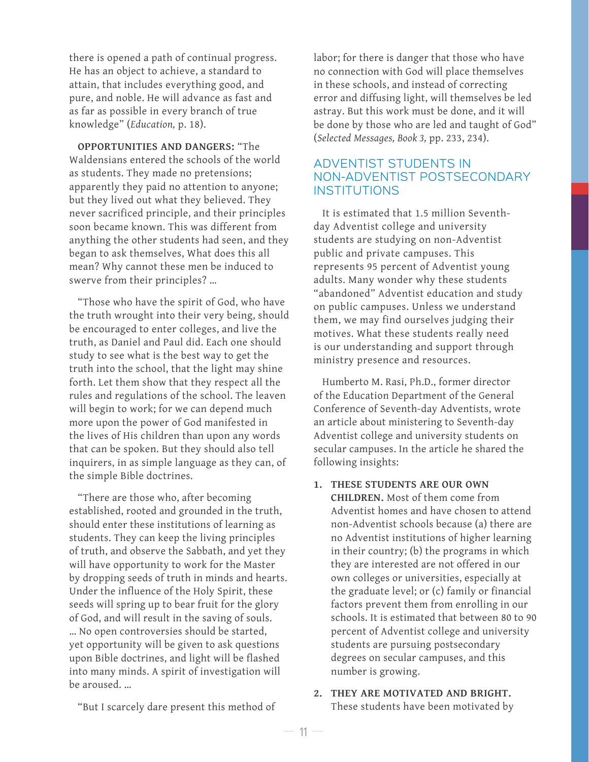there is opened a path of continual progress. He has an object to achieve, a standard to attain, that includes everything good, and pure, and noble. He will advance as fast and as far as possible in every branch of true knowledge" (*Education,* p. 18).

**OPPORTUNITIES AND DANGERS:** "The Waldensians entered the schools of the world as students. They made no pretensions; apparently they paid no attention to anyone; but they lived out what they believed. They never sacrificed principle, and their principles soon became known. This was different from anything the other students had seen, and they began to ask themselves, What does this all mean? Why cannot these men be induced to swerve from their principles? …

"Those who have the spirit of God, who have the truth wrought into their very being, should be encouraged to enter colleges, and live the truth, as Daniel and Paul did. Each one should study to see what is the best way to get the truth into the school, that the light may shine forth. Let them show that they respect all the rules and regulations of the school. The leaven will begin to work; for we can depend much more upon the power of God manifested in the lives of His children than upon any words that can be spoken. But they should also tell inquirers, in as simple language as they can, of the simple Bible doctrines.

"There are those who, after becoming established, rooted and grounded in the truth, should enter these institutions of learning as students. They can keep the living principles of truth, and observe the Sabbath, and yet they will have opportunity to work for the Master by dropping seeds of truth in minds and hearts. Under the influence of the Holy Spirit, these seeds will spring up to bear fruit for the glory of God, and will result in the saving of souls. … No open controversies should be started, yet opportunity will be given to ask questions upon Bible doctrines, and light will be flashed into many minds. A spirit of investigation will be aroused. …

"But I scarcely dare present this method of labor; for there is danger that those who have no connection with God will place themselves in these schools, and instead of correcting error and diffusing light, will themselves be led astray. But this work must be done, and it will be done by those who are led and taught of God" (*Selected Messages, Book 3,* pp. 233, 234).

## ADVENTIST STUDENTS IN NON-ADVENTIST POSTSECONDARY INSTITUTIONS

It is estimated that 1.5 million Seventh-day Adventist college and university students are studying on non-Adventist public and private campuses. This represents 95 percent of Adventist young adults. Many wonder why these students "abandoned" Adventist education and study on public campuses. Unless we understand them, we may find ourselves judging their motives. What these students really need is our understanding and support through ministry presence and resources.

Humberto M. Rasi, Ph.D., former director of the Education Department of the General Conference of Seventh-day Adventists, wrote an article about ministering to Seventh-day Adventist college and university students on secular campuses. In the article he shared the following insights:

1. **THESE STUDENTS ARE OUR OWN CHILDREN.** Most of them come from Adventist homes and have chosen to attend non-Adventist schools because (a) there are no Adventist institutions of higher learning in their country; (b) the programs in which they are interested are not offered in our own colleges or universities, especially at the graduate level; or (c) family or financial factors prevent them from enrolling in our schools. It is estimated that between 80 to 90 percent of Adventist college and university students are pursuing postsecondary degrees on secular campuses, and this number is growing.
2. **THEY ARE MOTIVATED AND BRIGHT.** These students have been motivated by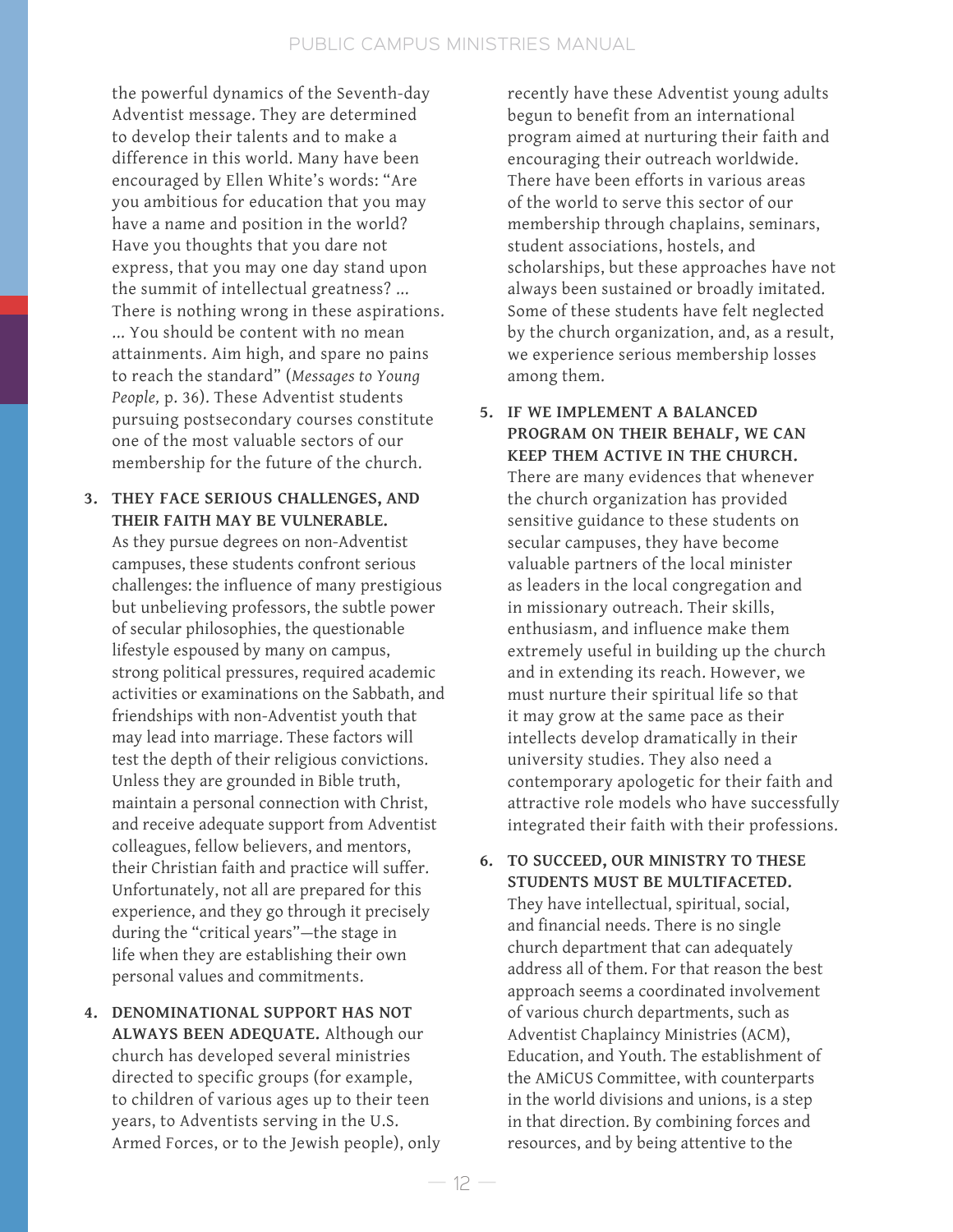the powerful dynamics of the Seventh-day Adventist message. They are determined to develop their talents and to make a difference in this world. Many have been encouraged by Ellen White's words: "Are you ambitious for education that you may have a name and position in the world? Have you thoughts that you dare not express, that you may one day stand upon the summit of intellectual greatness? ... There is nothing wrong in these aspirations. ... You should be content with no mean attainments. Aim high, and spare no pains to reach the standard" (*Messages to Young People,* p. 36). These Adventist students pursuing postsecondary courses constitute one of the most valuable sectors of our membership for the future of the church.

3. **THEY FACE SERIOUS CHALLENGES, AND THEIR FAITH MAY BE VULNERABLE.** As they pursue degrees on non-Adventist campuses, these students confront serious challenges: the influence of many prestigious but unbelieving professors, the subtle power of secular philosophies, the questionable lifestyle espoused by many on campus, strong political pressures, required academic activities or examinations on the Sabbath, and friendships with non-Adventist youth that may lead into marriage. These factors will test the depth of their religious convictions. Unless they are grounded in Bible truth, maintain a personal connection with Christ, and receive adequate support from Adventist colleagues, fellow believers, and mentors, their Christian faith and practice will suffer. Unfortunately, not all are prepared for this experience, and they go through it precisely during the "critical years"—the stage in life when they are establishing their own personal values and commitments.

4. **DENOMINATIONAL SUPPORT HAS NOT ALWAYS BEEN ADEQUATE.** Although our church has developed several ministries directed to specific groups (for example, to children of various ages up to their teen years, to Adventists serving in the U.S. Armed Forces, or to the Jewish people), only recently have these Adventist young adults begun to benefit from an international program aimed at nurturing their faith and encouraging their outreach worldwide. There have been efforts in various areas of the world to serve this sector of our membership through chaplains, seminars, student associations, hostels, and scholarships, but these approaches have not always been sustained or broadly imitated. Some of these students have felt neglected by the church organization, and, as a result, we experience serious membership losses among them.

5. **IF WE IMPLEMENT A BALANCED PROGRAM ON THEIR BEHALF, WE CAN KEEP THEM ACTIVE IN THE CHURCH.** There are many evidences that whenever the church organization has provided sensitive guidance to these students on secular campuses, they have become valuable partners of the local minister as leaders in the local congregation and in missionary outreach. Their skills, enthusiasm, and influence make them extremely useful in building up the church and in extending its reach. However, we must nurture their spiritual life so that it may grow at the same pace as their intellects develop dramatically in their university studies. They also need a contemporary apologetic for their faith and attractive role models who have successfully integrated their faith with their professions.

6. **TO SUCCEED, OUR MINISTRY TO THESE STUDENTS MUST BE MULTIFACETED.** They have intellectual, spiritual, social, and financial needs. There is no single church department that can adequately address all of them. For that reason the best approach seems a coordinated involvement of various church departments, such as Adventist Chaplaincy Ministries (ACM), Education, and Youth. The establishment of the AMiCUS Committee, with counterparts in the world divisions and unions, is a step in that direction. By combining forces and resources, and by being attentive to the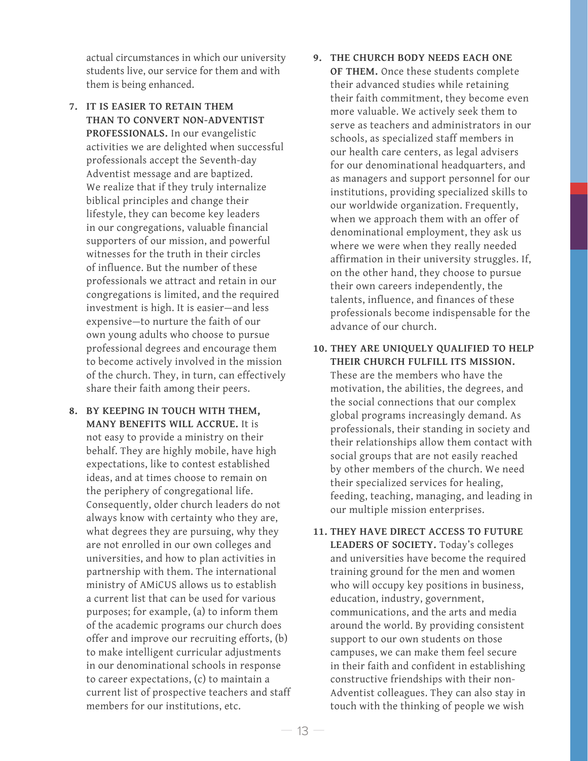actual circumstances in which our university students live, our service for them and with them is being enhanced.

7. **IT IS EASIER TO RETAIN THEM THAN TO CONVERT NON-ADVENTIST PROFESSIONALS.** In our evangelistic activities we are delighted when successful professionals accept the Seventh-day Adventist message and are baptized. We realize that if they truly internalize biblical principles and change their lifestyle, they can become key leaders in our congregations, valuable financial supporters of our mission, and powerful witnesses for the truth in their circles of influence. But the number of these professionals we attract and retain in our congregations is limited, and the required investment is high. It is easier—and less expensive—to nurture the faith of our own young adults who choose to pursue professional degrees and encourage them to become actively involved in the mission of the church. They, in turn, can effectively share their faith among their peers.

8. **BY KEEPING IN TOUCH WITH THEM, MANY BENEFITS WILL ACCRUE.** It is not easy to provide a ministry on their behalf. They are highly mobile, have high expectations, like to contest established ideas, and at times choose to remain on the periphery of congregational life. Consequently, older church leaders do not always know with certainty who they are, what degrees they are pursuing, why they are not enrolled in our own colleges and universities, and how to plan activities in partnership with them. The international ministry of AMiCUS allows us to establish a current list that can be used for various purposes; for example, (a) to inform them of the academic programs our church does offer and improve our recruiting efforts, (b) to make intelligent curricular adjustments in our denominational schools in response to career expectations, (c) to maintain a current list of prospective teachers and staff members for our institutions, etc.

9. **THE CHURCH BODY NEEDS EACH ONE OF THEM.** Once these students complete their advanced studies while retaining their faith commitment, they become even more valuable. We actively seek them to serve as teachers and administrators in our schools, as specialized staff members in our health care centers, as legal advisers for our denominational headquarters, and as managers and support personnel for our institutions, providing specialized skills to our worldwide organization. Frequently, when we approach them with an offer of denominational employment, they ask us where we were when they really needed affirmation in their university struggles. If, on the other hand, they choose to pursue their own careers independently, the talents, influence, and finances of these professionals become indispensable for the advance of our church.

10. **THEY ARE UNIQUELY QUALIFIED TO HELP THEIR CHURCH FULFILL ITS MISSION.** These are the members who have the motivation, the abilities, the degrees, and the social connections that our complex global programs increasingly demand. As professionals, their standing in society and their relationships allow them contact with social groups that are not easily reached by other members of the church. We need their specialized services for healing, feeding, teaching, managing, and leading in our multiple mission enterprises.

11. **THEY HAVE DIRECT ACCESS TO FUTURE LEADERS OF SOCIETY.** Today's colleges and universities have become the required training ground for the men and women who will occupy key positions in business, education, industry, government, communications, and the arts and media around the world. By providing consistent support to our own students on those campuses, we can make them feel secure in their faith and confident in establishing constructive friendships with their non-Adventist colleagues. They can also stay in touch with the thinking of people we wish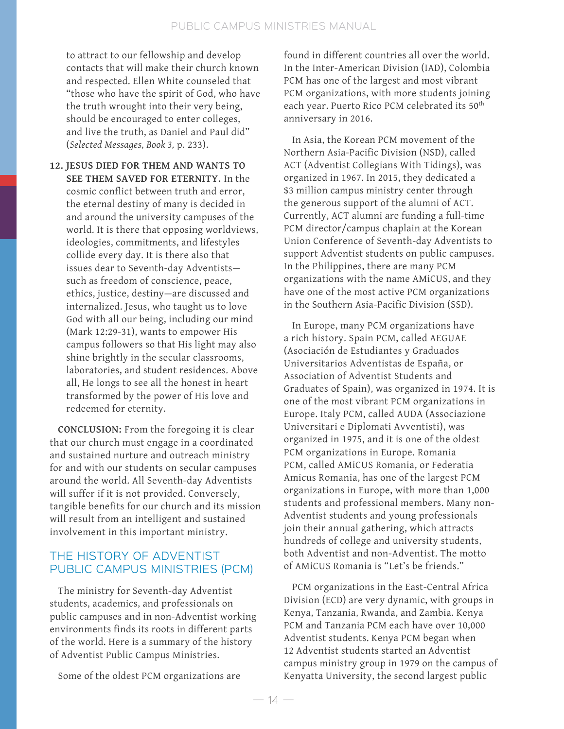to attract to our fellowship and develop contacts that will make their church known and respected. Ellen White counseled that "those who have the spirit of God, who have the truth wrought into their very being, should be encouraged to enter colleges, and live the truth, as Daniel and Paul did" (*Selected Messages, Book 3,* p. 233).

12. **JESUS DIED FOR THEM AND WANTS TO SEE THEM SAVED FOR ETERNITY.** In the cosmic conflict between truth and error, the eternal destiny of many is decided in and around the university campuses of the world. It is there that opposing worldviews, ideologies, commitments, and lifestyles collide every day. It is there also that issues dear to Seventh-day Adventists—such as freedom of conscience, peace, ethics, justice, destiny—are discussed and internalized. Jesus, who taught us to love God with all our being, including our mind (Mark 12:29-31), wants to empower His campus followers so that His light may also shine brightly in the secular classrooms, laboratories, and student residences. Above all, He longs to see all the honest in heart transformed by the power of His love and redeemed for eternity.

**CONCLUSION:** From the foregoing it is clear that our church must engage in a coordinated and sustained nurture and outreach ministry for and with our students on secular campuses around the world. All Seventh-day Adventists will suffer if it is not provided. Conversely, tangible benefits for our church and its mission will result from an intelligent and sustained involvement in this important ministry.

## THE HISTORY OF ADVENTIST PUBLIC CAMPUS MINISTRIES (PCM)

The ministry for Seventh-day Adventist students, academics, and professionals on public campuses and in non-Adventist working environments finds its roots in different parts of the world. Here is a summary of the history of Adventist Public Campus Ministries.

Some of the oldest PCM organizations are found in different countries all over the world. In the Inter-American Division (IAD), Colombia PCM has one of the largest and most vibrant PCM organizations, with more students joining each year. Puerto Rico PCM celebrated its 50th anniversary in 2016.

In Asia, the Korean PCM movement of the Northern Asia-Pacific Division (NSD), called ACT (Adventist Collegians With Tidings), was organized in 1967. In 2015, they dedicated a $3 million campus ministry center through the generous support of the alumni of ACT. Currently, ACT alumni are funding a full-time PCM director/campus chaplain at the Korean Union Conference of Seventh-day Adventists to support Adventist students on public campuses. In the Philippines, there are many PCM organizations with the name AMiCUS, and they have one of the most active PCM organizations in the Southern Asia-Pacific Division (SSD).

In Europe, many PCM organizations have a rich history. Spain PCM, called AEGUAE (Asociación de Estudiantes y Graduados Universitarios Adventistas de España, or Association of Adventist Students and Graduates of Spain), was organized in 1974. It is one of the most vibrant PCM organizations in Europe. Italy PCM, called AUDA (Associazione Universitari e Diplomati Avventisti), was organized in 1975, and it is one of the oldest PCM organizations in Europe. Romania PCM, called AMiCUS Romania, or Federatia Amicus Romania, has one of the largest PCM organizations in Europe, with more than 1,000 students and professional members. Many non-Adventist students and young professionals join their annual gathering, which attracts hundreds of college and university students, both Adventist and non-Adventist. The motto of AMiCUS Romania is "Let's be friends."

PCM organizations in the East-Central Africa Division (ECD) are very dynamic, with groups in Kenya, Tanzania, Rwanda, and Zambia. Kenya PCM and Tanzania PCM each have over 10,000 Adventist students. Kenya PCM began when 12 Adventist students started an Adventist campus ministry group in 1979 on the campus of Kenyatta University, the second largest public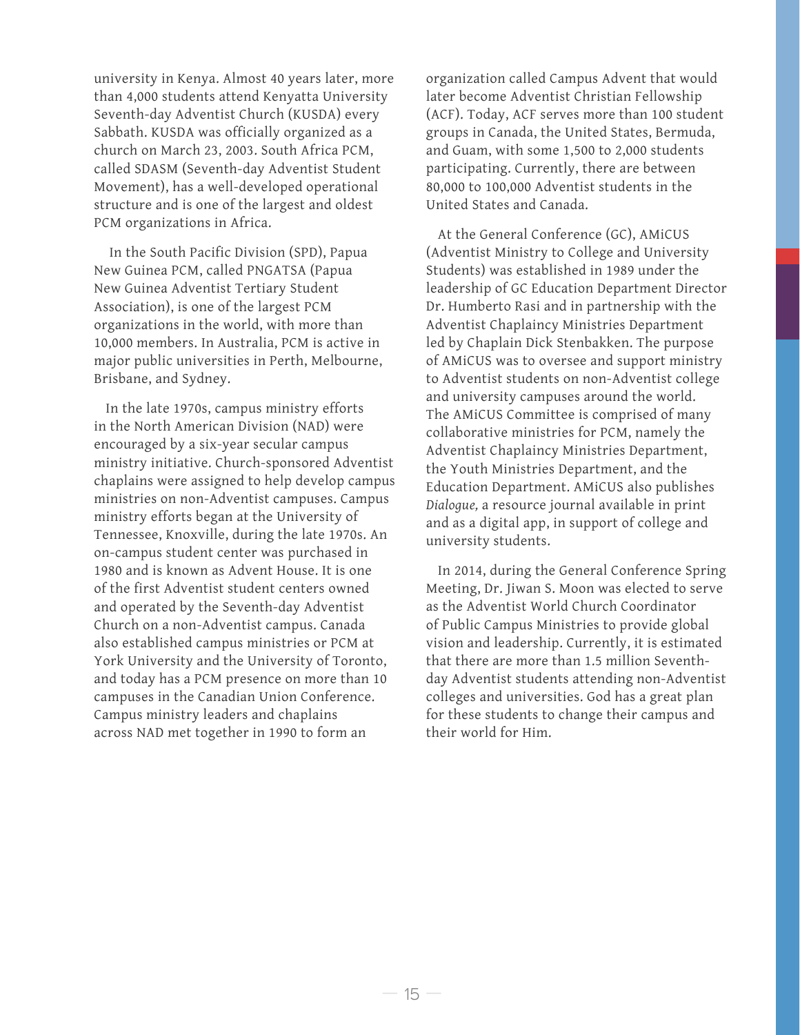university in Kenya. Almost 40 years later, more than 4,000 students attend Kenyatta University Seventh-day Adventist Church (KUSDA) every Sabbath. KUSDA was officially organized as a church on March 23, 2003. South Africa PCM, called SDASM (Seventh-day Adventist Student Movement), has a well-developed operational structure and is one of the largest and oldest PCM organizations in Africa.

In the South Pacific Division (SPD), Papua New Guinea PCM, called PNGATSA (Papua New Guinea Adventist Tertiary Student Association), is one of the largest PCM organizations in the world, with more than 10,000 members. In Australia, PCM is active in major public universities in Perth, Melbourne, Brisbane, and Sydney.

In the late 1970s, campus ministry efforts in the North American Division (NAD) were encouraged by a six-year secular campus ministry initiative. Church-sponsored Adventist chaplains were assigned to help develop campus ministries on non-Adventist campuses. Campus ministry efforts began at the University of Tennessee, Knoxville, during the late 1970s. An on-campus student center was purchased in 1980 and is known as Advent House. It is one of the first Adventist student centers owned and operated by the Seventh-day Adventist Church on a non-Adventist campus. Canada also established campus ministries or PCM at York University and the University of Toronto, and today has a PCM presence on more than 10 campuses in the Canadian Union Conference. Campus ministry leaders and chaplains across NAD met together in 1990 to form an organization called Campus Advent that would later become Adventist Christian Fellowship (ACF). Today, ACF serves more than 100 student groups in Canada, the United States, Bermuda, and Guam, with some 1,500 to 2,000 students participating. Currently, there are between 80,000 to 100,000 Adventist students in the United States and Canada.

At the General Conference (GC), AMiCUS (Adventist Ministry to College and University Students) was established in 1989 under the leadership of GC Education Department Director Dr. Humberto Rasi and in partnership with the Adventist Chaplaincy Ministries Department led by Chaplain Dick Stenbakken. The purpose of AMiCUS was to oversee and support ministry to Adventist students on non-Adventist college and university campuses around the world. The AMiCUS Committee is comprised of many collaborative ministries for PCM, namely the Adventist Chaplaincy Ministries Department, the Youth Ministries Department, and the Education Department. AMiCUS also publishes *Dialogue,* a resource journal available in print and as a digital app, in support of college and university students.

In 2014, during the General Conference Spring Meeting, Dr. Jiwan S. Moon was elected to serve as the Adventist World Church Coordinator of Public Campus Ministries to provide global vision and leadership. Currently, it is estimated that there are more than 1.5 million Seventh-day Adventist students attending non-Adventist colleges and universities. God has a great plan for these students to change their campus and their world for Him.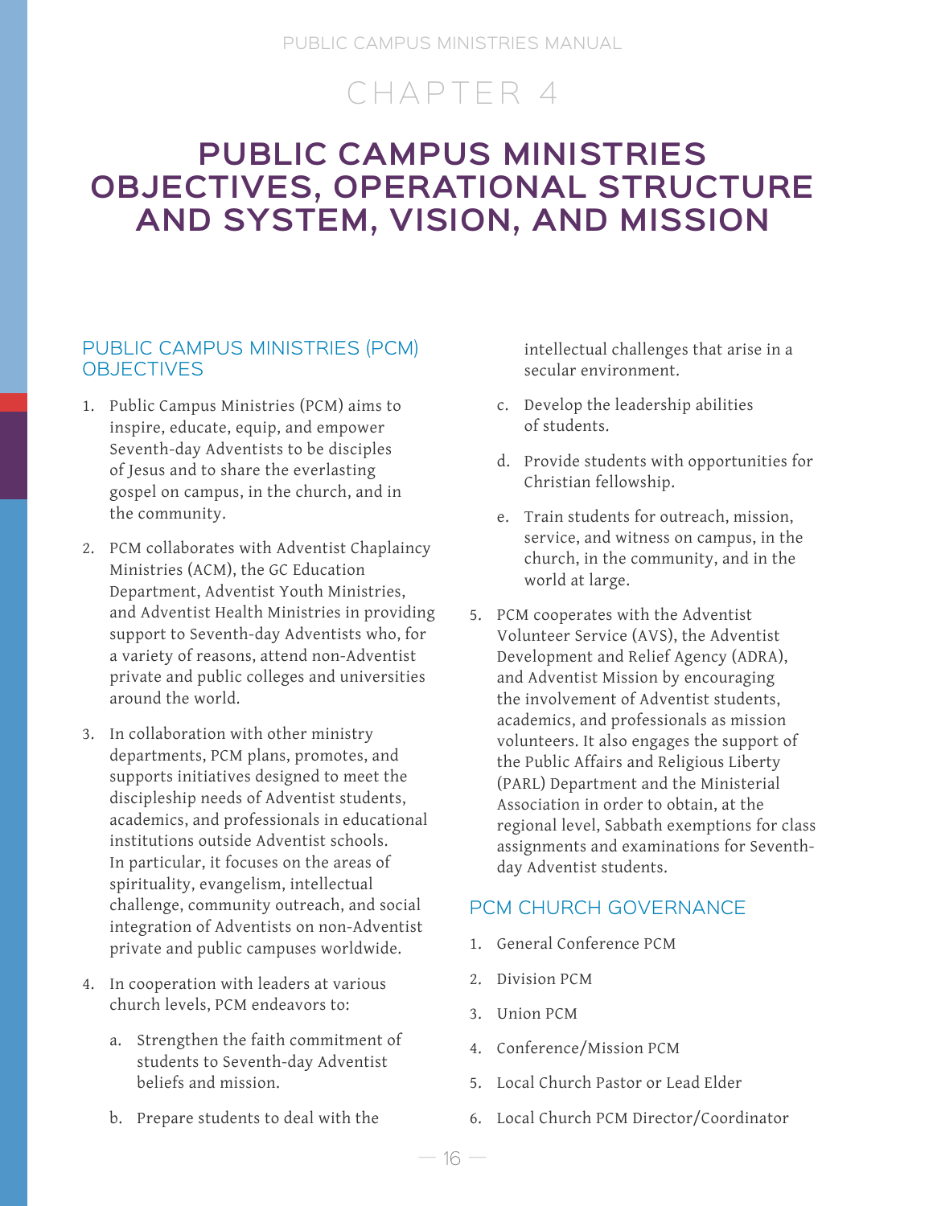# CHAPTER 4

# PUBLIC CAMPUS MINISTRIES OBJECTIVES, OPERATIONAL STRUCTURE AND SYSTEM, VISION, AND MISSION

## PUBLIC CAMPUS MINISTRIES (PCM) OBJECTIVES

1. Public Campus Ministries (PCM) aims to inspire, educate, equip, and empower Seventh-day Adventists to be disciples of Jesus and to share the everlasting gospel on campus, in the church, and in the community.

2. PCM collaborates with Adventist Chaplaincy Ministries (ACM), the GC Education Department, Adventist Youth Ministries, and Adventist Health Ministries in providing support to Seventh-day Adventists who, for a variety of reasons, attend non-Adventist private and public colleges and universities around the world.

3. In collaboration with other ministry departments, PCM plans, promotes, and supports initiatives designed to meet the discipleship needs of Adventist students, academics, and professionals in educational institutions outside Adventist schools. In particular, it focuses on the areas of spirituality, evangelism, intellectual challenge, community outreach, and social integration of Adventists on non-Adventist private and public campuses worldwide.

4. In cooperation with leaders at various church levels, PCM endeavors to:

   a. Strengthen the faith commitment of students to Seventh-day Adventist beliefs and mission.

   b. Prepare students to deal with the intellectual challenges that arise in a secular environment.

   c. Develop the leadership abilities of students.

   d. Provide students with opportunities for Christian fellowship.

   e. Train students for outreach, mission, service, and witness on campus, in the church, in the community, and in the world at large.

5. PCM cooperates with the Adventist Volunteer Service (AVS), the Adventist Development and Relief Agency (ADRA), and Adventist Mission by encouraging the involvement of Adventist students, academics, and professionals as mission volunteers. It also engages the support of the Public Affairs and Religious Liberty (PARL) Department and the Ministerial Association in order to obtain, at the regional level, Sabbath exemptions for class assignments and examinations for Seventh-day Adventist students.

## PCM CHURCH GOVERNANCE

1. General Conference PCM
2. Division PCM
3. Union PCM
4. Conference/Mission PCM
5. Local Church Pastor or Lead Elder
6. Local Church PCM Director/Coordinator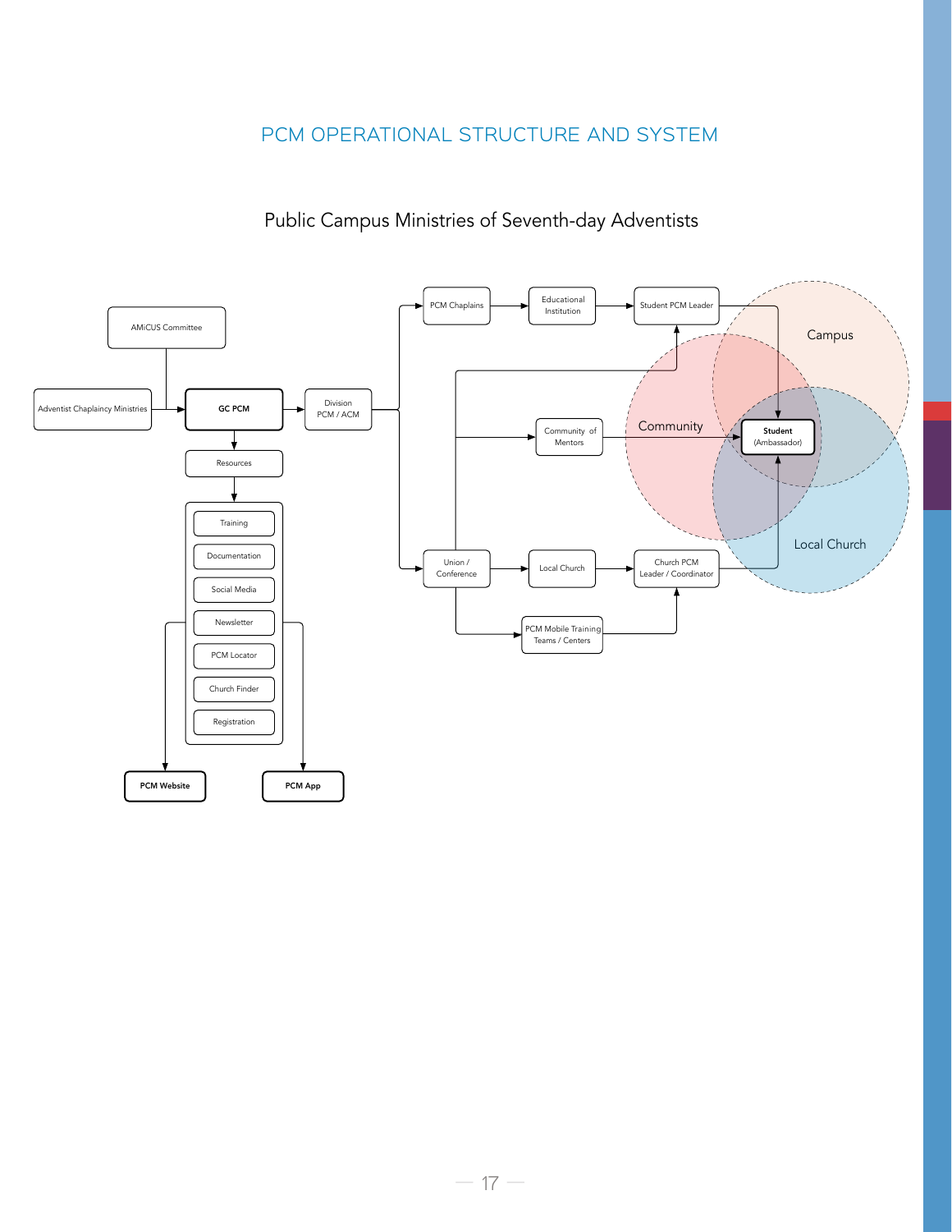# PCM OPERATIONAL STRUCTURE AND SYSTEM

## Public Campus Ministries of Seventh-day Adventists

AMiCUS Committee

Adventist Chaplaincy Ministries

GC PCM

Division PCM / ACM

Resources

- Training
- Documentation
- Social Media
- Newsletter
- PCM Locator
- Church Finder
- Registration

PCM Website

PCM App

PCM Chaplains

Educational Institution

Student PCM Leader

Community of Mentors

Union / Conference

Local Church

Church PCM Leader / Coordinator

PCM Mobile Training Teams / Centers

Campus

Community

Local Church

Student (Ambassador)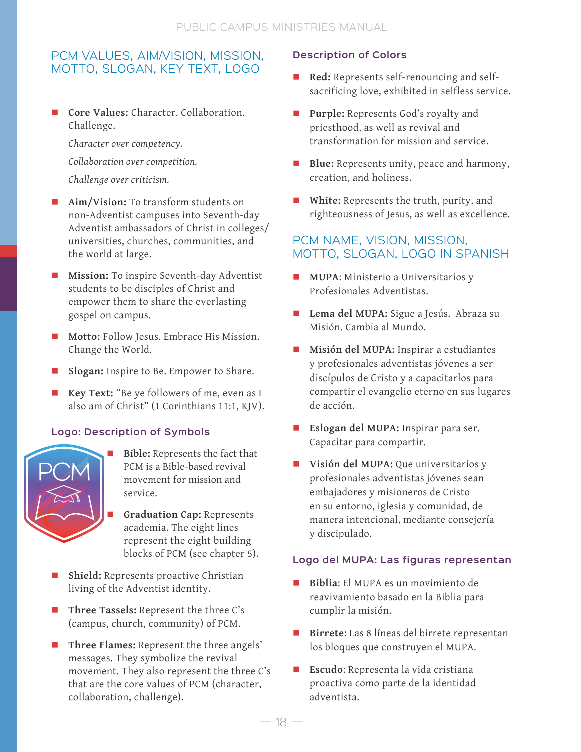## PCM VALUES, AIM/VISION, MISSION, MOTTO, SLOGAN, KEY TEXT, LOGO

- **Core Values:** Character. Collaboration. Challenge.

  *Character over competency.*

  *Collaboration over competition.*

  *Challenge over criticism.*

- **Aim/Vision:** To transform students on non-Adventist campuses into Seventh-day Adventist ambassadors of Christ in colleges/ universities, churches, communities, and the world at large.
- **Mission:** To inspire Seventh-day Adventist students to be disciples of Christ and empower them to share the everlasting gospel on campus.
- **Motto:** Follow Jesus. Embrace His Mission. Change the World.
- **Slogan:** Inspire to Be. Empower to Share.
- **Key Text:** "Be ye followers of me, even as I also am of Christ" (1 Corinthians 11:1, KJV).

### Logo: Description of Symbols

- **Bible:** Represents the fact that PCM is a Bible-based revival movement for mission and service.
- **Graduation Cap:** Represents academia. The eight lines represent the eight building blocks of PCM (see chapter 5).
- **Shield:** Represents proactive Christian living of the Adventist identity.
- **Three Tassels:** Represent the three C's (campus, church, community) of PCM.
- **Three Flames:** Represent the three angels' messages. They symbolize the revival movement. They also represent the three C's that are the core values of PCM (character, collaboration, challenge).

### Description of Colors

- **Red:** Represents self-renouncing and self-sacrificing love, exhibited in selfless service.
- **Purple:** Represents God's royalty and priesthood, as well as revival and transformation for mission and service.
- **Blue:** Represents unity, peace and harmony, creation, and holiness.
- **White:** Represents the truth, purity, and righteousness of Jesus, as well as excellence.

## PCM NAME, VISION, MISSION, MOTTO, SLOGAN, LOGO IN SPANISH

- **MUPA**: Ministerio a Universitarios y Profesionales Adventistas.
- **Lema del MUPA:** Sigue a Jesús. Abraza su Misión. Cambia al Mundo.
- **Misión del MUPA:** Inspirar a estudiantes y profesionales adventistas jóvenes a ser discípulos de Cristo y a capacitarlos para compartir el evangelio eterno en sus lugares de acción.
- **Eslogan del MUPA:** Inspirar para ser. Capacitar para compartir.
- **Visión del MUPA:** Que universitarios y profesionales adventistas jóvenes sean embajadores y misioneros de Cristo en su entorno, iglesia y comunidad, de manera intencional, mediante consejería y discipulado.

### Logo del MUPA: Las figuras representan

- **Biblia**: El MUPA es un movimiento de reavivamiento basado en la Biblia para cumplir la misión.
- **Birrete**: Las 8 líneas del birrete representan los bloques que construyen el MUPA.
- **Escudo**: Representa la vida cristiana proactiva como parte de la identidad adventista.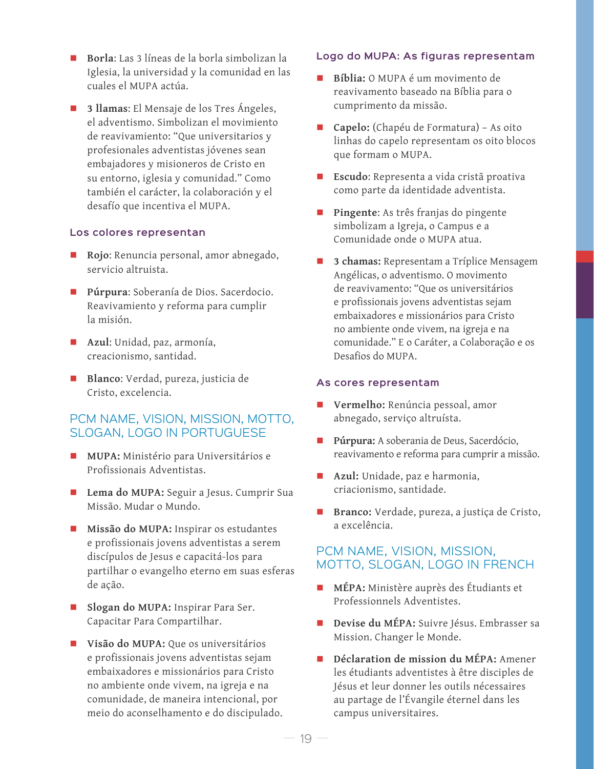- **Borla**: Las 3 líneas de la borla simbolizan la Iglesia, la universidad y la comunidad en las cuales el MUPA actúa.
- **3 llamas**: El Mensaje de los Tres Ángeles, el adventismo. Simbolizan el movimiento de reavivamiento: "Que universitarios y profesionales adventistas jóvenes sean embajadores y misioneros de Cristo en su entorno, iglesia y comunidad." Como también el carácter, la colaboración y el desafío que incentiva el MUPA.

### Los colores representan

- **Rojo**: Renuncia personal, amor abnegado, servicio altruista.
- **Púrpura**: Soberanía de Dios. Sacerdocio. Reavivamiento y reforma para cumplir la misión.
- **Azul**: Unidad, paz, armonía, creacionismo, santidad.
- **Blanco**: Verdad, pureza, justicia de Cristo, excelencia.

## PCM NAME, VISION, MISSION, MOTTO, SLOGAN, LOGO IN PORTUGUESE

- **MUPA:** Ministério para Universitários e Profissionais Adventistas.
- **Lema do MUPA:** Seguir a Jesus. Cumprir Sua Missão. Mudar o Mundo.
- **Missão do MUPA:** Inspirar os estudantes e profissionais jovens adventistas a serem discípulos de Jesus e capacitá-los para partilhar o evangelho eterno em suas esferas de ação.
- **Slogan do MUPA:** Inspirar Para Ser. Capacitar Para Compartilhar.
- **Visão do MUPA:** Que os universitários e profissionais jovens adventistas sejam embaixadores e missionários para Cristo no ambiente onde vivem, na igreja e na comunidade, de maneira intencional, por meio do aconselhamento e do discipulado.

### Logo do MUPA: As figuras representam

- **Bíblia:** O MUPA é um movimento de reavivamento baseado na Bíblia para o cumprimento da missão.
- **Capelo:** (Chapéu de Formatura) – As oito linhas do capelo representam os oito blocos que formam o MUPA.
- **Escudo**: Representa a vida cristã proativa como parte da identidade adventista.
- **Pingente**: As três franjas do pingente simbolizam a Igreja, o Campus e a Comunidade onde o MUPA atua.
- **3 chamas:** Representam a Tríplice Mensagem Angélicas, o adventismo. O movimento de reavivamento: "Que os universitários e profissionais jovens adventistas sejam embaixadores e missionários para Cristo no ambiente onde vivem, na igreja e na comunidade." E o Caráter, a Colaboração e os Desafios do MUPA.

### As cores representam

- **Vermelho:** Renúncia pessoal, amor abnegado, serviço altruísta.
- **Púrpura:** A soberania de Deus, Sacerdócio, reavivamento e reforma para cumprir a missão.
- **Azul:** Unidade, paz e harmonia, criacionismo, santidade.
- **Branco:** Verdade, pureza, a justiça de Cristo, a excelência.

## PCM NAME, VISION, MISSION, MOTTO, SLOGAN, LOGO IN FRENCH

- **MÉPA:** Ministère auprès des Étudiants et Professionnels Adventistes.
- **Devise du MÉPA:** Suivre Jésus. Embrasser sa Mission. Changer le Monde.
- **Déclaration de mission du MÉPA:** Amener les étudiants adventistes à être disciples de Jésus et leur donner les outils nécessaires au partage de l'Évangile éternel dans les campus universitaires.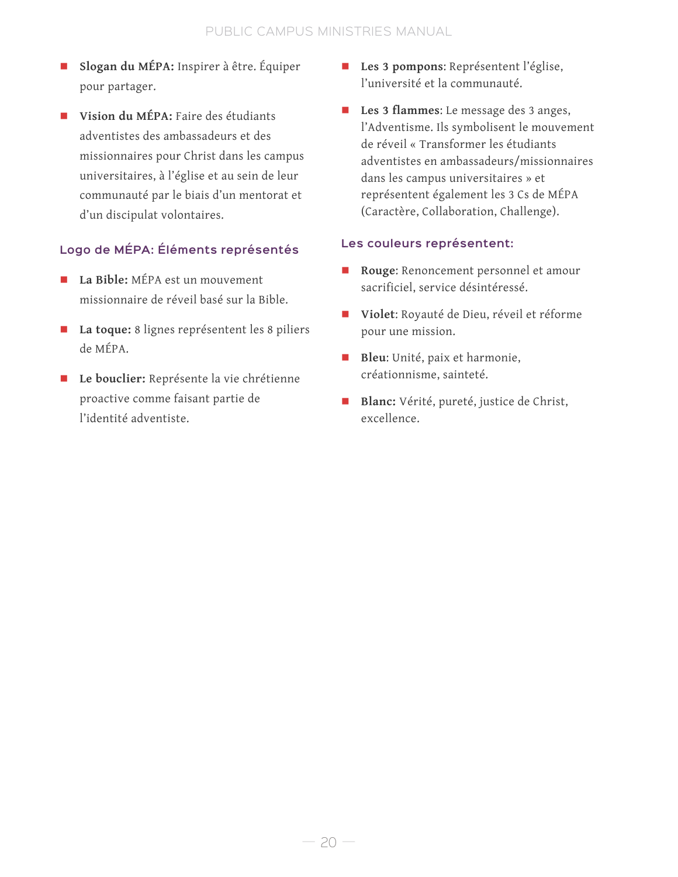- **Slogan du MÉPA:** Inspirer à être. Équiper pour partager.
- **Vision du MÉPA:** Faire des étudiants adventistes des ambassadeurs et des missionnaires pour Christ dans les campus universitaires, à l'église et au sein de leur communauté par le biais d'un mentorat et d'un discipulat volontaires.

### Logo de MÉPA: Éléments représentés

- **La Bible:** MÉPA est un mouvement missionnaire de réveil basé sur la Bible.
- **La toque:** 8 lignes représentent les 8 piliers de MÉPA.
- **Le bouclier:** Représente la vie chrétienne proactive comme faisant partie de l'identité adventiste.
- **Les 3 pompons**: Représentent l'église, l'université et la communauté.
- **Les 3 flammes**: Le message des 3 anges, l'Adventisme. Ils symbolisent le mouvement de réveil « Transformer les étudiants adventistes en ambassadeurs/missionnaires dans les campus universitaires » et représentent également les 3 Cs de MÉPA (Caractère, Collaboration, Challenge).

### Les couleurs représentent:

- **Rouge**: Renoncement personnel et amour sacrificiel, service désintéressé.
- **Violet**: Royauté de Dieu, réveil et réforme pour une mission.
- **Bleu**: Unité, paix et harmonie, créationnisme, sainteté.
- **Blanc:** Vérité, pureté, justice de Christ, excellence.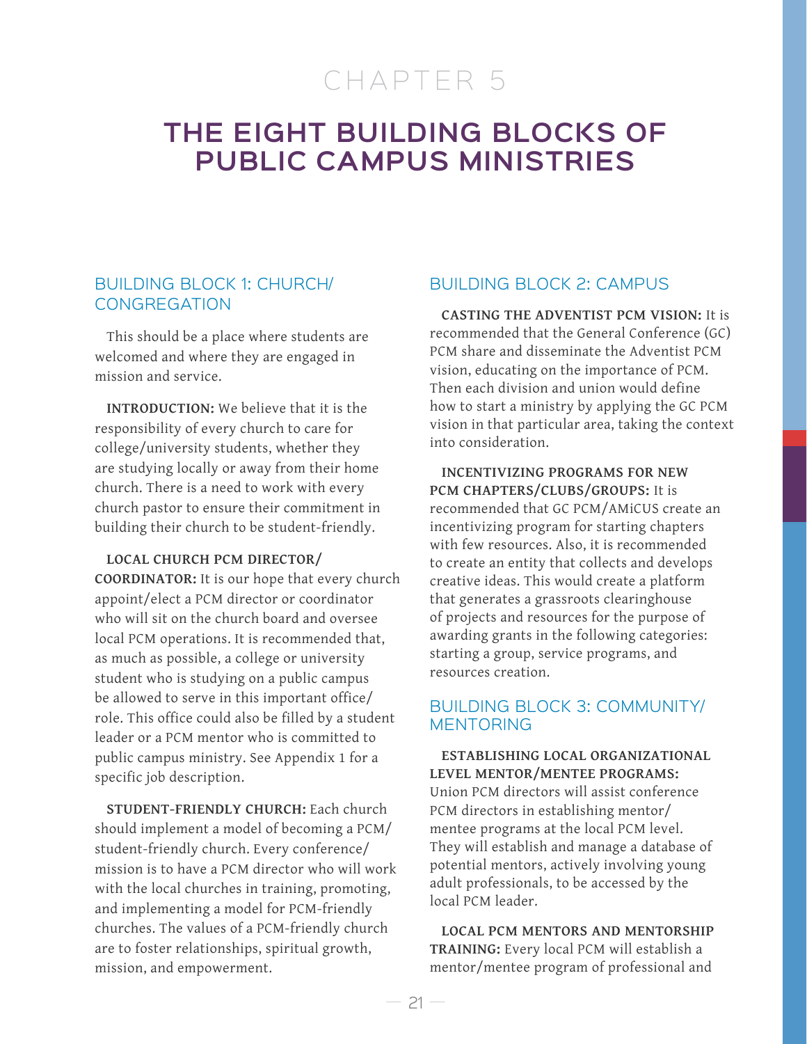# CHAPTER 5

# THE EIGHT BUILDING BLOCKS OF PUBLIC CAMPUS MINISTRIES

## BUILDING BLOCK 1: CHURCH/ CONGREGATION

This should be a place where students are welcomed and where they are engaged in mission and service.

**INTRODUCTION:** We believe that it is the responsibility of every church to care for college/university students, whether they are studying locally or away from their home church. There is a need to work with every church pastor to ensure their commitment in building their church to be student-friendly.

**LOCAL CHURCH PCM DIRECTOR/ COORDINATOR:** It is our hope that every church appoint/elect a PCM director or coordinator who will sit on the church board and oversee local PCM operations. It is recommended that, as much as possible, a college or university student who is studying on a public campus be allowed to serve in this important office/ role. This office could also be filled by a student leader or a PCM mentor who is committed to public campus ministry. See Appendix 1 for a specific job description.

**STUDENT-FRIENDLY CHURCH:** Each church should implement a model of becoming a PCM/ student-friendly church. Every conference/ mission is to have a PCM director who will work with the local churches in training, promoting, and implementing a model for PCM-friendly churches. The values of a PCM-friendly church are to foster relationships, spiritual growth, mission, and empowerment.

## BUILDING BLOCK 2: CAMPUS

**CASTING THE ADVENTIST PCM VISION:** It is recommended that the General Conference (GC) PCM share and disseminate the Adventist PCM vision, educating on the importance of PCM. Then each division and union would define how to start a ministry by applying the GC PCM vision in that particular area, taking the context into consideration.

**INCENTIVIZING PROGRAMS FOR NEW PCM CHAPTERS/CLUBS/GROUPS:** It is recommended that GC PCM/AMiCUS create an incentivizing program for starting chapters with few resources. Also, it is recommended to create an entity that collects and develops creative ideas. This would create a platform that generates a grassroots clearinghouse of projects and resources for the purpose of awarding grants in the following categories: starting a group, service programs, and resources creation.

## BUILDING BLOCK 3: COMMUNITY/ MENTORING

**ESTABLISHING LOCAL ORGANIZATIONAL LEVEL MENTOR/MENTEE PROGRAMS:** Union PCM directors will assist conference PCM directors in establishing mentor/ mentee programs at the local PCM level. They will establish and manage a database of potential mentors, actively involving young adult professionals, to be accessed by the local PCM leader.

**LOCAL PCM MENTORS AND MENTORSHIP TRAINING:** Every local PCM will establish a mentor/mentee program of professional and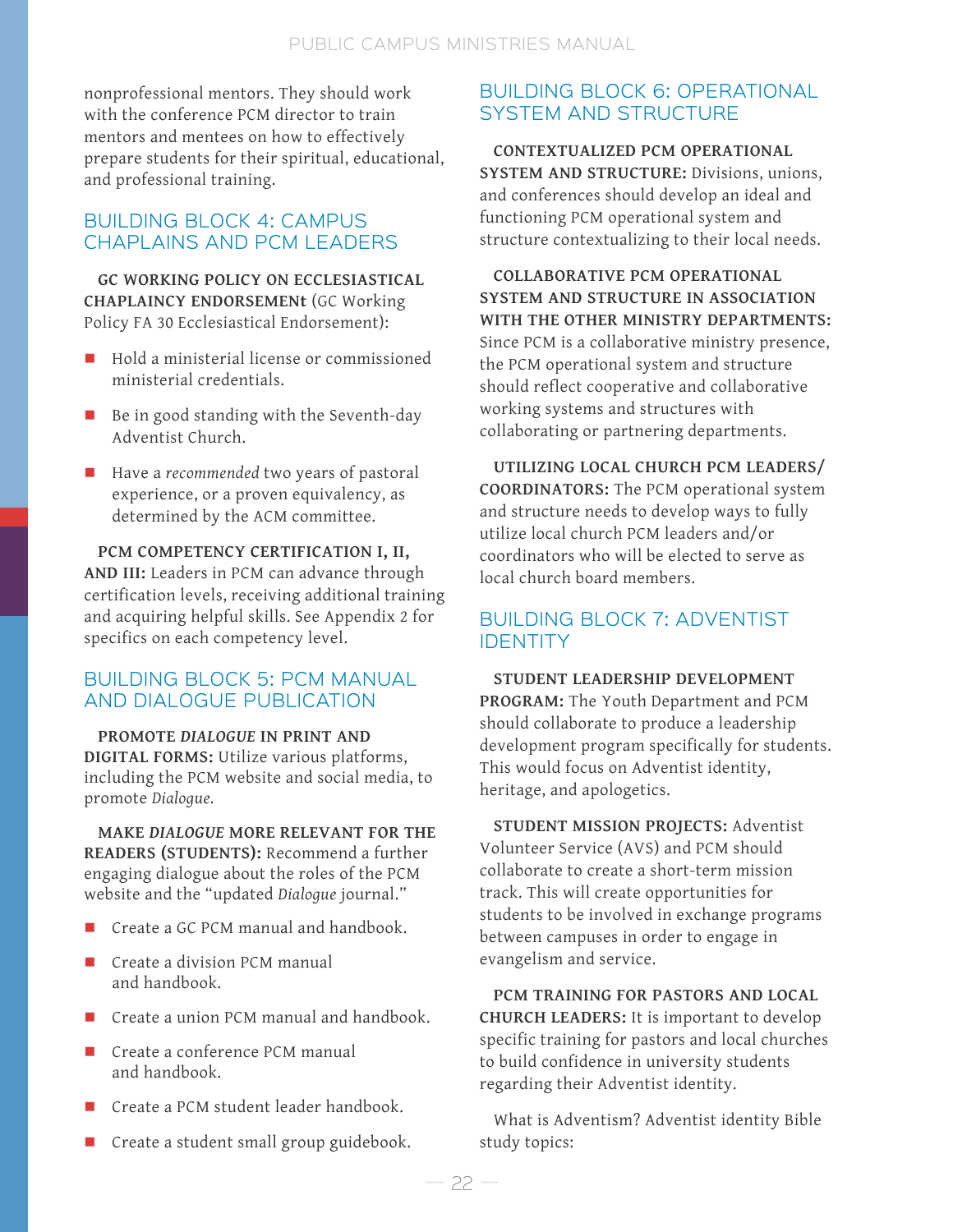nonprofessional mentors. They should work with the conference PCM director to train mentors and mentees on how to effectively prepare students for their spiritual, educational, and professional training.

## BUILDING BLOCK 4: CAMPUS CHAPLAINS AND PCM LEADERS

**GC WORKING POLICY ON ECCLESIASTICAL CHAPLAINCY ENDORSEMENt** (GC Working Policy FA 30 Ecclesiastical Endorsement):

- Hold a ministerial license or commissioned ministerial credentials.
- Be in good standing with the Seventh-day Adventist Church.
- Have a *recommended* two years of pastoral experience, or a proven equivalency, as determined by the ACM committee.

**PCM COMPETENCY CERTIFICATION I, II, AND III:** Leaders in PCM can advance through certification levels, receiving additional training and acquiring helpful skills. See Appendix 2 for specifics on each competency level.

## BUILDING BLOCK 5: PCM MANUAL AND DIALOGUE PUBLICATION

**PROMOTE *DIALOGUE* IN PRINT AND DIGITAL FORMS:** Utilize various platforms, including the PCM website and social media, to promote *Dialogue.*

**MAKE *DIALOGUE* MORE RELEVANT FOR THE READERS (STUDENTS):** Recommend a further engaging dialogue about the roles of the PCM website and the "updated *Dialogue* journal."

- Create a GC PCM manual and handbook.
- Create a division PCM manual and handbook.
- Create a union PCM manual and handbook.
- Create a conference PCM manual and handbook.
- Create a PCM student leader handbook.
- Create a student small group guidebook.

## BUILDING BLOCK 6: OPERATIONAL SYSTEM AND STRUCTURE

**CONTEXTUALIZED PCM OPERATIONAL SYSTEM AND STRUCTURE:** Divisions, unions, and conferences should develop an ideal and functioning PCM operational system and structure contextualizing to their local needs.

**COLLABORATIVE PCM OPERATIONAL SYSTEM AND STRUCTURE IN ASSOCIATION WITH THE OTHER MINISTRY DEPARTMENTS:** Since PCM is a collaborative ministry presence, the PCM operational system and structure should reflect cooperative and collaborative working systems and structures with collaborating or partnering departments.

**UTILIZING LOCAL CHURCH PCM LEADERS/ COORDINATORS:** The PCM operational system and structure needs to develop ways to fully utilize local church PCM leaders and/or coordinators who will be elected to serve as local church board members.

## BUILDING BLOCK 7: ADVENTIST IDENTITY

**STUDENT LEADERSHIP DEVELOPMENT PROGRAM:** The Youth Department and PCM should collaborate to produce a leadership development program specifically for students. This would focus on Adventist identity, heritage, and apologetics.

**STUDENT MISSION PROJECTS:** Adventist Volunteer Service (AVS) and PCM should collaborate to create a short-term mission track. This will create opportunities for students to be involved in exchange programs between campuses in order to engage in evangelism and service.

**PCM TRAINING FOR PASTORS AND LOCAL CHURCH LEADERS:** It is important to develop specific training for pastors and local churches to build confidence in university students regarding their Adventist identity.

What is Adventism? Adventist identity Bible study topics: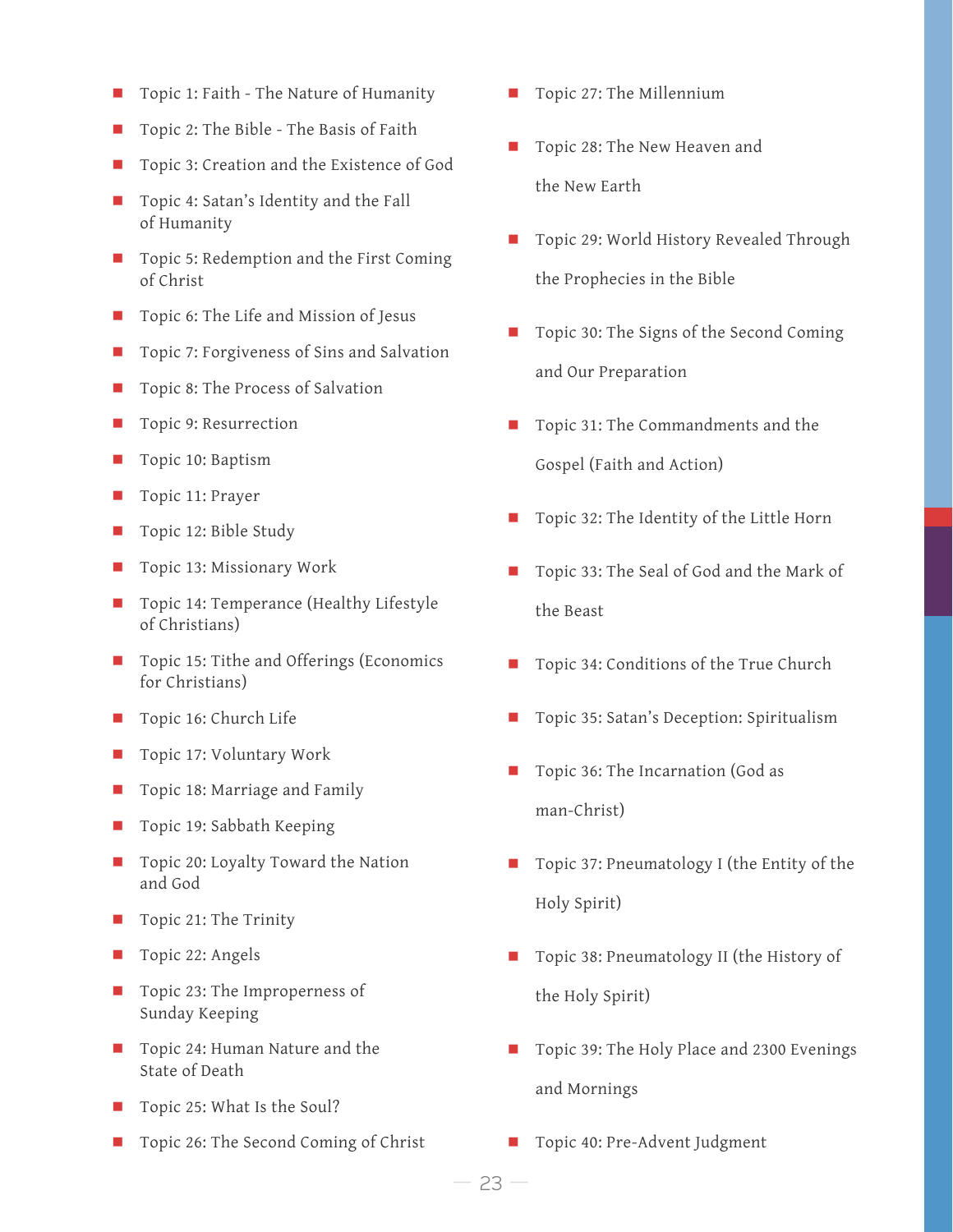- Topic 1: Faith - The Nature of Humanity
- Topic 2: The Bible - The Basis of Faith
- Topic 3: Creation and the Existence of God
- Topic 4: Satan's Identity and the Fall of Humanity
- Topic 5: Redemption and the First Coming of Christ
- Topic 6: The Life and Mission of Jesus
- Topic 7: Forgiveness of Sins and Salvation
- Topic 8: The Process of Salvation
- Topic 9: Resurrection
- Topic 10: Baptism
- Topic 11: Prayer
- Topic 12: Bible Study
- Topic 13: Missionary Work
- Topic 14: Temperance (Healthy Lifestyle of Christians)
- Topic 15: Tithe and Offerings (Economics for Christians)
- Topic 16: Church Life
- Topic 17: Voluntary Work
- Topic 18: Marriage and Family
- Topic 19: Sabbath Keeping
- Topic 20: Loyalty Toward the Nation and God
- Topic 21: The Trinity
- Topic 22: Angels
- Topic 23: The Improperness of Sunday Keeping
- Topic 24: Human Nature and the State of Death
- Topic 25: What Is the Soul?
- Topic 26: The Second Coming of Christ
- Topic 27: The Millennium
- Topic 28: The New Heaven and the New Earth
- Topic 29: World History Revealed Through the Prophecies in the Bible
- Topic 30: The Signs of the Second Coming and Our Preparation
- Topic 31: The Commandments and the Gospel (Faith and Action)
- Topic 32: The Identity of the Little Horn
- Topic 33: The Seal of God and the Mark of the Beast
- Topic 34: Conditions of the True Church
- Topic 35: Satan's Deception: Spiritualism
- Topic 36: The Incarnation (God as man-Christ)
- Topic 37: Pneumatology I (the Entity of the Holy Spirit)
- Topic 38: Pneumatology II (the History of the Holy Spirit)
- Topic 39: The Holy Place and 2300 Evenings and Mornings
- Topic 40: Pre-Advent Judgment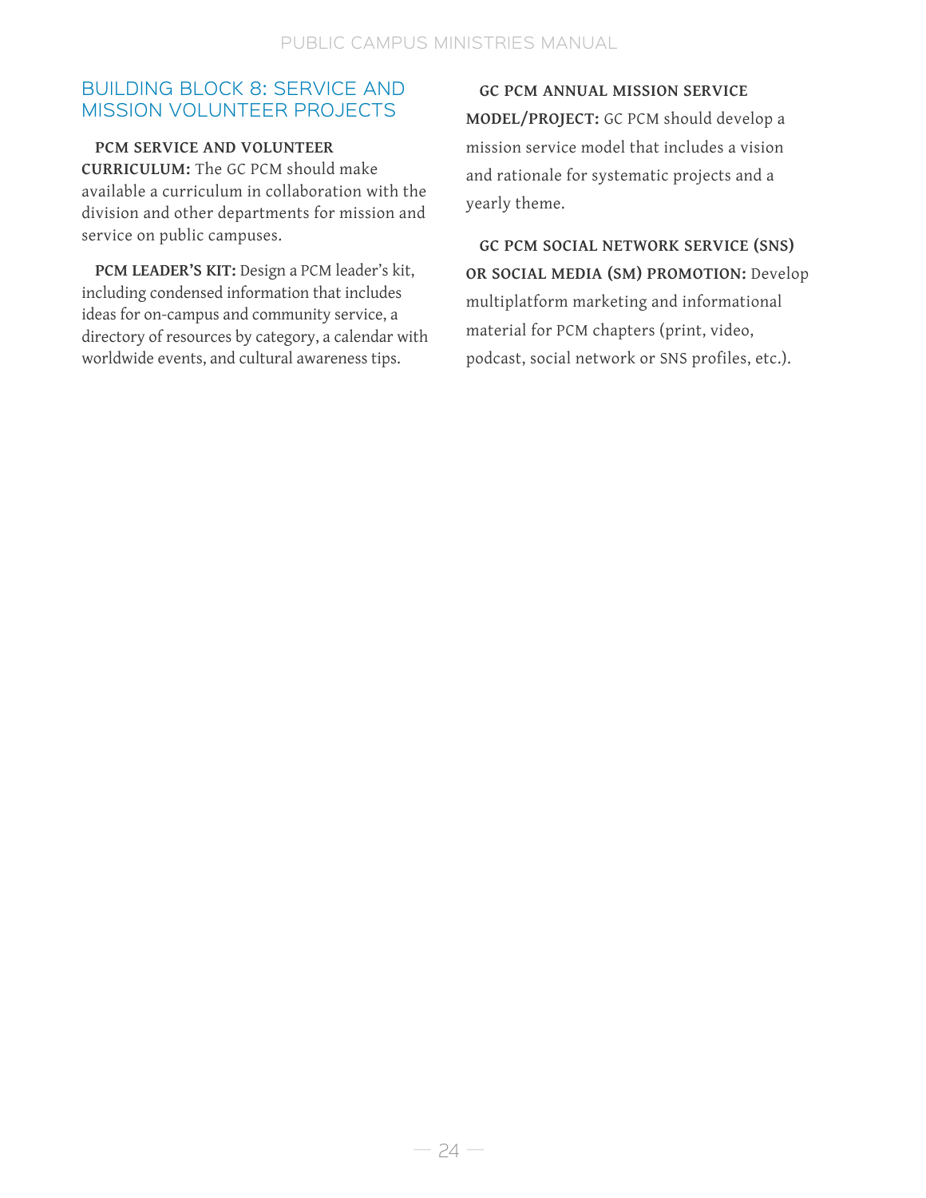## BUILDING BLOCK 8: SERVICE AND MISSION VOLUNTEER PROJECTS

**PCM SERVICE AND VOLUNTEER CURRICULUM:** The GC PCM should make available a curriculum in collaboration with the division and other departments for mission and service on public campuses.

**PCM LEADER'S KIT:** Design a PCM leader's kit, including condensed information that includes ideas for on-campus and community service, a directory of resources by category, a calendar with worldwide events, and cultural awareness tips.

**GC PCM ANNUAL MISSION SERVICE MODEL/PROJECT:** GC PCM should develop a mission service model that includes a vision and rationale for systematic projects and a yearly theme.

**GC PCM SOCIAL NETWORK SERVICE (SNS) OR SOCIAL MEDIA (SM) PROMOTION:** Develop multiplatform marketing and informational material for PCM chapters (print, video, podcast, social network or SNS profiles, etc.).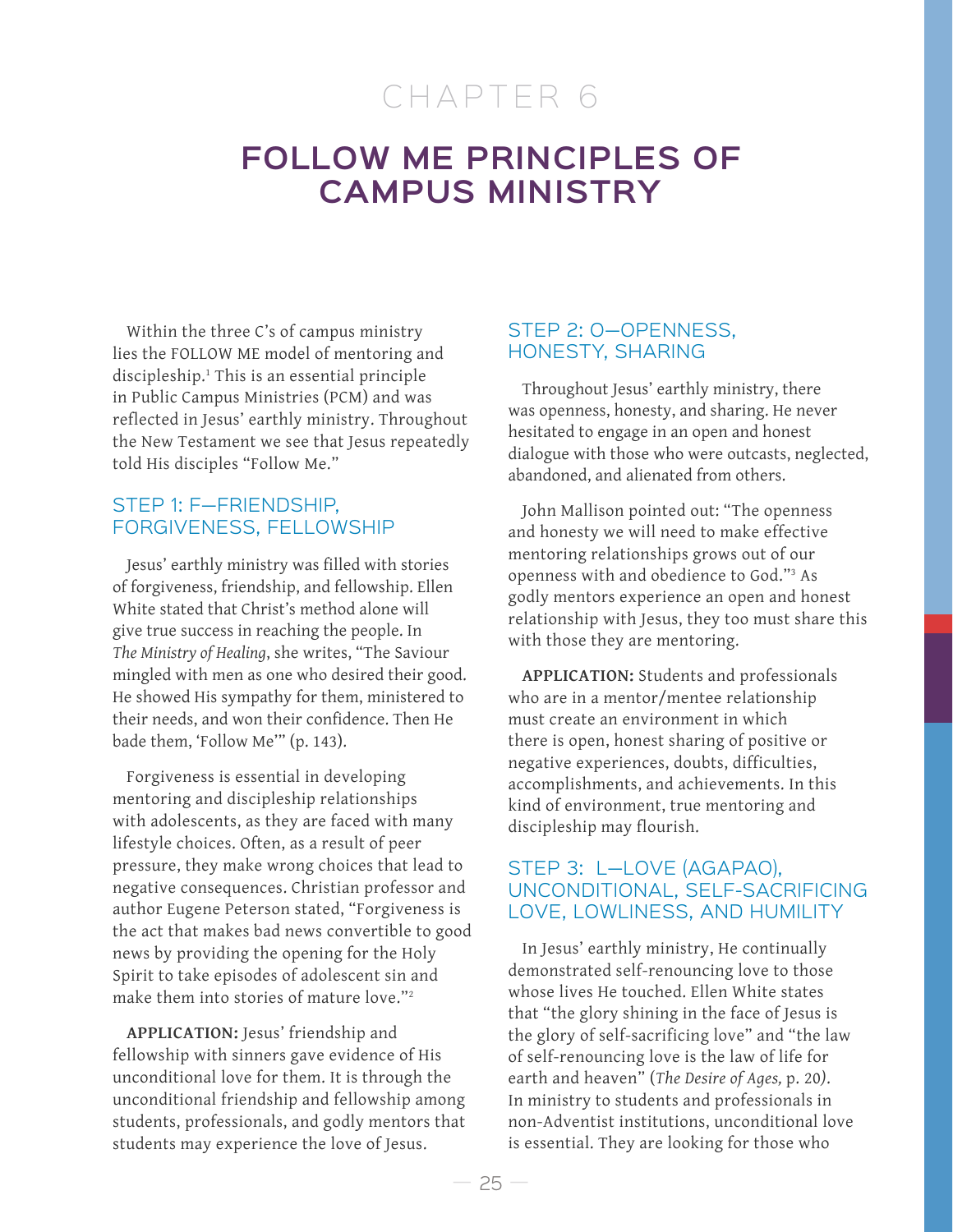# CHAPTER 6

# FOLLOW ME PRINCIPLES OF CAMPUS MINISTRY

Within the three C's of campus ministry lies the FOLLOW ME model of mentoring and discipleship.[1] This is an essential principle in Public Campus Ministries (PCM) and was reflected in Jesus' earthly ministry. Throughout the New Testament we see that Jesus repeatedly told His disciples "Follow Me."

## STEP 1: F—FRIENDSHIP, FORGIVENESS, FELLOWSHIP

Jesus' earthly ministry was filled with stories of forgiveness, friendship, and fellowship. Ellen White stated that Christ's method alone will give true success in reaching the people. In *The Ministry of Healing*, she writes, "The Saviour mingled with men as one who desired their good. He showed His sympathy for them, ministered to their needs, and won their confidence. Then He bade them, 'Follow Me'" (p. 143).

Forgiveness is essential in developing mentoring and discipleship relationships with adolescents, as they are faced with many lifestyle choices. Often, as a result of peer pressure, they make wrong choices that lead to negative consequences. Christian professor and author Eugene Peterson stated, "Forgiveness is the act that makes bad news convertible to good news by providing the opening for the Holy Spirit to take episodes of adolescent sin and make them into stories of mature love."[2]

**APPLICATION:** Jesus' friendship and fellowship with sinners gave evidence of His unconditional love for them. It is through the unconditional friendship and fellowship among students, professionals, and godly mentors that students may experience the love of Jesus.

## STEP 2: O—OPENNESS, HONESTY, SHARING

Throughout Jesus' earthly ministry, there was openness, honesty, and sharing. He never hesitated to engage in an open and honest dialogue with those who were outcasts, neglected, abandoned, and alienated from others.

John Mallison pointed out: "The openness and honesty we will need to make effective mentoring relationships grows out of our openness with and obedience to God."[3] As godly mentors experience an open and honest relationship with Jesus, they too must share this with those they are mentoring.

**APPLICATION:** Students and professionals who are in a mentor/mentee relationship must create an environment in which there is open, honest sharing of positive or negative experiences, doubts, difficulties, accomplishments, and achievements. In this kind of environment, true mentoring and discipleship may flourish.

## STEP 3: L—LOVE (AGAPAO), UNCONDITIONAL, SELF-SACRIFICING LOVE, LOWLINESS, AND HUMILITY

In Jesus' earthly ministry, He continually demonstrated self-renouncing love to those whose lives He touched. Ellen White states that "the glory shining in the face of Jesus is the glory of self-sacrificing love" and "the law of self-renouncing love is the law of life for earth and heaven" (*The Desire of Ages,* p. 20). In ministry to students and professionals in non-Adventist institutions, unconditional love is essential. They are looking for those who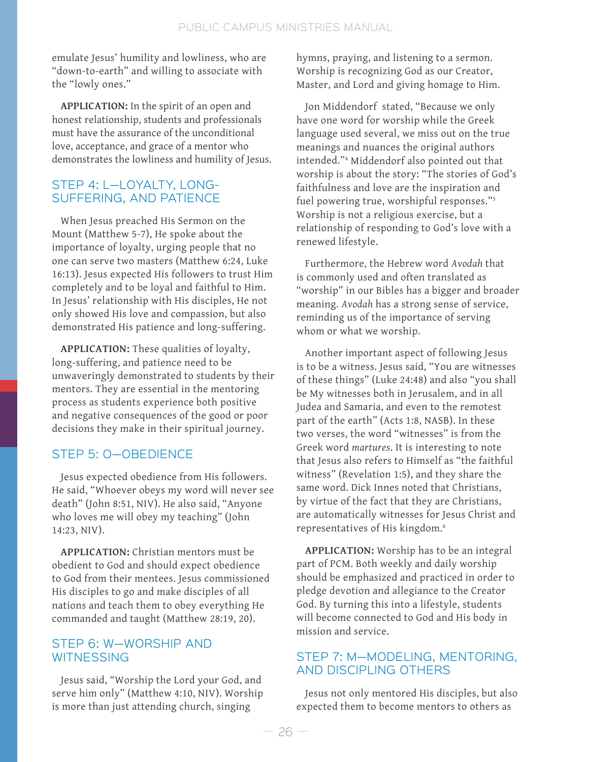emulate Jesus' humility and lowliness, who are "down-to-earth" and willing to associate with the "lowly ones."

**APPLICATION:** In the spirit of an open and honest relationship, students and professionals must have the assurance of the unconditional love, acceptance, and grace of a mentor who demonstrates the lowliness and humility of Jesus.

## STEP 4: L—LOYALTY, LONG-SUFFERING, AND PATIENCE

When Jesus preached His Sermon on the Mount (Matthew 5-7), He spoke about the importance of loyalty, urging people that no one can serve two masters (Matthew 6:24, Luke 16:13). Jesus expected His followers to trust Him completely and to be loyal and faithful to Him. In Jesus' relationship with His disciples, He not only showed His love and compassion, but also demonstrated His patience and long-suffering.

**APPLICATION:** These qualities of loyalty, long-suffering, and patience need to be unwaveringly demonstrated to students by their mentors. They are essential in the mentoring process as students experience both positive and negative consequences of the good or poor decisions they make in their spiritual journey.

## STEP 5: O—OBEDIENCE

Jesus expected obedience from His followers. He said, "Whoever obeys my word will never see death" (John 8:51, NIV). He also said, "Anyone who loves me will obey my teaching" (John 14:23, NIV).

**APPLICATION:** Christian mentors must be obedient to God and should expect obedience to God from their mentees. Jesus commissioned His disciples to go and make disciples of all nations and teach them to obey everything He commanded and taught (Matthew 28:19, 20).

## STEP 6: W—WORSHIP AND WITNESSING

Jesus said, "Worship the Lord your God, and serve him only" (Matthew 4:10, NIV). Worship is more than just attending church, singing hymns, praying, and listening to a sermon. Worship is recognizing God as our Creator, Master, and Lord and giving homage to Him.

Jon Middendorf stated, "Because we only have one word for worship while the Greek language used several, we miss out on the true meanings and nuances the original authors intended."[4] Middendorf also pointed out that worship is about the story: "The stories of God's faithfulness and love are the inspiration and fuel powering true, worshipful responses."[5] Worship is not a religious exercise, but a relationship of responding to God's love with a renewed lifestyle.

Furthermore, the Hebrew word *Avodah* that is commonly used and often translated as "worship" in our Bibles has a bigger and broader meaning. *Avodah* has a strong sense of service, reminding us of the importance of serving whom or what we worship.

Another important aspect of following Jesus is to be a witness. Jesus said, "You are witnesses of these things" (Luke 24:48) and also "you shall be My witnesses both in Jerusalem, and in all Judea and Samaria, and even to the remotest part of the earth" (Acts 1:8, NASB). In these two verses, the word "witnesses" is from the Greek word *martures*. It is interesting to note that Jesus also refers to Himself as "the faithful witness" (Revelation 1:5), and they share the same word. Dick Innes noted that Christians, by virtue of the fact that they are Christians, are automatically witnesses for Jesus Christ and representatives of His kingdom.[6]

**APPLICATION:** Worship has to be an integral part of PCM. Both weekly and daily worship should be emphasized and practiced in order to pledge devotion and allegiance to the Creator God. By turning this into a lifestyle, students will become connected to God and His body in mission and service.

## STEP 7: M—MODELING, MENTORING, AND DISCIPLING OTHERS

Jesus not only mentored His disciples, but also expected them to become mentors to others as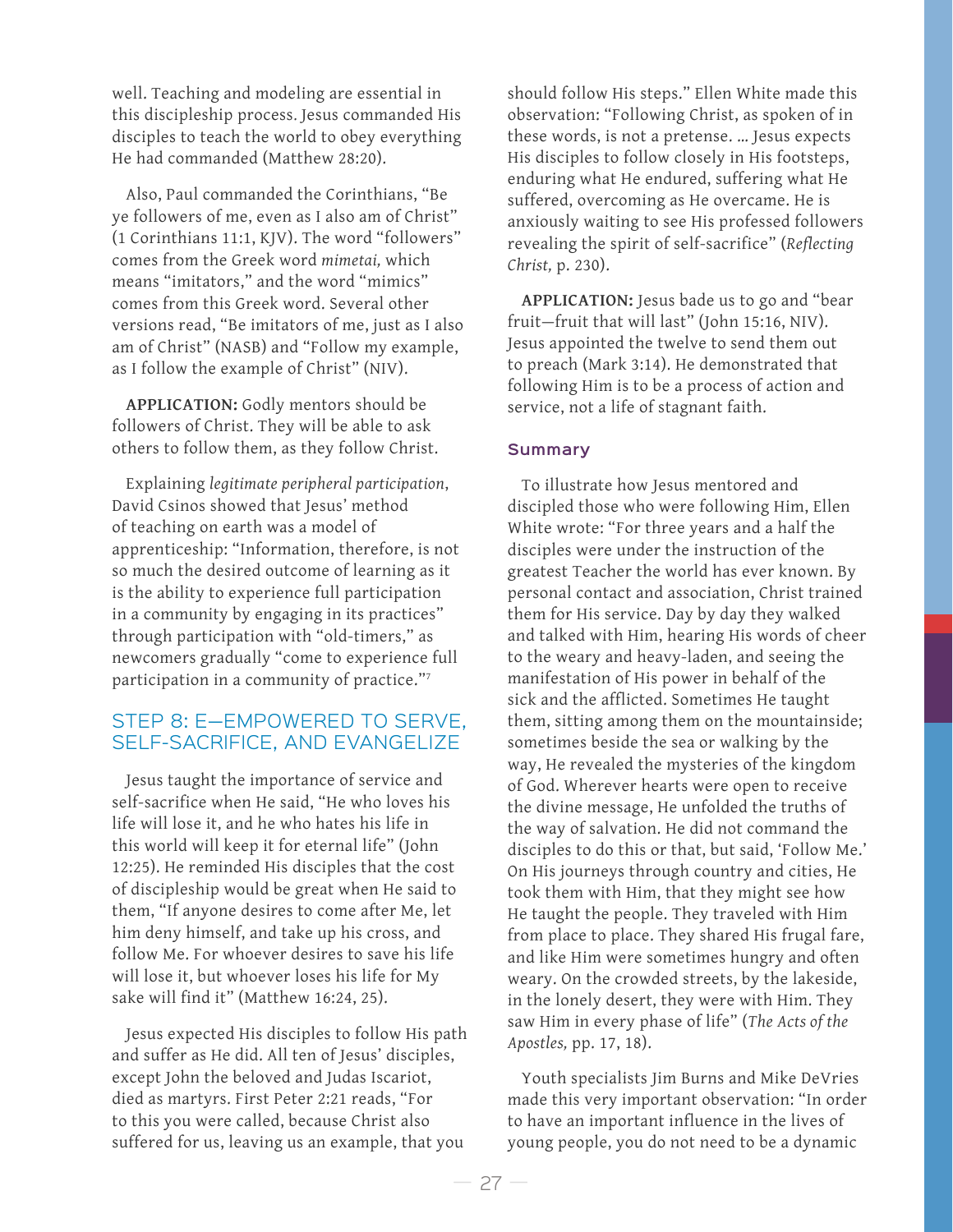well. Teaching and modeling are essential in this discipleship process. Jesus commanded His disciples to teach the world to obey everything He had commanded (Matthew 28:20).

Also, Paul commanded the Corinthians, "Be ye followers of me, even as I also am of Christ" (1 Corinthians 11:1, KJV). The word "followers" comes from the Greek word *mimetai,* which means "imitators," and the word "mimics" comes from this Greek word. Several other versions read, "Be imitators of me, just as I also am of Christ" (NASB) and "Follow my example, as I follow the example of Christ" (NIV).

**APPLICATION:** Godly mentors should be followers of Christ. They will be able to ask others to follow them, as they follow Christ.

Explaining *legitimate peripheral participation*, David Csinos showed that Jesus' method of teaching on earth was a model of apprenticeship: "Information, therefore, is not so much the desired outcome of learning as it is the ability to experience full participation in a community by engaging in its practices" through participation with "old-timers," as newcomers gradually "come to experience full participation in a community of practice."[7]

## STEP 8: E—EMPOWERED TO SERVE, SELF-SACRIFICE, AND EVANGELIZE

Jesus taught the importance of service and self-sacrifice when He said, "He who loves his life will lose it, and he who hates his life in this world will keep it for eternal life" (John 12:25). He reminded His disciples that the cost of discipleship would be great when He said to them, "If anyone desires to come after Me, let him deny himself, and take up his cross, and follow Me. For whoever desires to save his life will lose it, but whoever loses his life for My sake will find it" (Matthew 16:24, 25).

Jesus expected His disciples to follow His path and suffer as He did. All ten of Jesus' disciples, except John the beloved and Judas Iscariot, died as martyrs. First Peter 2:21 reads, "For to this you were called, because Christ also suffered for us, leaving us an example, that you should follow His steps." Ellen White made this observation: "Following Christ, as spoken of in these words, is not a pretense. … Jesus expects His disciples to follow closely in His footsteps, enduring what He endured, suffering what He suffered, overcoming as He overcame. He is anxiously waiting to see His professed followers revealing the spirit of self-sacrifice" (*Reflecting Christ,* p. 230).

**APPLICATION:** Jesus bade us to go and "bear fruit—fruit that will last" (John 15:16, NIV). Jesus appointed the twelve to send them out to preach (Mark 3:14). He demonstrated that following Him is to be a process of action and service, not a life of stagnant faith.

### Summary

To illustrate how Jesus mentored and discipled those who were following Him, Ellen White wrote: "For three years and a half the disciples were under the instruction of the greatest Teacher the world has ever known. By personal contact and association, Christ trained them for His service. Day by day they walked and talked with Him, hearing His words of cheer to the weary and heavy-laden, and seeing the manifestation of His power in behalf of the sick and the afflicted. Sometimes He taught them, sitting among them on the mountainside; sometimes beside the sea or walking by the way, He revealed the mysteries of the kingdom of God. Wherever hearts were open to receive the divine message, He unfolded the truths of the way of salvation. He did not command the disciples to do this or that, but said, 'Follow Me.' On His journeys through country and cities, He took them with Him, that they might see how He taught the people. They traveled with Him from place to place. They shared His frugal fare, and like Him were sometimes hungry and often weary. On the crowded streets, by the lakeside, in the lonely desert, they were with Him. They saw Him in every phase of life" (*The Acts of the Apostles,* pp. 17, 18).

Youth specialists Jim Burns and Mike DeVries made this very important observation: "In order to have an important influence in the lives of young people, you do not need to be a dynamic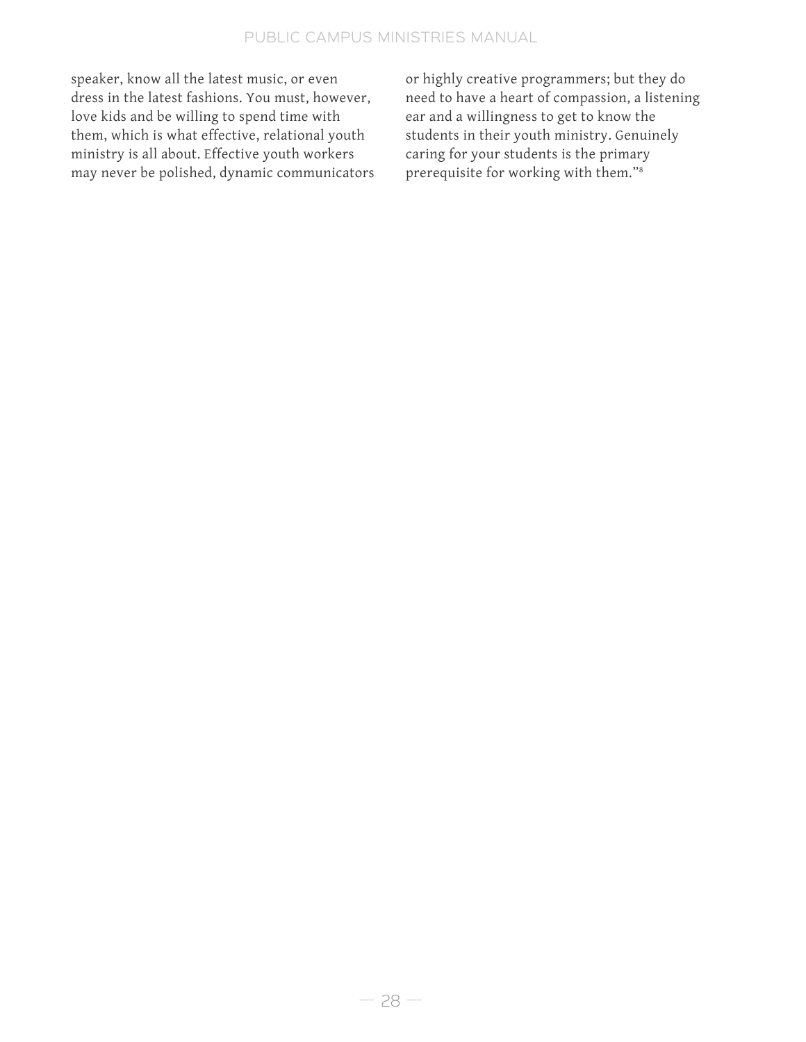speaker, know all the latest music, or even dress in the latest fashions. You must, however, love kids and be willing to spend time with them, which is what effective, relational youth ministry is all about. Effective youth workers may never be polished, dynamic communicators or highly creative programmers; but they do need to have a heart of compassion, a listening ear and a willingness to get to know the students in their youth ministry. Genuinely caring for your students is the primary prerequisite for working with them."[8]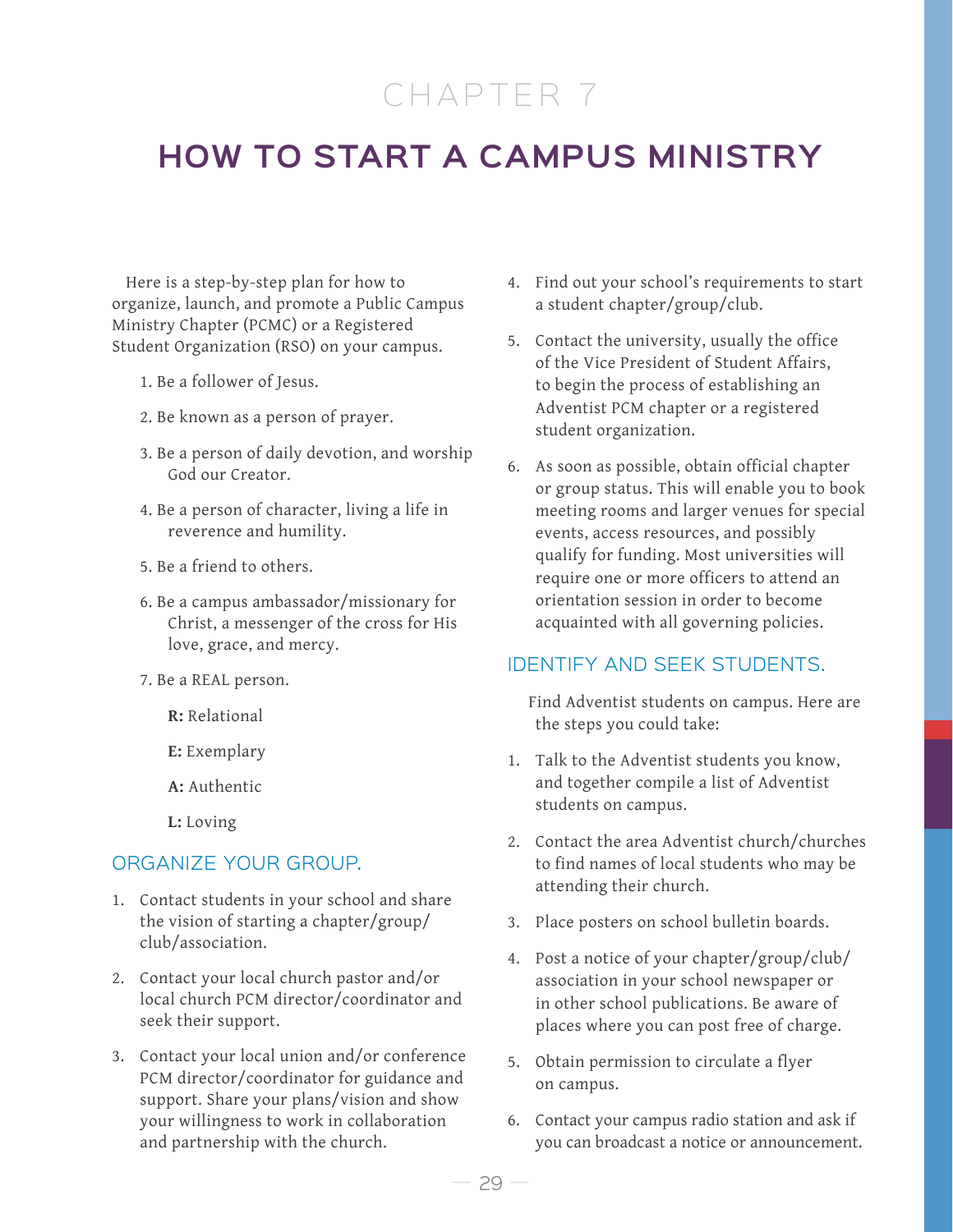# CHAPTER 7

# HOW TO START A CAMPUS MINISTRY

Here is a step-by-step plan for how to organize, launch, and promote a Public Campus Ministry Chapter (PCMC) or a Registered Student Organization (RSO) on your campus.

1. Be a follower of Jesus.
2. Be known as a person of prayer.
3. Be a person of daily devotion, and worship God our Creator.
4. Be a person of character, living a life in reverence and humility.
5. Be a friend to others.
6. Be a campus ambassador/missionary for Christ, a messenger of the cross for His love, grace, and mercy.
7. Be a REAL person.

   **R:** Relational

   **E:** Exemplary

   **A:** Authentic

   **L:** Loving

## ORGANIZE YOUR GROUP.

1. Contact students in your school and share the vision of starting a chapter/group/club/association.
2. Contact your local church pastor and/or local church PCM director/coordinator and seek their support.
3. Contact your local union and/or conference PCM director/coordinator for guidance and support. Share your plans/vision and show your willingness to work in collaboration and partnership with the church.
4. Find out your school's requirements to start a student chapter/group/club.
5. Contact the university, usually the office of the Vice President of Student Affairs, to begin the process of establishing an Adventist PCM chapter or a registered student organization.
6. As soon as possible, obtain official chapter or group status. This will enable you to book meeting rooms and larger venues for special events, access resources, and possibly qualify for funding. Most universities will require one or more officers to attend an orientation session in order to become acquainted with all governing policies.

## IDENTIFY AND SEEK STUDENTS.

Find Adventist students on campus. Here are the steps you could take:

1. Talk to the Adventist students you know, and together compile a list of Adventist students on campus.
2. Contact the area Adventist church/churches to find names of local students who may be attending their church.
3. Place posters on school bulletin boards.
4. Post a notice of your chapter/group/club/association in your school newspaper or in other school publications. Be aware of places where you can post free of charge.
5. Obtain permission to circulate a flyer on campus.
6. Contact your campus radio station and ask if you can broadcast a notice or announcement.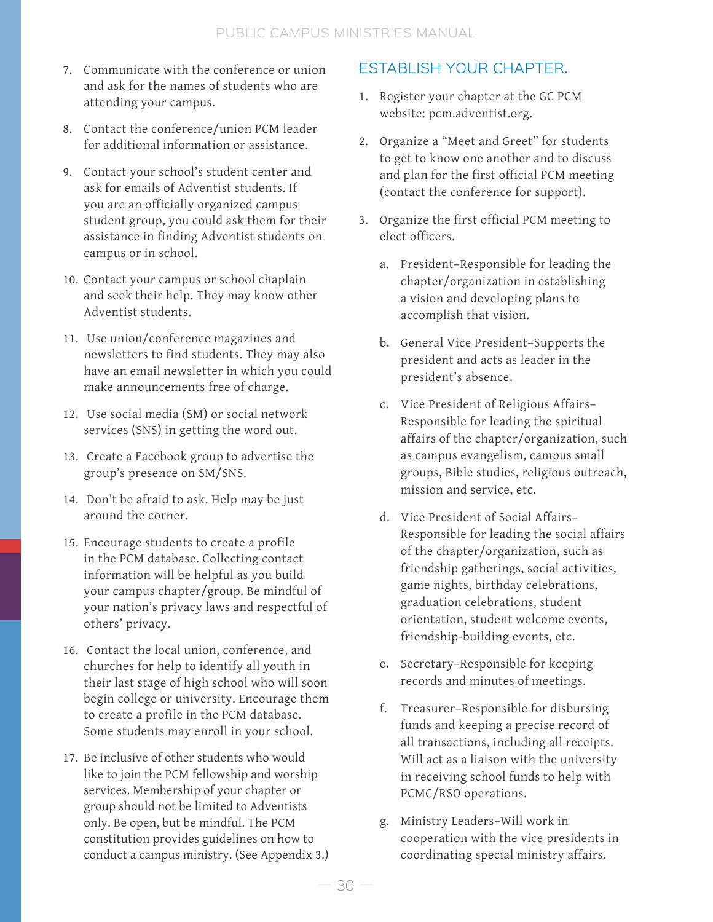7. Communicate with the conference or union and ask for the names of students who are attending your campus.

8. Contact the conference/union PCM leader for additional information or assistance.

9. Contact your school's student center and ask for emails of Adventist students. If you are an officially organized campus student group, you could ask them for their assistance in finding Adventist students on campus or in school.

10. Contact your campus or school chaplain and seek their help. They may know other Adventist students.

11. Use union/conference magazines and newsletters to find students. They may also have an email newsletter in which you could make announcements free of charge.

12. Use social media (SM) or social network services (SNS) in getting the word out.

13. Create a Facebook group to advertise the group's presence on SM/SNS.

14. Don't be afraid to ask. Help may be just around the corner.

15. Encourage students to create a profile in the PCM database. Collecting contact information will be helpful as you build your campus chapter/group. Be mindful of your nation's privacy laws and respectful of others' privacy.

16. Contact the local union, conference, and churches for help to identify all youth in their last stage of high school who will soon begin college or university. Encourage them to create a profile in the PCM database. Some students may enroll in your school.

17. Be inclusive of other students who would like to join the PCM fellowship and worship services. Membership of your chapter or group should not be limited to Adventists only. Be open, but be mindful. The PCM constitution provides guidelines on how to conduct a campus ministry. (See Appendix 3.)

## ESTABLISH YOUR CHAPTER.

1. Register your chapter at the GC PCM website: pcm.adventist.org.

2. Organize a "Meet and Greet" for students to get to know one another and to discuss and plan for the first official PCM meeting (contact the conference for support).

3. Organize the first official PCM meeting to elect officers.

   a. President–Responsible for leading the chapter/organization in establishing a vision and developing plans to accomplish that vision.

   b. General Vice President–Supports the president and acts as leader in the president's absence.

   c. Vice President of Religious Affairs–Responsible for leading the spiritual affairs of the chapter/organization, such as campus evangelism, campus small groups, Bible studies, religious outreach, mission and service, etc.

   d. Vice President of Social Affairs–Responsible for leading the social affairs of the chapter/organization, such as friendship gatherings, social activities, game nights, birthday celebrations, graduation celebrations, student orientation, student welcome events, friendship-building events, etc.

   e. Secretary–Responsible for keeping records and minutes of meetings.

   f. Treasurer–Responsible for disbursing funds and keeping a precise record of all transactions, including all receipts. Will act as a liaison with the university in receiving school funds to help with PCMC/RSO operations.

   g. Ministry Leaders–Will work in cooperation with the vice presidents in coordinating special ministry affairs.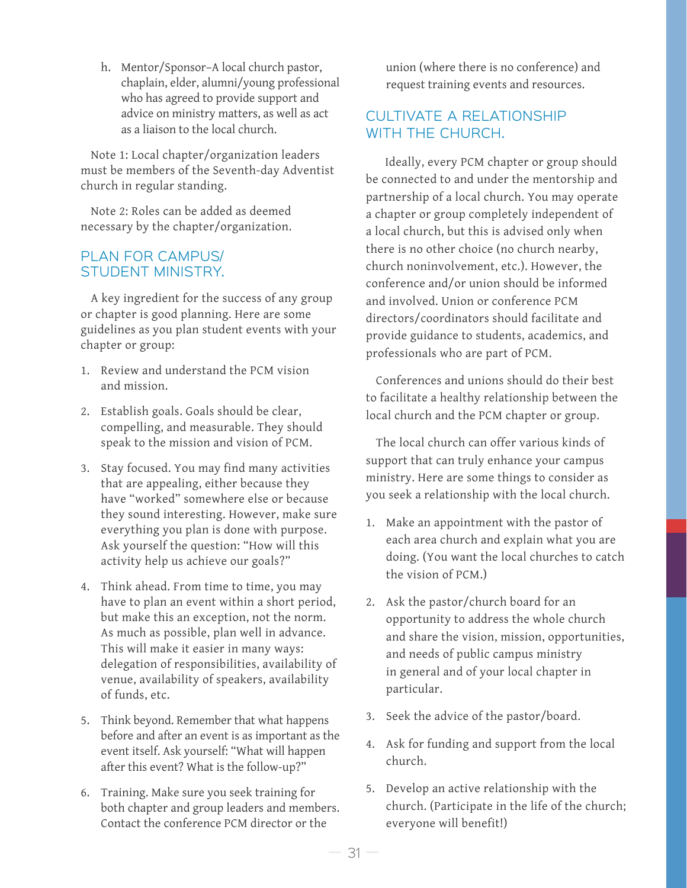h. Mentor/Sponsor–A local church pastor, chaplain, elder, alumni/young professional who has agreed to provide support and advice on ministry matters, as well as act as a liaison to the local church.

Note 1: Local chapter/organization leaders must be members of the Seventh-day Adventist church in regular standing.

Note 2: Roles can be added as deemed necessary by the chapter/organization.

## PLAN FOR CAMPUS/ STUDENT MINISTRY.

A key ingredient for the success of any group or chapter is good planning. Here are some guidelines as you plan student events with your chapter or group:

1. Review and understand the PCM vision and mission.
2. Establish goals. Goals should be clear, compelling, and measurable. They should speak to the mission and vision of PCM.
3. Stay focused. You may find many activities that are appealing, either because they have "worked" somewhere else or because they sound interesting. However, make sure everything you plan is done with purpose. Ask yourself the question: "How will this activity help us achieve our goals?"
4. Think ahead. From time to time, you may have to plan an event within a short period, but make this an exception, not the norm. As much as possible, plan well in advance. This will make it easier in many ways: delegation of responsibilities, availability of venue, availability of speakers, availability of funds, etc.
5. Think beyond. Remember that what happens before and after an event is as important as the event itself. Ask yourself: "What will happen after this event? What is the follow-up?"
6. Training. Make sure you seek training for both chapter and group leaders and members. Contact the conference PCM director or the union (where there is no conference) and request training events and resources.

## CULTIVATE A RELATIONSHIP WITH THE CHURCH.

Ideally, every PCM chapter or group should be connected to and under the mentorship and partnership of a local church. You may operate a chapter or group completely independent of a local church, but this is advised only when there is no other choice (no church nearby, church noninvolvement, etc.). However, the conference and/or union should be informed and involved. Union or conference PCM directors/coordinators should facilitate and provide guidance to students, academics, and professionals who are part of PCM.

Conferences and unions should do their best to facilitate a healthy relationship between the local church and the PCM chapter or group.

The local church can offer various kinds of support that can truly enhance your campus ministry. Here are some things to consider as you seek a relationship with the local church.

1. Make an appointment with the pastor of each area church and explain what you are doing. (You want the local churches to catch the vision of PCM.)
2. Ask the pastor/church board for an opportunity to address the whole church and share the vision, mission, opportunities, and needs of public campus ministry in general and of your local chapter in particular.
3. Seek the advice of the pastor/board.
4. Ask for funding and support from the local church.
5. Develop an active relationship with the church. (Participate in the life of the church; everyone will benefit!)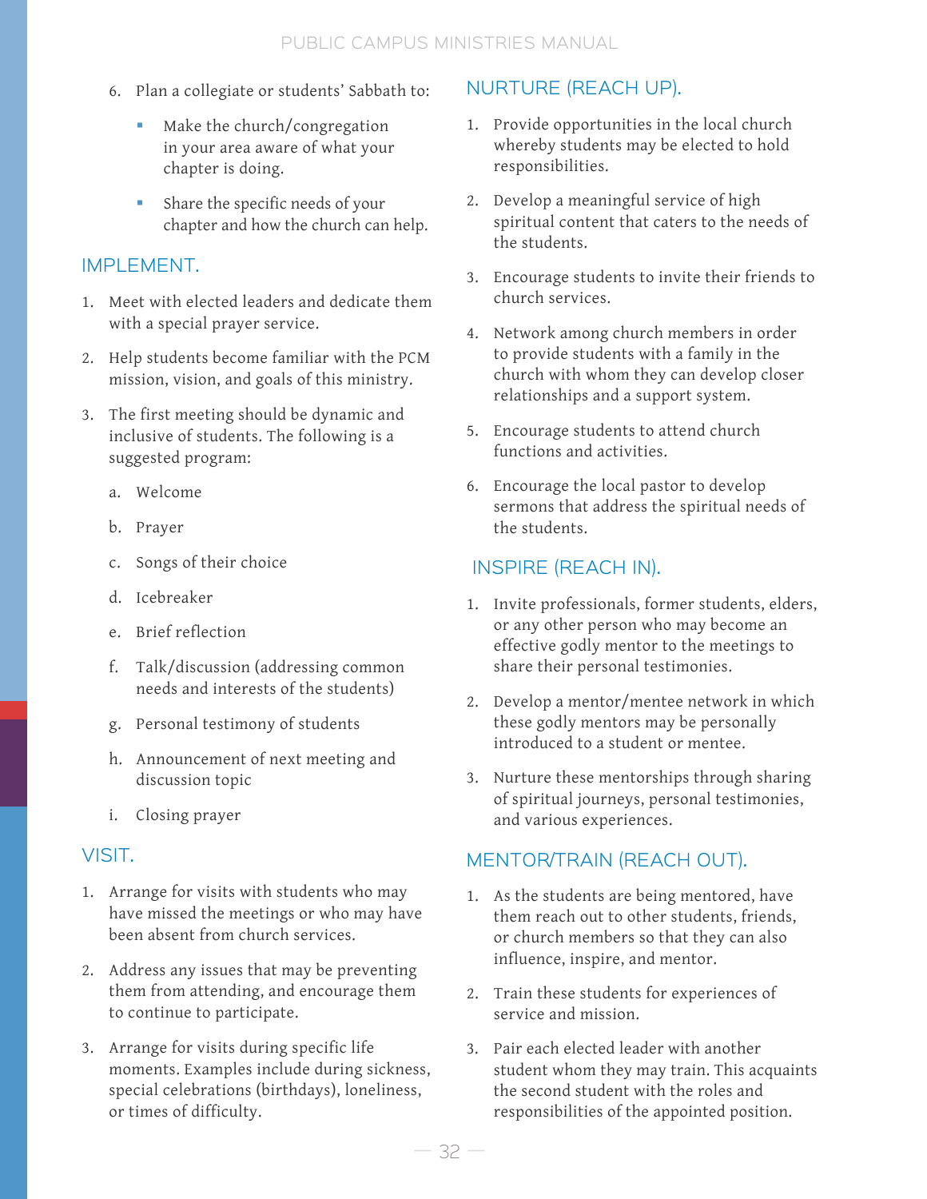6. Plan a collegiate or students' Sabbath to:

    - Make the church/congregation in your area aware of what your chapter is doing.
    - Share the specific needs of your chapter and how the church can help.

## IMPLEMENT.

1. Meet with elected leaders and dedicate them with a special prayer service.
2. Help students become familiar with the PCM mission, vision, and goals of this ministry.
3. The first meeting should be dynamic and inclusive of students. The following is a suggested program:

    a. Welcome

    b. Prayer

    c. Songs of their choice

    d. Icebreaker

    e. Brief reflection

    f. Talk/discussion (addressing common needs and interests of the students)

    g. Personal testimony of students

    h. Announcement of next meeting and discussion topic

    i. Closing prayer

## VISIT.

1. Arrange for visits with students who may have missed the meetings or who may have been absent from church services.
2. Address any issues that may be preventing them from attending, and encourage them to continue to participate.
3. Arrange for visits during specific life moments. Examples include during sickness, special celebrations (birthdays), loneliness, or times of difficulty.

## NURTURE (REACH UP).

1. Provide opportunities in the local church whereby students may be elected to hold responsibilities.
2. Develop a meaningful service of high spiritual content that caters to the needs of the students.
3. Encourage students to invite their friends to church services.
4. Network among church members in order to provide students with a family in the church with whom they can develop closer relationships and a support system.
5. Encourage students to attend church functions and activities.
6. Encourage the local pastor to develop sermons that address the spiritual needs of the students.

## INSPIRE (REACH IN).

1. Invite professionals, former students, elders, or any other person who may become an effective godly mentor to the meetings to share their personal testimonies.
2. Develop a mentor/mentee network in which these godly mentors may be personally introduced to a student or mentee.
3. Nurture these mentorships through sharing of spiritual journeys, personal testimonies, and various experiences.

## MENTOR/TRAIN (REACH OUT).

1. As the students are being mentored, have them reach out to other students, friends, or church members so that they can also influence, inspire, and mentor.
2. Train these students for experiences of service and mission.
3. Pair each elected leader with another student whom they may train. This acquaints the second student with the roles and responsibilities of the appointed position.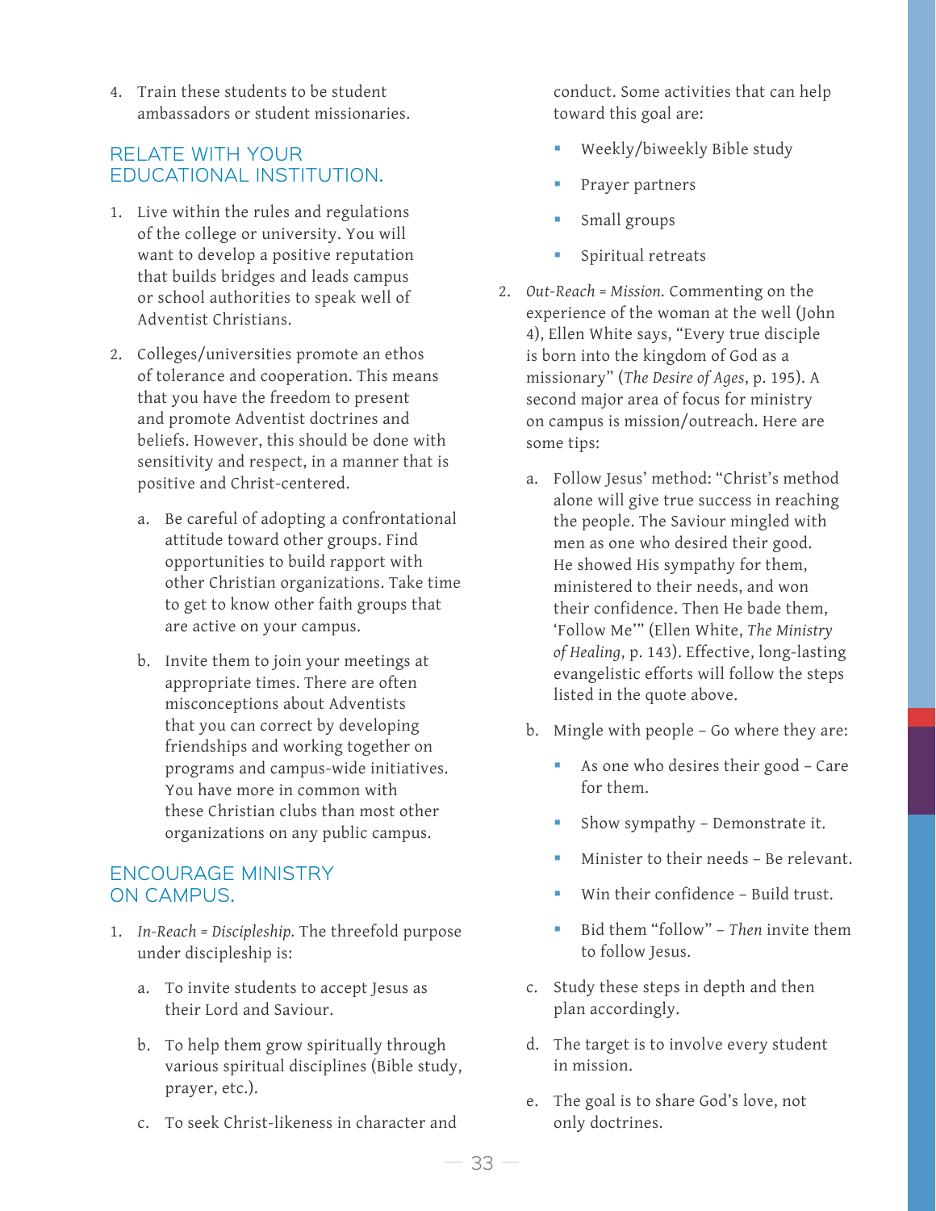4. Train these students to be student ambassadors or student missionaries.

## RELATE WITH YOUR EDUCATIONAL INSTITUTION.

1. Live within the rules and regulations of the college or university. You will want to develop a positive reputation that builds bridges and leads campus or school authorities to speak well of Adventist Christians.

2. Colleges/universities promote an ethos of tolerance and cooperation. This means that you have the freedom to present and promote Adventist doctrines and beliefs. However, this should be done with sensitivity and respect, in a manner that is positive and Christ-centered.

   a. Be careful of adopting a confrontational attitude toward other groups. Find opportunities to build rapport with other Christian organizations. Take time to get to know other faith groups that are active on your campus.

   b. Invite them to join your meetings at appropriate times. There are often misconceptions about Adventists that you can correct by developing friendships and working together on programs and campus-wide initiatives. You have more in common with these Christian clubs than most other organizations on any public campus.

## ENCOURAGE MINISTRY ON CAMPUS.

1. *In-Reach = Discipleship.* The threefold purpose under discipleship is:

   a. To invite students to accept Jesus as their Lord and Saviour.

   b. To help them grow spiritually through various spiritual disciplines (Bible study, prayer, etc.).

   c. To seek Christ-likeness in character and conduct. Some activities that can help toward this goal are:

      - Weekly/biweekly Bible study
      - Prayer partners
      - Small groups
      - Spiritual retreats

2. *Out-Reach = Mission.* Commenting on the experience of the woman at the well (John 4), Ellen White says, "Every true disciple is born into the kingdom of God as a missionary" (*The Desire of Ages*, p. 195). A second major area of focus for ministry on campus is mission/outreach. Here are some tips:

   a. Follow Jesus' method: "Christ's method alone will give true success in reaching the people. The Saviour mingled with men as one who desired their good. He showed His sympathy for them, ministered to their needs, and won their confidence. Then He bade them, 'Follow Me'" (Ellen White, *The Ministry of Healing*, p. 143). Effective, long-lasting evangelistic efforts will follow the steps listed in the quote above.

   b. Mingle with people – Go where they are:

      - As one who desires their good – Care for them.
      - Show sympathy – Demonstrate it.
      - Minister to their needs – Be relevant.
      - Win their confidence – Build trust.
      - Bid them "follow" – *Then* invite them to follow Jesus.

   c. Study these steps in depth and then plan accordingly.

   d. The target is to involve every student in mission.

   e. The goal is to share God's love, not only doctrines.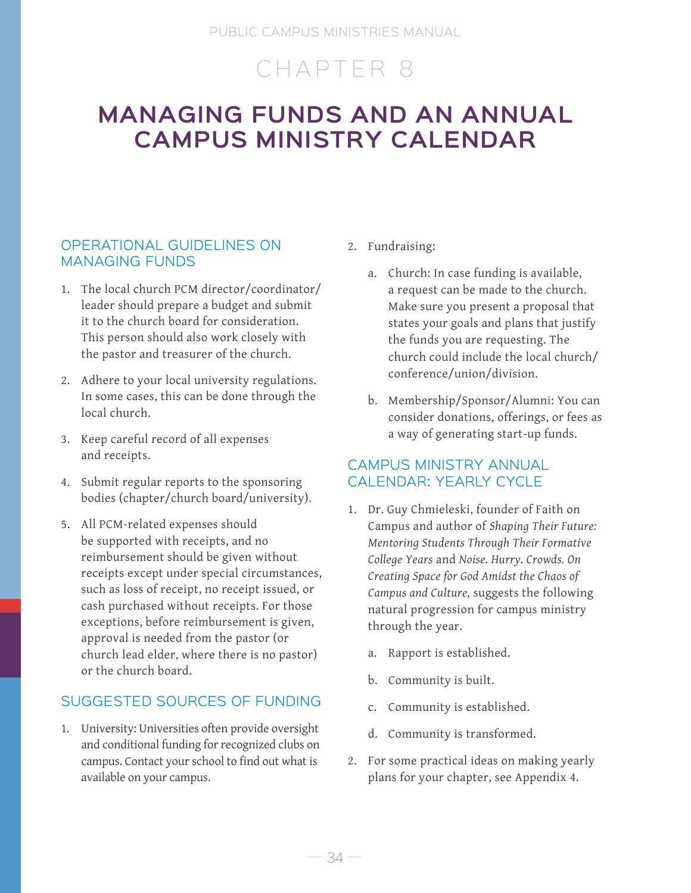# CHAPTER 8

# MANAGING FUNDS AND AN ANNUAL CAMPUS MINISTRY CALENDAR

## OPERATIONAL GUIDELINES ON MANAGING FUNDS

1. The local church PCM director/coordinator/leader should prepare a budget and submit it to the church board for consideration. This person should also work closely with the pastor and treasurer of the church.
2. Adhere to your local university regulations. In some cases, this can be done through the local church.
3. Keep careful record of all expenses and receipts.
4. Submit regular reports to the sponsoring bodies (chapter/church board/university).
5. All PCM-related expenses should be supported with receipts, and no reimbursement should be given without receipts except under special circumstances, such as loss of receipt, no receipt issued, or cash purchased without receipts. For those exceptions, before reimbursement is given, approval is needed from the pastor (or church lead elder, where there is no pastor) or the church board.

## SUGGESTED SOURCES OF FUNDING

1. University: Universities often provide oversight and conditional funding for recognized clubs on campus. Contact your school to find out what is available on your campus.
2. Fundraising:
   a. Church: In case funding is available, a request can be made to the church. Make sure you present a proposal that states your goals and plans that justify the funds you are requesting. The church could include the local church/conference/union/division.
   b. Membership/Sponsor/Alumni: You can consider donations, offerings, or fees as a way of generating start-up funds.

## CAMPUS MINISTRY ANNUAL CALENDAR: YEARLY CYCLE

1. Dr. Guy Chmieleski, founder of Faith on Campus and author of *Shaping Their Future: Mentoring Students Through Their Formative College Years* and *Noise. Hurry. Crowds. On Creating Space for God Amidst the Chaos of Campus and Culture,* suggests the following natural progression for campus ministry through the year.
   a. Rapport is established.
   b. Community is built.
   c. Community is established.
   d. Community is transformed.
2. For some practical ideas on making yearly plans for your chapter, see Appendix 4.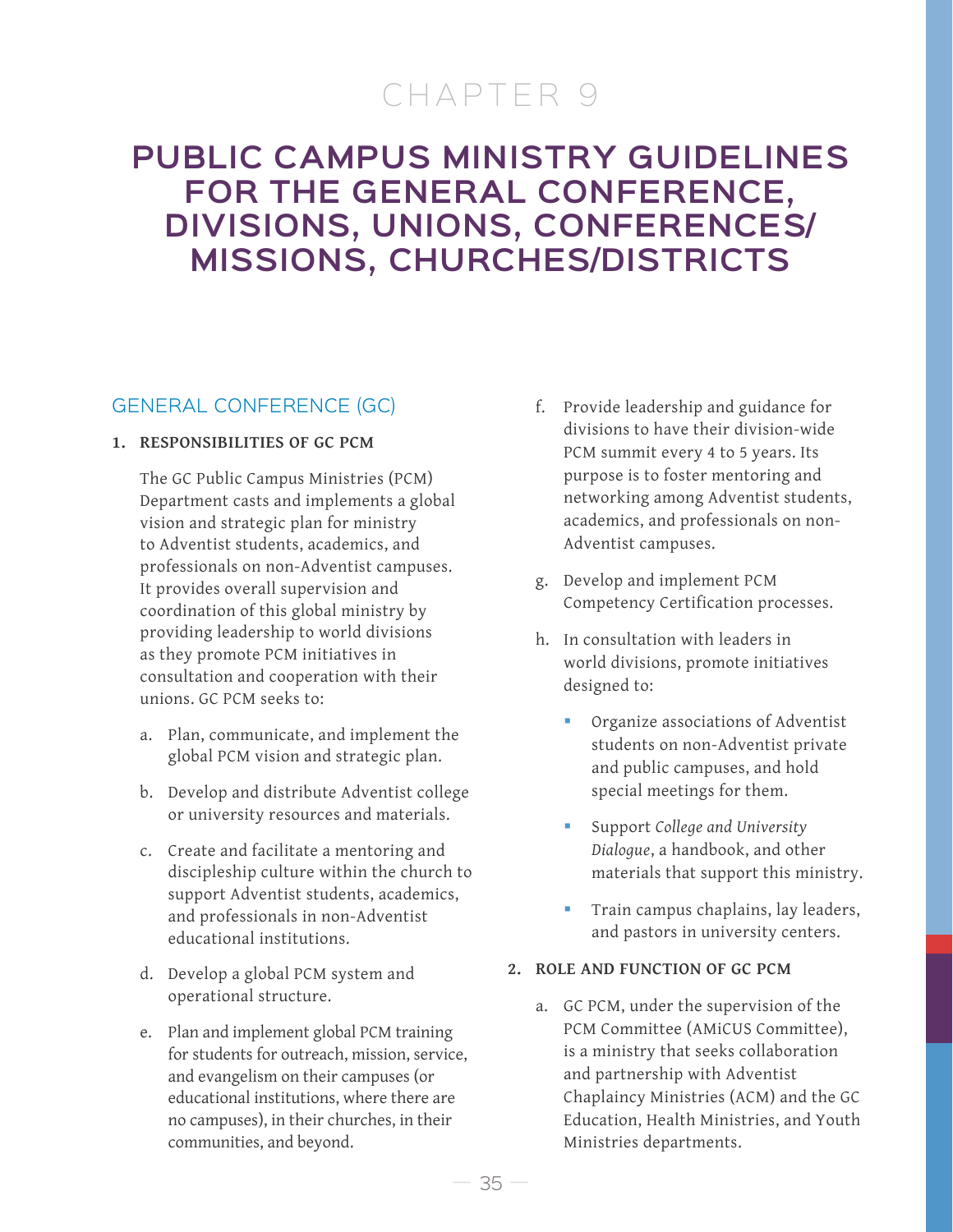# CHAPTER 9

# PUBLIC CAMPUS MINISTRY GUIDELINES FOR THE GENERAL CONFERENCE, DIVISIONS, UNIONS, CONFERENCES/ MISSIONS, CHURCHES/DISTRICTS

## GENERAL CONFERENCE (GC)

### 1. RESPONSIBILITIES OF GC PCM

The GC Public Campus Ministries (PCM) Department casts and implements a global vision and strategic plan for ministry to Adventist students, academics, and professionals on non-Adventist campuses. It provides overall supervision and coordination of this global ministry by providing leadership to world divisions as they promote PCM initiatives in consultation and cooperation with their unions. GC PCM seeks to:

a. Plan, communicate, and implement the global PCM vision and strategic plan.

b. Develop and distribute Adventist college or university resources and materials.

c. Create and facilitate a mentoring and discipleship culture within the church to support Adventist students, academics, and professionals in non-Adventist educational institutions.

d. Develop a global PCM system and operational structure.

e. Plan and implement global PCM training for students for outreach, mission, service, and evangelism on their campuses (or educational institutions, where there are no campuses), in their churches, in their communities, and beyond.

f. Provide leadership and guidance for divisions to have their division-wide PCM summit every 4 to 5 years. Its purpose is to foster mentoring and networking among Adventist students, academics, and professionals on non-Adventist campuses.

g. Develop and implement PCM Competency Certification processes.

h. In consultation with leaders in world divisions, promote initiatives designed to:

- Organize associations of Adventist students on non-Adventist private and public campuses, and hold special meetings for them.
- Support *College and University Dialogue*, a handbook, and other materials that support this ministry.
- Train campus chaplains, lay leaders, and pastors in university centers.

### 2. ROLE AND FUNCTION OF GC PCM

a. GC PCM, under the supervision of the PCM Committee (AMiCUS Committee), is a ministry that seeks collaboration and partnership with Adventist Chaplaincy Ministries (ACM) and the GC Education, Health Ministries, and Youth Ministries departments.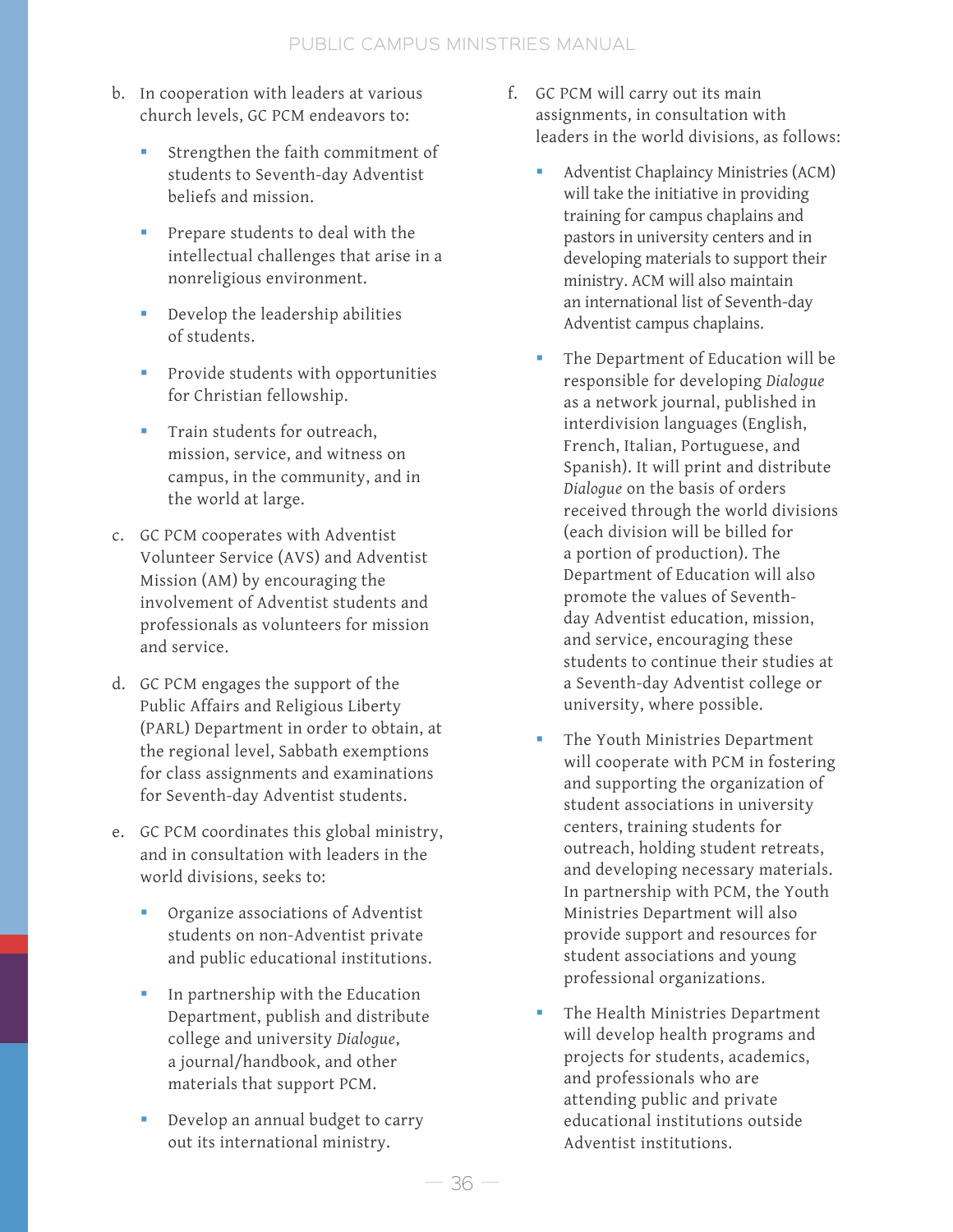b. In cooperation with leaders at various church levels, GC PCM endeavors to:

   - Strengthen the faith commitment of students to Seventh-day Adventist beliefs and mission.
   - Prepare students to deal with the intellectual challenges that arise in a nonreligious environment.
   - Develop the leadership abilities of students.
   - Provide students with opportunities for Christian fellowship.
   - Train students for outreach, mission, service, and witness on campus, in the community, and in the world at large.

c. GC PCM cooperates with Adventist Volunteer Service (AVS) and Adventist Mission (AM) by encouraging the involvement of Adventist students and professionals as volunteers for mission and service.

d. GC PCM engages the support of the Public Affairs and Religious Liberty (PARL) Department in order to obtain, at the regional level, Sabbath exemptions for class assignments and examinations for Seventh-day Adventist students.

e. GC PCM coordinates this global ministry, and in consultation with leaders in the world divisions, seeks to:

   - Organize associations of Adventist students on non-Adventist private and public educational institutions.
   - In partnership with the Education Department, publish and distribute college and university *Dialogue*, a journal/handbook, and other materials that support PCM.
   - Develop an annual budget to carry out its international ministry.

f. GC PCM will carry out its main assignments, in consultation with leaders in the world divisions, as follows:

   - Adventist Chaplaincy Ministries (ACM) will take the initiative in providing training for campus chaplains and pastors in university centers and in developing materials to support their ministry. ACM will also maintain an international list of Seventh-day Adventist campus chaplains.
   - The Department of Education will be responsible for developing *Dialogue* as a network journal, published in interdivision languages (English, French, Italian, Portuguese, and Spanish). It will print and distribute *Dialogue* on the basis of orders received through the world divisions (each division will be billed for a portion of production). The Department of Education will also promote the values of Seventh-day Adventist education, mission, and service, encouraging these students to continue their studies at a Seventh-day Adventist college or university, where possible.
   - The Youth Ministries Department will cooperate with PCM in fostering and supporting the organization of student associations in university centers, training students for outreach, holding student retreats, and developing necessary materials. In partnership with PCM, the Youth Ministries Department will also provide support and resources for student associations and young professional organizations.
   - The Health Ministries Department will develop health programs and projects for students, academics, and professionals who are attending public and private educational institutions outside Adventist institutions.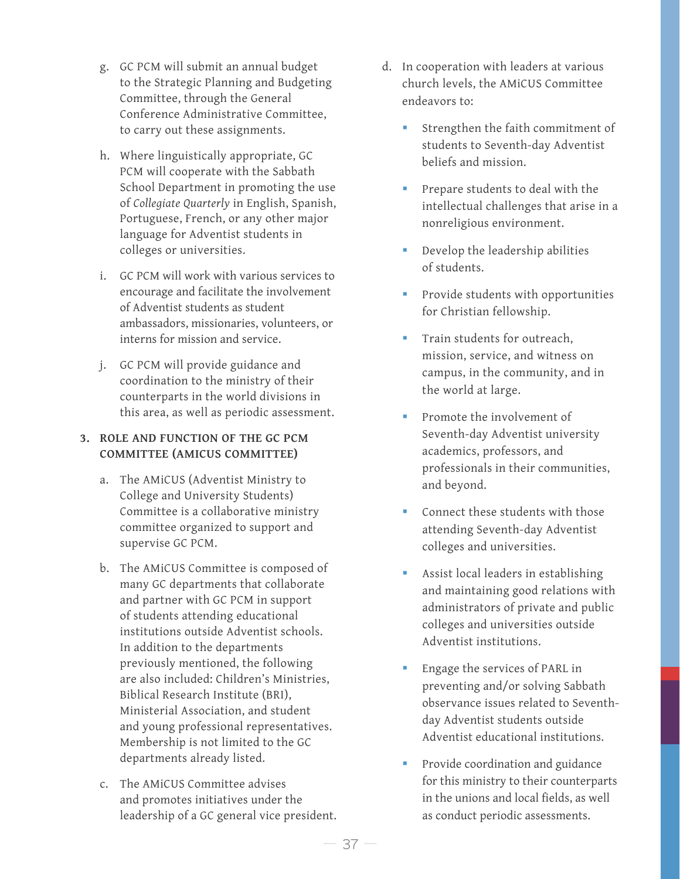g. GC PCM will submit an annual budget to the Strategic Planning and Budgeting Committee, through the General Conference Administrative Committee, to carry out these assignments.

h. Where linguistically appropriate, GC PCM will cooperate with the Sabbath School Department in promoting the use of *Collegiate Quarterly* in English, Spanish, Portuguese, French, or any other major language for Adventist students in colleges or universities.

i. GC PCM will work with various services to encourage and facilitate the involvement of Adventist students as student ambassadors, missionaries, volunteers, or interns for mission and service.

j. GC PCM will provide guidance and coordination to the ministry of their counterparts in the world divisions in this area, as well as periodic assessment.

### 3. ROLE AND FUNCTION OF THE GC PCM COMMITTEE (AMICUS COMMITTEE)

a. The AMiCUS (Adventist Ministry to College and University Students) Committee is a collaborative ministry committee organized to support and supervise GC PCM.

b. The AMiCUS Committee is composed of many GC departments that collaborate and partner with GC PCM in support of students attending educational institutions outside Adventist schools. In addition to the departments previously mentioned, the following are also included: Children's Ministries, Biblical Research Institute (BRI), Ministerial Association, and student and young professional representatives. Membership is not limited to the GC departments already listed.

c. The AMiCUS Committee advises and promotes initiatives under the leadership of a GC general vice president.

d. In cooperation with leaders at various church levels, the AMiCUS Committee endeavors to:

- Strengthen the faith commitment of students to Seventh-day Adventist beliefs and mission.
- Prepare students to deal with the intellectual challenges that arise in a nonreligious environment.
- Develop the leadership abilities of students.
- Provide students with opportunities for Christian fellowship.
- Train students for outreach, mission, service, and witness on campus, in the community, and in the world at large.
- Promote the involvement of Seventh-day Adventist university academics, professors, and professionals in their communities, and beyond.
- Connect these students with those attending Seventh-day Adventist colleges and universities.
- Assist local leaders in establishing and maintaining good relations with administrators of private and public colleges and universities outside Adventist institutions.
- Engage the services of PARL in preventing and/or solving Sabbath observance issues related to Seventh-day Adventist students outside Adventist educational institutions.
- Provide coordination and guidance for this ministry to their counterparts in the unions and local fields, as well as conduct periodic assessments.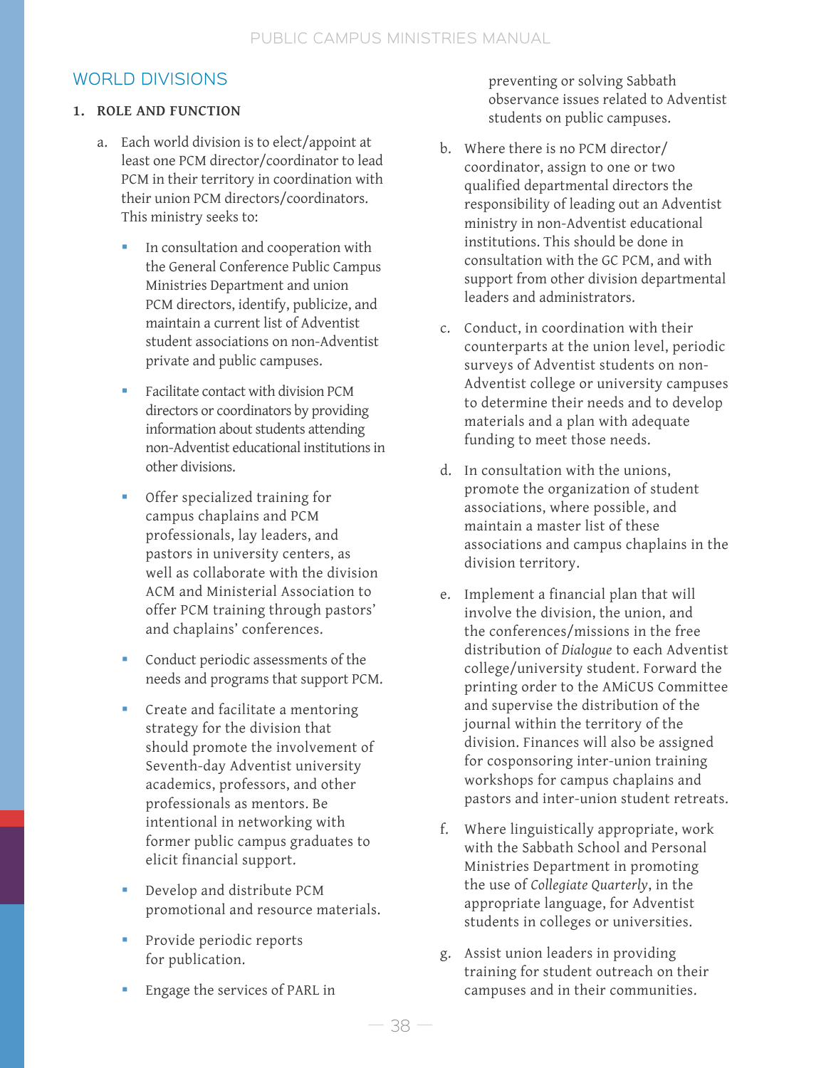## WORLD DIVISIONS

### 1. ROLE AND FUNCTION

a. Each world division is to elect/appoint at least one PCM director/coordinator to lead PCM in their territory in coordination with their union PCM directors/coordinators. This ministry seeks to:

- In consultation and cooperation with the General Conference Public Campus Ministries Department and union PCM directors, identify, publicize, and maintain a current list of Adventist student associations on non-Adventist private and public campuses.
- Facilitate contact with division PCM directors or coordinators by providing information about students attending non-Adventist educational institutions in other divisions.
- Offer specialized training for campus chaplains and PCM professionals, lay leaders, and pastors in university centers, as well as collaborate with the division ACM and Ministerial Association to offer PCM training through pastors' and chaplains' conferences.
- Conduct periodic assessments of the needs and programs that support PCM.
- Create and facilitate a mentoring strategy for the division that should promote the involvement of Seventh-day Adventist university academics, professors, and other professionals as mentors. Be intentional in networking with former public campus graduates to elicit financial support.
- Develop and distribute PCM promotional and resource materials.
- Provide periodic reports for publication.
- Engage the services of PARL in preventing or solving Sabbath observance issues related to Adventist students on public campuses.

b. Where there is no PCM director/coordinator, assign to one or two qualified departmental directors the responsibility of leading out an Adventist ministry in non-Adventist educational institutions. This should be done in consultation with the GC PCM, and with support from other division departmental leaders and administrators.

c. Conduct, in coordination with their counterparts at the union level, periodic surveys of Adventist students on non-Adventist college or university campuses to determine their needs and to develop materials and a plan with adequate funding to meet those needs.

d. In consultation with the unions, promote the organization of student associations, where possible, and maintain a master list of these associations and campus chaplains in the division territory.

e. Implement a financial plan that will involve the division, the union, and the conferences/missions in the free distribution of *Dialogue* to each Adventist college/university student. Forward the printing order to the AMiCUS Committee and supervise the distribution of the journal within the territory of the division. Finances will also be assigned for cosponsoring inter-union training workshops for campus chaplains and pastors and inter-union student retreats.

f. Where linguistically appropriate, work with the Sabbath School and Personal Ministries Department in promoting the use of *Collegiate Quarterly*, in the appropriate language, for Adventist students in colleges or universities.

g. Assist union leaders in providing training for student outreach on their campuses and in their communities.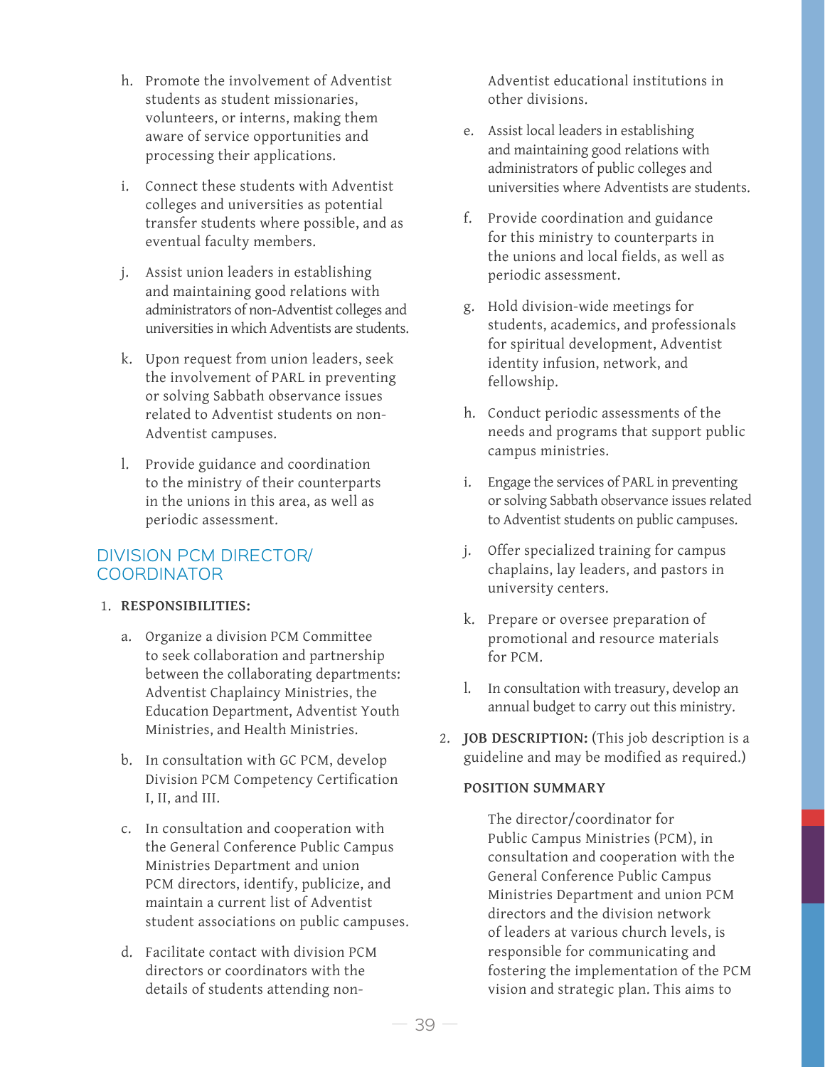h. Promote the involvement of Adventist students as student missionaries, volunteers, or interns, making them aware of service opportunities and processing their applications.

i. Connect these students with Adventist colleges and universities as potential transfer students where possible, and as eventual faculty members.

j. Assist union leaders in establishing and maintaining good relations with administrators of non-Adventist colleges and universities in which Adventists are students.

k. Upon request from union leaders, seek the involvement of PARL in preventing or solving Sabbath observance issues related to Adventist students on non-Adventist campuses.

l. Provide guidance and coordination to the ministry of their counterparts in the unions in this area, as well as periodic assessment.

## DIVISION PCM DIRECTOR/ COORDINATOR

1. **RESPONSIBILITIES:**

   a. Organize a division PCM Committee to seek collaboration and partnership between the collaborating departments: Adventist Chaplaincy Ministries, the Education Department, Adventist Youth Ministries, and Health Ministries.

   b. In consultation with GC PCM, develop Division PCM Competency Certification I, II, and III.

   c. In consultation and cooperation with the General Conference Public Campus Ministries Department and union PCM directors, identify, publicize, and maintain a current list of Adventist student associations on public campuses.

   d. Facilitate contact with division PCM directors or coordinators with the details of students attending non-Adventist educational institutions in other divisions.

   e. Assist local leaders in establishing and maintaining good relations with administrators of public colleges and universities where Adventists are students.

   f. Provide coordination and guidance for this ministry to counterparts in the unions and local fields, as well as periodic assessment.

   g. Hold division-wide meetings for students, academics, and professionals for spiritual development, Adventist identity infusion, network, and fellowship.

   h. Conduct periodic assessments of the needs and programs that support public campus ministries.

   i. Engage the services of PARL in preventing or solving Sabbath observance issues related to Adventist students on public campuses.

   j. Offer specialized training for campus chaplains, lay leaders, and pastors in university centers.

   k. Prepare or oversee preparation of promotional and resource materials for PCM.

   l. In consultation with treasury, develop an annual budget to carry out this ministry.

2. **JOB DESCRIPTION:** (This job description is a guideline and may be modified as required.)

   **POSITION SUMMARY**

   The director/coordinator for Public Campus Ministries (PCM), in consultation and cooperation with the General Conference Public Campus Ministries Department and union PCM directors and the division network of leaders at various church levels, is responsible for communicating and fostering the implementation of the PCM vision and strategic plan. This aims to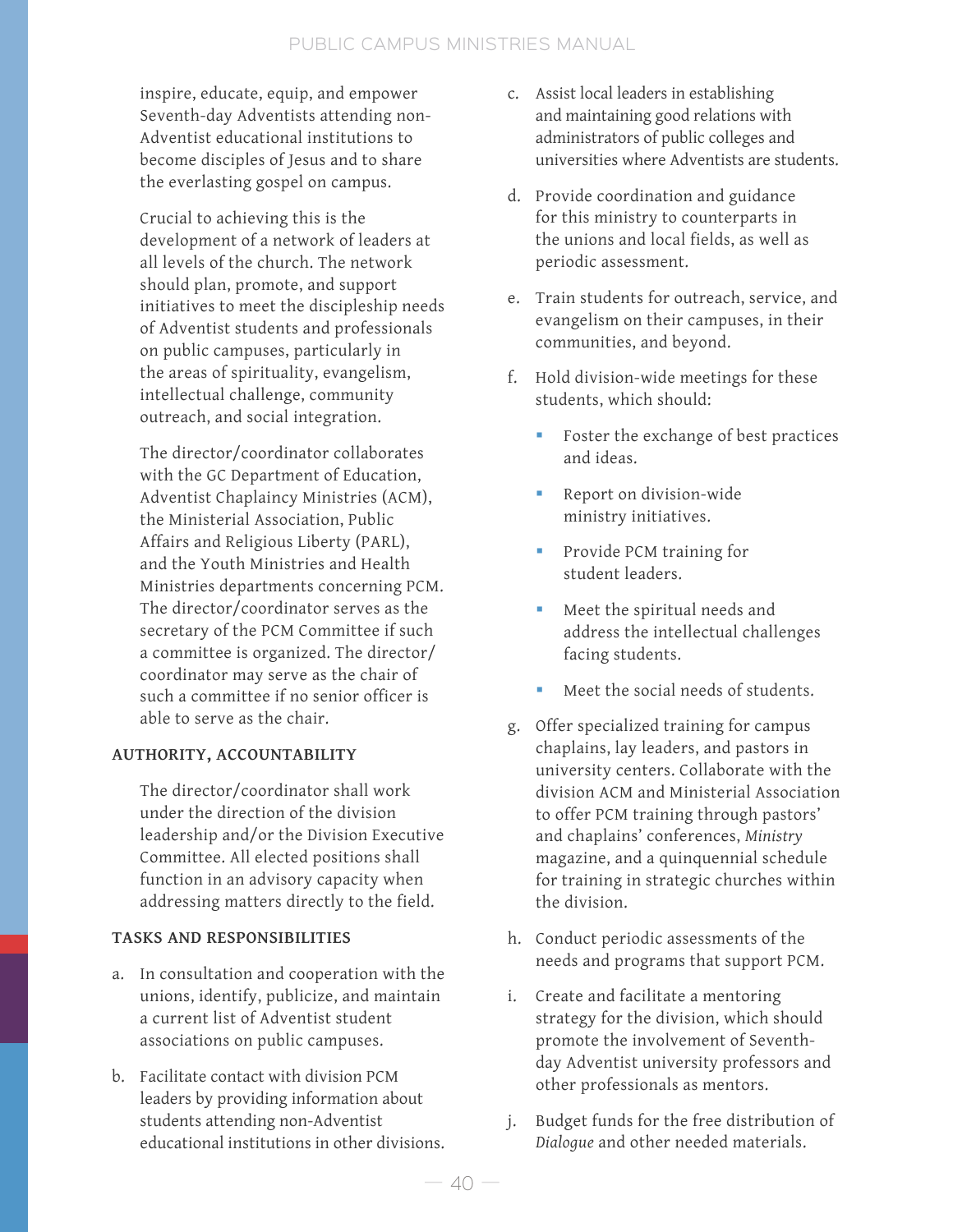inspire, educate, equip, and empower Seventh-day Adventists attending non-Adventist educational institutions to become disciples of Jesus and to share the everlasting gospel on campus.

Crucial to achieving this is the development of a network of leaders at all levels of the church. The network should plan, promote, and support initiatives to meet the discipleship needs of Adventist students and professionals on public campuses, particularly in the areas of spirituality, evangelism, intellectual challenge, community outreach, and social integration.

The director/coordinator collaborates with the GC Department of Education, Adventist Chaplaincy Ministries (ACM), the Ministerial Association, Public Affairs and Religious Liberty (PARL), and the Youth Ministries and Health Ministries departments concerning PCM. The director/coordinator serves as the secretary of the PCM Committee if such a committee is organized. The director/coordinator may serve as the chair of such a committee if no senior officer is able to serve as the chair.

**AUTHORITY, ACCOUNTABILITY**

The director/coordinator shall work under the direction of the division leadership and/or the Division Executive Committee. All elected positions shall function in an advisory capacity when addressing matters directly to the field.

**TASKS AND RESPONSIBILITIES**

a. In consultation and cooperation with the unions, identify, publicize, and maintain a current list of Adventist student associations on public campuses.

b. Facilitate contact with division PCM leaders by providing information about students attending non-Adventist educational institutions in other divisions.

c. Assist local leaders in establishing and maintaining good relations with administrators of public colleges and universities where Adventists are students.

d. Provide coordination and guidance for this ministry to counterparts in the unions and local fields, as well as periodic assessment.

e. Train students for outreach, service, and evangelism on their campuses, in their communities, and beyond.

f. Hold division-wide meetings for these students, which should:

   - Foster the exchange of best practices and ideas.
   - Report on division-wide ministry initiatives.
   - Provide PCM training for student leaders.
   - Meet the spiritual needs and address the intellectual challenges facing students.
   - Meet the social needs of students.

g. Offer specialized training for campus chaplains, lay leaders, and pastors in university centers. Collaborate with the division ACM and Ministerial Association to offer PCM training through pastors' and chaplains' conferences, *Ministry* magazine, and a quinquennial schedule for training in strategic churches within the division.

h. Conduct periodic assessments of the needs and programs that support PCM.

i. Create and facilitate a mentoring strategy for the division, which should promote the involvement of Seventh-day Adventist university professors and other professionals as mentors.

j. Budget funds for the free distribution of *Dialogue* and other needed materials.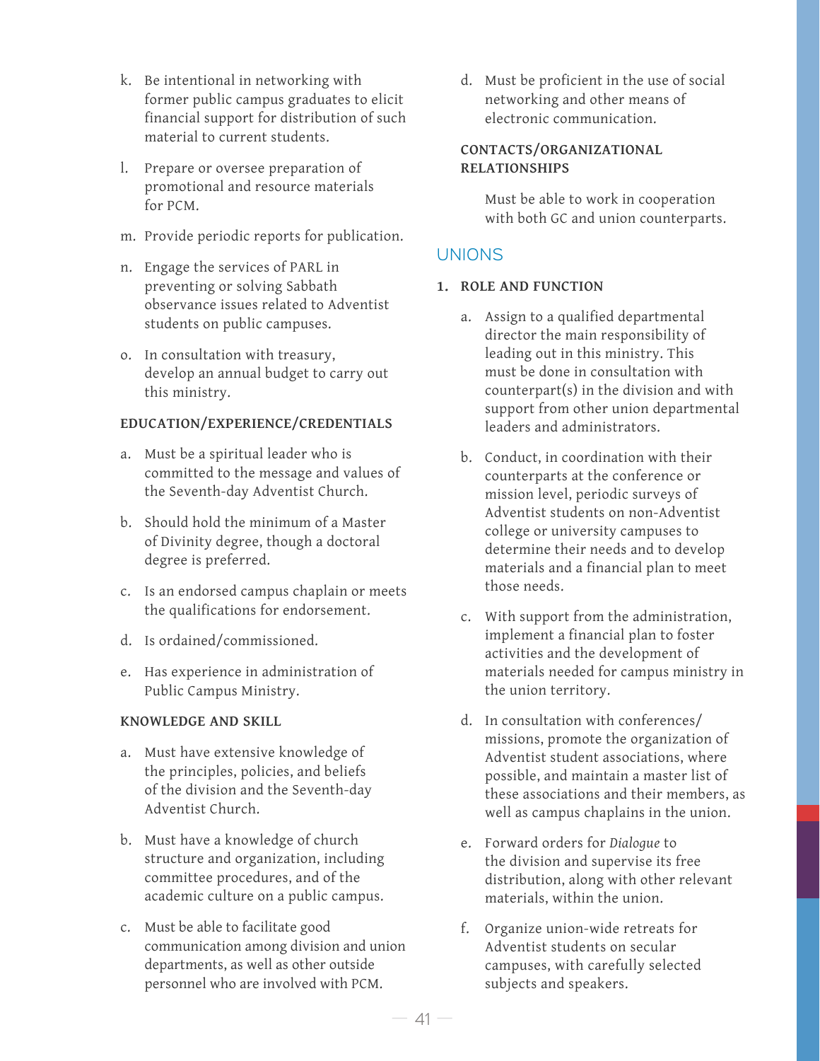k. Be intentional in networking with former public campus graduates to elicit financial support for distribution of such material to current students.

l. Prepare or oversee preparation of promotional and resource materials for PCM.

m. Provide periodic reports for publication.

n. Engage the services of PARL in preventing or solving Sabbath observance issues related to Adventist students on public campuses.

o. In consultation with treasury, develop an annual budget to carry out this ministry.

**EDUCATION/EXPERIENCE/CREDENTIALS**

a. Must be a spiritual leader who is committed to the message and values of the Seventh-day Adventist Church.

b. Should hold the minimum of a Master of Divinity degree, though a doctoral degree is preferred.

c. Is an endorsed campus chaplain or meets the qualifications for endorsement.

d. Is ordained/commissioned.

e. Has experience in administration of Public Campus Ministry.

**KNOWLEDGE AND SKILL**

a. Must have extensive knowledge of the principles, policies, and beliefs of the division and the Seventh-day Adventist Church.

b. Must have a knowledge of church structure and organization, including committee procedures, and of the academic culture on a public campus.

c. Must be able to facilitate good communication among division and union departments, as well as other outside personnel who are involved with PCM.

d. Must be proficient in the use of social networking and other means of electronic communication.

**CONTACTS/ORGANIZATIONAL RELATIONSHIPS**

Must be able to work in cooperation with both GC and union counterparts.

## UNIONS

**1. ROLE AND FUNCTION**

a. Assign to a qualified departmental director the main responsibility of leading out in this ministry. This must be done in consultation with counterpart(s) in the division and with support from other union departmental leaders and administrators.

b. Conduct, in coordination with their counterparts at the conference or mission level, periodic surveys of Adventist students on non-Adventist college or university campuses to determine their needs and to develop materials and a financial plan to meet those needs.

c. With support from the administration, implement a financial plan to foster activities and the development of materials needed for campus ministry in the union territory.

d. In consultation with conferences/missions, promote the organization of Adventist student associations, where possible, and maintain a master list of these associations and their members, as well as campus chaplains in the union.

e. Forward orders for *Dialogue* to the division and supervise its free distribution, along with other relevant materials, within the union.

f. Organize union-wide retreats for Adventist students on secular campuses, with carefully selected subjects and speakers.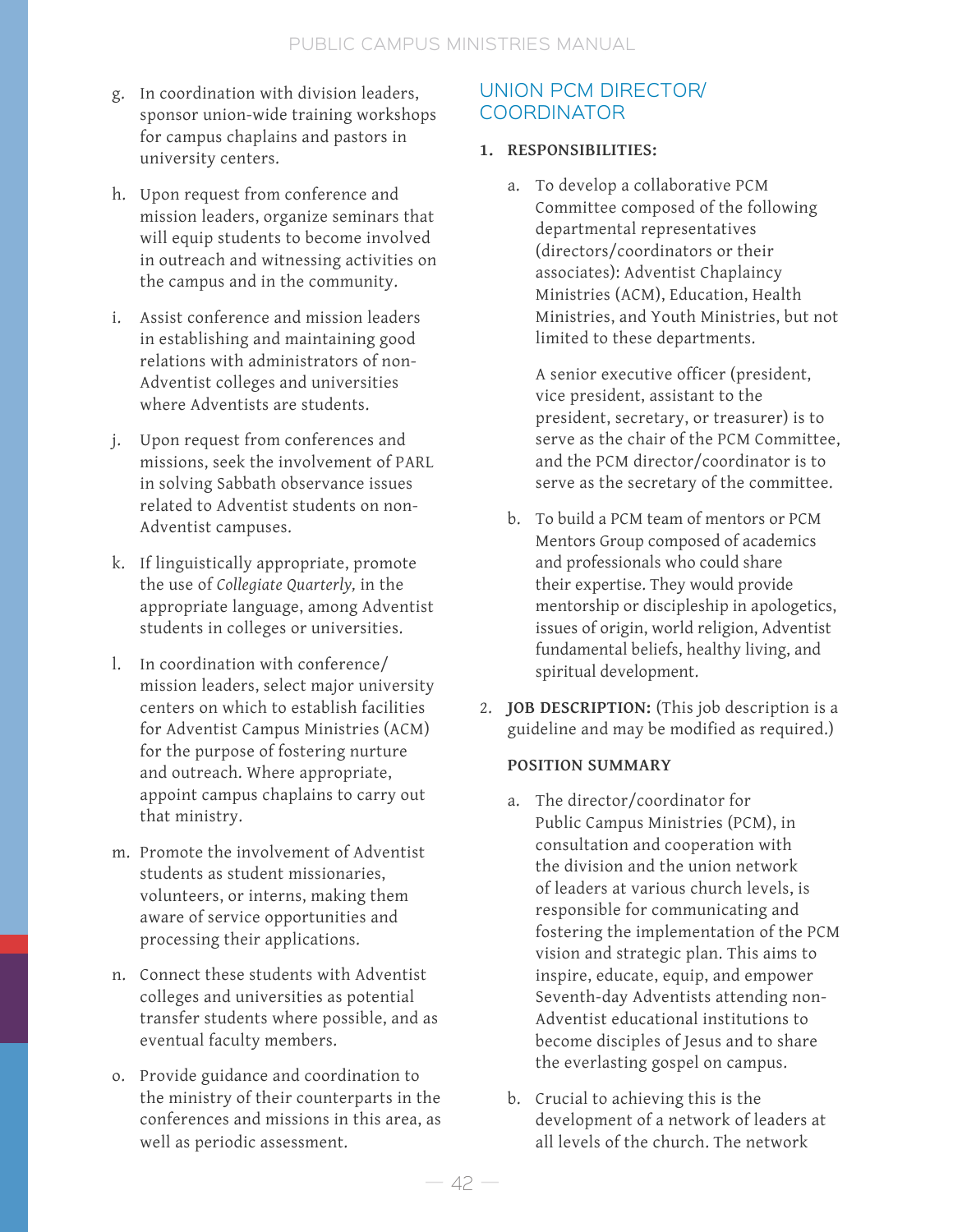g. In coordination with division leaders, sponsor union-wide training workshops for campus chaplains and pastors in university centers.

h. Upon request from conference and mission leaders, organize seminars that will equip students to become involved in outreach and witnessing activities on the campus and in the community.

i. Assist conference and mission leaders in establishing and maintaining good relations with administrators of non-Adventist colleges and universities where Adventists are students.

j. Upon request from conferences and missions, seek the involvement of PARL in solving Sabbath observance issues related to Adventist students on non-Adventist campuses.

k. If linguistically appropriate, promote the use of *Collegiate Quarterly,* in the appropriate language, among Adventist students in colleges or universities.

l. In coordination with conference/mission leaders, select major university centers on which to establish facilities for Adventist Campus Ministries (ACM) for the purpose of fostering nurture and outreach. Where appropriate, appoint campus chaplains to carry out that ministry.

m. Promote the involvement of Adventist students as student missionaries, volunteers, or interns, making them aware of service opportunities and processing their applications.

n. Connect these students with Adventist colleges and universities as potential transfer students where possible, and as eventual faculty members.

o. Provide guidance and coordination to the ministry of their counterparts in the conferences and missions in this area, as well as periodic assessment.

## UNION PCM DIRECTOR/ COORDINATOR

**1. RESPONSIBILITIES:**

a. To develop a collaborative PCM Committee composed of the following departmental representatives (directors/coordinators or their associates): Adventist Chaplaincy Ministries (ACM), Education, Health Ministries, and Youth Ministries, but not limited to these departments.

   A senior executive officer (president, vice president, assistant to the president, secretary, or treasurer) is to serve as the chair of the PCM Committee, and the PCM director/coordinator is to serve as the secretary of the committee.

b. To build a PCM team of mentors or PCM Mentors Group composed of academics and professionals who could share their expertise. They would provide mentorship or discipleship in apologetics, issues of origin, world religion, Adventist fundamental beliefs, healthy living, and spiritual development.

2. **JOB DESCRIPTION:** (This job description is a guideline and may be modified as required.)

**POSITION SUMMARY**

a. The director/coordinator for Public Campus Ministries (PCM), in consultation and cooperation with the division and the union network of leaders at various church levels, is responsible for communicating and fostering the implementation of the PCM vision and strategic plan. This aims to inspire, educate, equip, and empower Seventh-day Adventists attending non-Adventist educational institutions to become disciples of Jesus and to share the everlasting gospel on campus.

b. Crucial to achieving this is the development of a network of leaders at all levels of the church. The network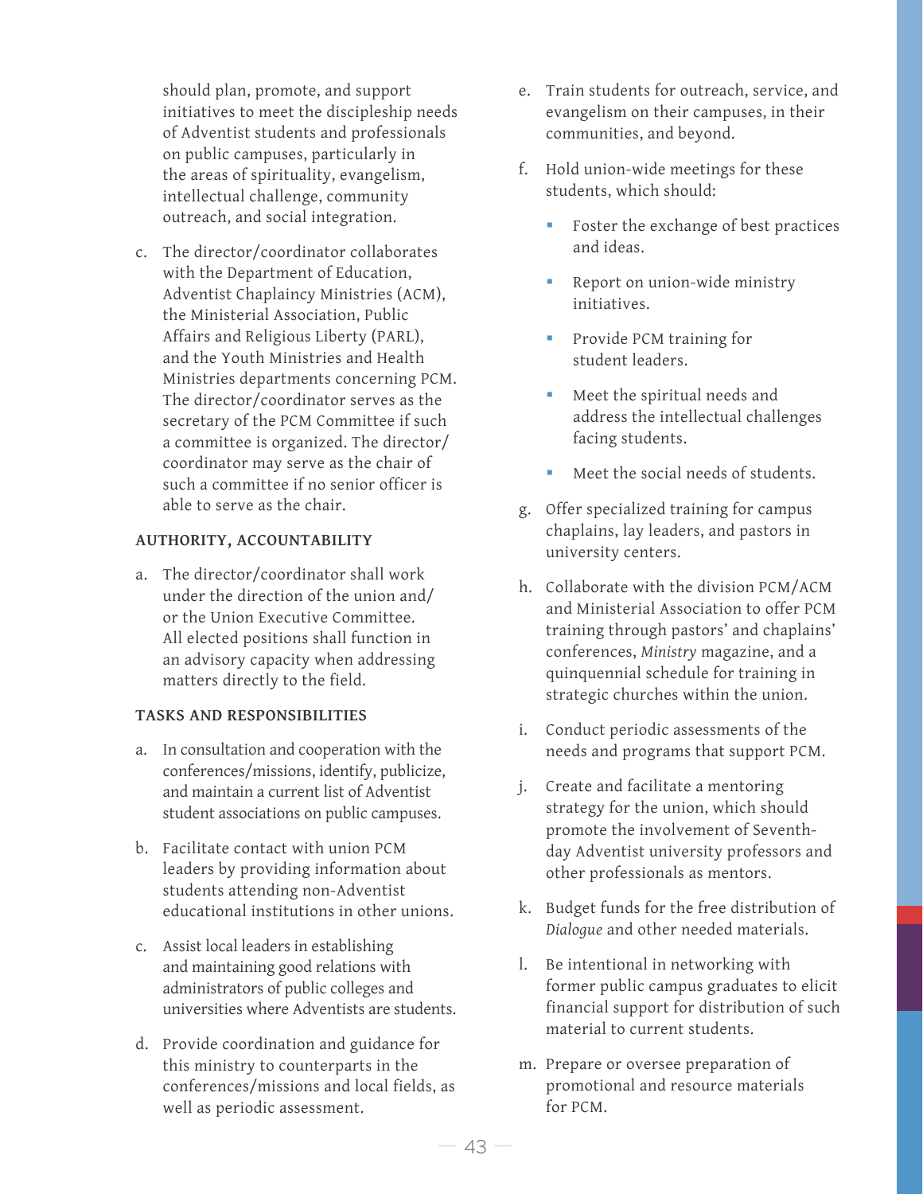should plan, promote, and support initiatives to meet the discipleship needs of Adventist students and professionals on public campuses, particularly in the areas of spirituality, evangelism, intellectual challenge, community outreach, and social integration.

c. The director/coordinator collaborates with the Department of Education, Adventist Chaplaincy Ministries (ACM), the Ministerial Association, Public Affairs and Religious Liberty (PARL), and the Youth Ministries and Health Ministries departments concerning PCM. The director/coordinator serves as the secretary of the PCM Committee if such a committee is organized. The director/coordinator may serve as the chair of such a committee if no senior officer is able to serve as the chair.

#### AUTHORITY, ACCOUNTABILITY

a. The director/coordinator shall work under the direction of the union and/or the Union Executive Committee. All elected positions shall function in an advisory capacity when addressing matters directly to the field.

#### TASKS AND RESPONSIBILITIES

a. In consultation and cooperation with the conferences/missions, identify, publicize, and maintain a current list of Adventist student associations on public campuses.

b. Facilitate contact with union PCM leaders by providing information about students attending non-Adventist educational institutions in other unions.

c. Assist local leaders in establishing and maintaining good relations with administrators of public colleges and universities where Adventists are students.

d. Provide coordination and guidance for this ministry to counterparts in the conferences/missions and local fields, as well as periodic assessment.

e. Train students for outreach, service, and evangelism on their campuses, in their communities, and beyond.

f. Hold union-wide meetings for these students, which should:

- Foster the exchange of best practices and ideas.
- Report on union-wide ministry initiatives.
- Provide PCM training for student leaders.
- Meet the spiritual needs and address the intellectual challenges facing students.
- Meet the social needs of students.

g. Offer specialized training for campus chaplains, lay leaders, and pastors in university centers.

h. Collaborate with the division PCM/ACM and Ministerial Association to offer PCM training through pastors' and chaplains' conferences, *Ministry* magazine, and a quinquennial schedule for training in strategic churches within the union.

i. Conduct periodic assessments of the needs and programs that support PCM.

j. Create and facilitate a mentoring strategy for the union, which should promote the involvement of Seventh-day Adventist university professors and other professionals as mentors.

k. Budget funds for the free distribution of *Dialogue* and other needed materials.

l. Be intentional in networking with former public campus graduates to elicit financial support for distribution of such material to current students.

m. Prepare or oversee preparation of promotional and resource materials for PCM.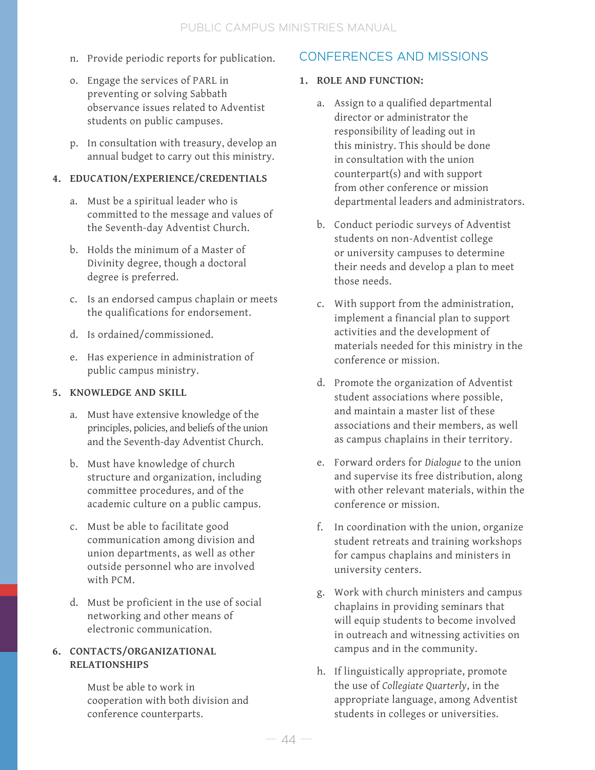n. Provide periodic reports for publication.

o. Engage the services of PARL in preventing or solving Sabbath observance issues related to Adventist students on public campuses.

p. In consultation with treasury, develop an annual budget to carry out this ministry.

**4. EDUCATION/EXPERIENCE/CREDENTIALS**

a. Must be a spiritual leader who is committed to the message and values of the Seventh-day Adventist Church.

b. Holds the minimum of a Master of Divinity degree, though a doctoral degree is preferred.

c. Is an endorsed campus chaplain or meets the qualifications for endorsement.

d. Is ordained/commissioned.

e. Has experience in administration of public campus ministry.

**5. KNOWLEDGE AND SKILL**

a. Must have extensive knowledge of the principles, policies, and beliefs of the union and the Seventh-day Adventist Church.

b. Must have knowledge of church structure and organization, including committee procedures, and of the academic culture on a public campus.

c. Must be able to facilitate good communication among division and union departments, as well as other outside personnel who are involved with PCM.

d. Must be proficient in the use of social networking and other means of electronic communication.

**6. CONTACTS/ORGANIZATIONAL RELATIONSHIPS**

Must be able to work in cooperation with both division and conference counterparts.

## CONFERENCES AND MISSIONS

**1. ROLE AND FUNCTION:**

a. Assign to a qualified departmental director or administrator the responsibility of leading out in this ministry. This should be done in consultation with the union counterpart(s) and with support from other conference or mission departmental leaders and administrators.

b. Conduct periodic surveys of Adventist students on non-Adventist college or university campuses to determine their needs and develop a plan to meet those needs.

c. With support from the administration, implement a financial plan to support activities and the development of materials needed for this ministry in the conference or mission.

d. Promote the organization of Adventist student associations where possible, and maintain a master list of these associations and their members, as well as campus chaplains in their territory.

e. Forward orders for *Dialogue* to the union and supervise its free distribution, along with other relevant materials, within the conference or mission.

f. In coordination with the union, organize student retreats and training workshops for campus chaplains and ministers in university centers.

g. Work with church ministers and campus chaplains in providing seminars that will equip students to become involved in outreach and witnessing activities on campus and in the community.

h. If linguistically appropriate, promote the use of *Collegiate Quarterly*, in the appropriate language, among Adventist students in colleges or universities.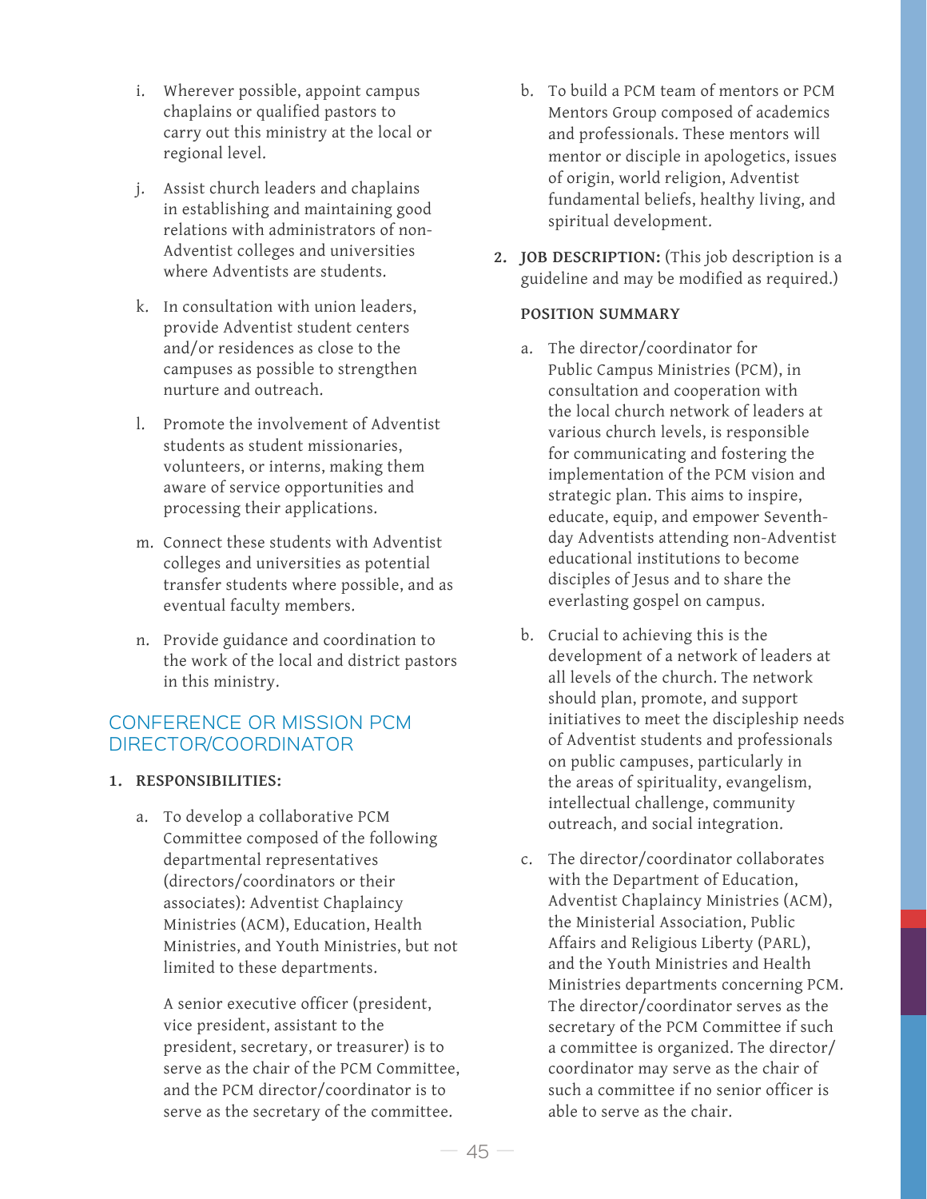i. Wherever possible, appoint campus chaplains or qualified pastors to carry out this ministry at the local or regional level.

j. Assist church leaders and chaplains in establishing and maintaining good relations with administrators of non-Adventist colleges and universities where Adventists are students.

k. In consultation with union leaders, provide Adventist student centers and/or residences as close to the campuses as possible to strengthen nurture and outreach.

l. Promote the involvement of Adventist students as student missionaries, volunteers, or interns, making them aware of service opportunities and processing their applications.

m. Connect these students with Adventist colleges and universities as potential transfer students where possible, and as eventual faculty members.

n. Provide guidance and coordination to the work of the local and district pastors in this ministry.

## CONFERENCE OR MISSION PCM DIRECTOR/COORDINATOR

**1. RESPONSIBILITIES:**

a. To develop a collaborative PCM Committee composed of the following departmental representatives (directors/coordinators or their associates): Adventist Chaplaincy Ministries (ACM), Education, Health Ministries, and Youth Ministries, but not limited to these departments.

   A senior executive officer (president, vice president, assistant to the president, secretary, or treasurer) is to serve as the chair of the PCM Committee, and the PCM director/coordinator is to serve as the secretary of the committee.

b. To build a PCM team of mentors or PCM Mentors Group composed of academics and professionals. These mentors will mentor or disciple in apologetics, issues of origin, world religion, Adventist fundamental beliefs, healthy living, and spiritual development.

**2. JOB DESCRIPTION:** (This job description is a guideline and may be modified as required.)

**POSITION SUMMARY**

a. The director/coordinator for Public Campus Ministries (PCM), in consultation and cooperation with the local church network of leaders at various church levels, is responsible for communicating and fostering the implementation of the PCM vision and strategic plan. This aims to inspire, educate, equip, and empower Seventh-day Adventists attending non-Adventist educational institutions to become disciples of Jesus and to share the everlasting gospel on campus.

b. Crucial to achieving this is the development of a network of leaders at all levels of the church. The network should plan, promote, and support initiatives to meet the discipleship needs of Adventist students and professionals on public campuses, particularly in the areas of spirituality, evangelism, intellectual challenge, community outreach, and social integration.

c. The director/coordinator collaborates with the Department of Education, Adventist Chaplaincy Ministries (ACM), the Ministerial Association, Public Affairs and Religious Liberty (PARL), and the Youth Ministries and Health Ministries departments concerning PCM. The director/coordinator serves as the secretary of the PCM Committee if such a committee is organized. The director/coordinator may serve as the chair of such a committee if no senior officer is able to serve as the chair.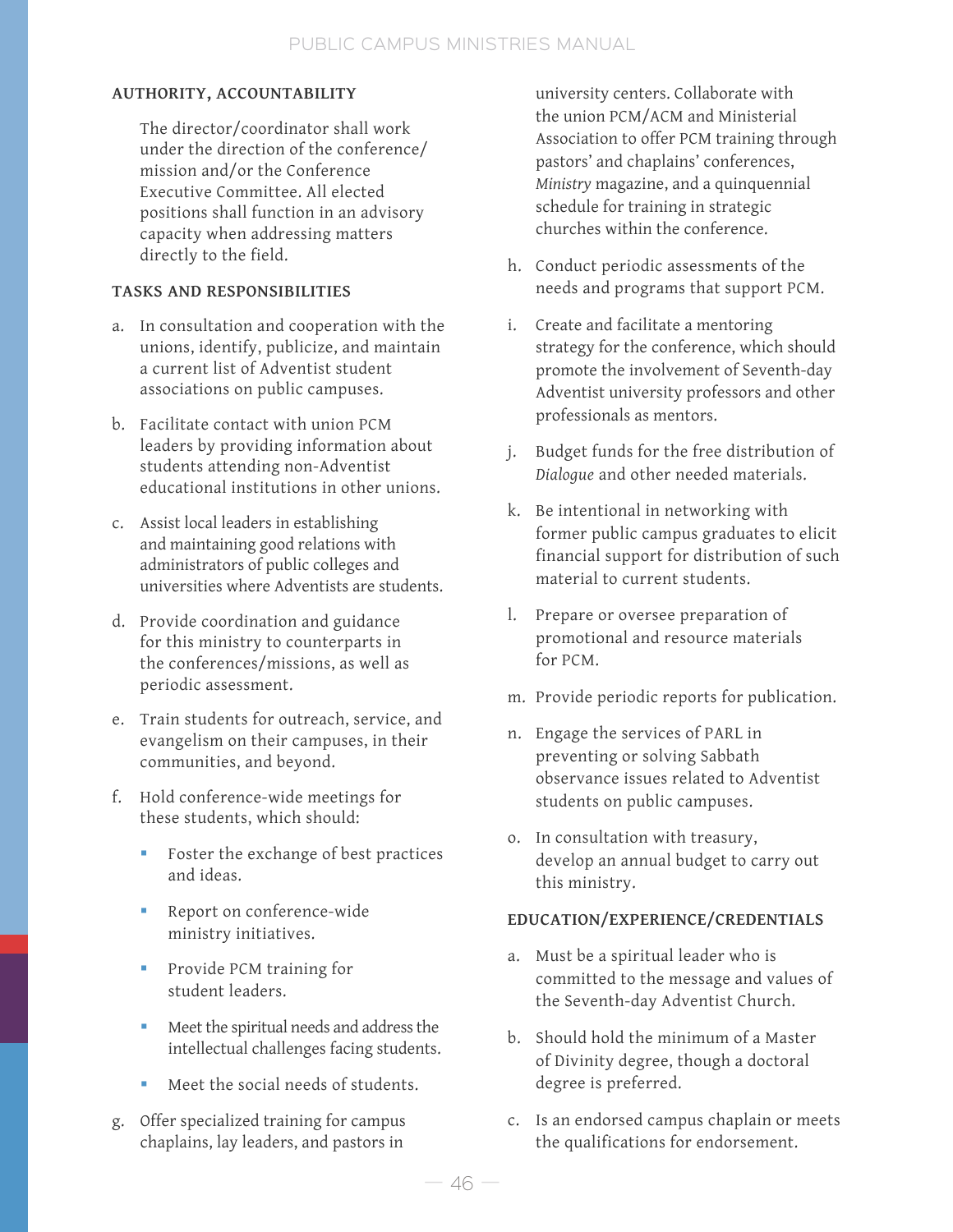### AUTHORITY, ACCOUNTABILITY

The director/coordinator shall work under the direction of the conference/mission and/or the Conference Executive Committee. All elected positions shall function in an advisory capacity when addressing matters directly to the field.

### TASKS AND RESPONSIBILITIES

a. In consultation and cooperation with the unions, identify, publicize, and maintain a current list of Adventist student associations on public campuses.

b. Facilitate contact with union PCM leaders by providing information about students attending non-Adventist educational institutions in other unions.

c. Assist local leaders in establishing and maintaining good relations with administrators of public colleges and universities where Adventists are students.

d. Provide coordination and guidance for this ministry to counterparts in the conferences/missions, as well as periodic assessment.

e. Train students for outreach, service, and evangelism on their campuses, in their communities, and beyond.

f. Hold conference-wide meetings for these students, which should:

   - Foster the exchange of best practices and ideas.
   - Report on conference-wide ministry initiatives.
   - Provide PCM training for student leaders.
   - Meet the spiritual needs and address the intellectual challenges facing students.
   - Meet the social needs of students.

g. Offer specialized training for campus chaplains, lay leaders, and pastors in university centers. Collaborate with the union PCM/ACM and Ministerial Association to offer PCM training through pastors' and chaplains' conferences, *Ministry* magazine, and a quinquennial schedule for training in strategic churches within the conference.

h. Conduct periodic assessments of the needs and programs that support PCM.

i. Create and facilitate a mentoring strategy for the conference, which should promote the involvement of Seventh-day Adventist university professors and other professionals as mentors.

j. Budget funds for the free distribution of *Dialogue* and other needed materials.

k. Be intentional in networking with former public campus graduates to elicit financial support for distribution of such material to current students.

l. Prepare or oversee preparation of promotional and resource materials for PCM.

m. Provide periodic reports for publication.

n. Engage the services of PARL in preventing or solving Sabbath observance issues related to Adventist students on public campuses.

o. In consultation with treasury, develop an annual budget to carry out this ministry.

### EDUCATION/EXPERIENCE/CREDENTIALS

a. Must be a spiritual leader who is committed to the message and values of the Seventh-day Adventist Church.

b. Should hold the minimum of a Master of Divinity degree, though a doctoral degree is preferred.

c. Is an endorsed campus chaplain or meets the qualifications for endorsement.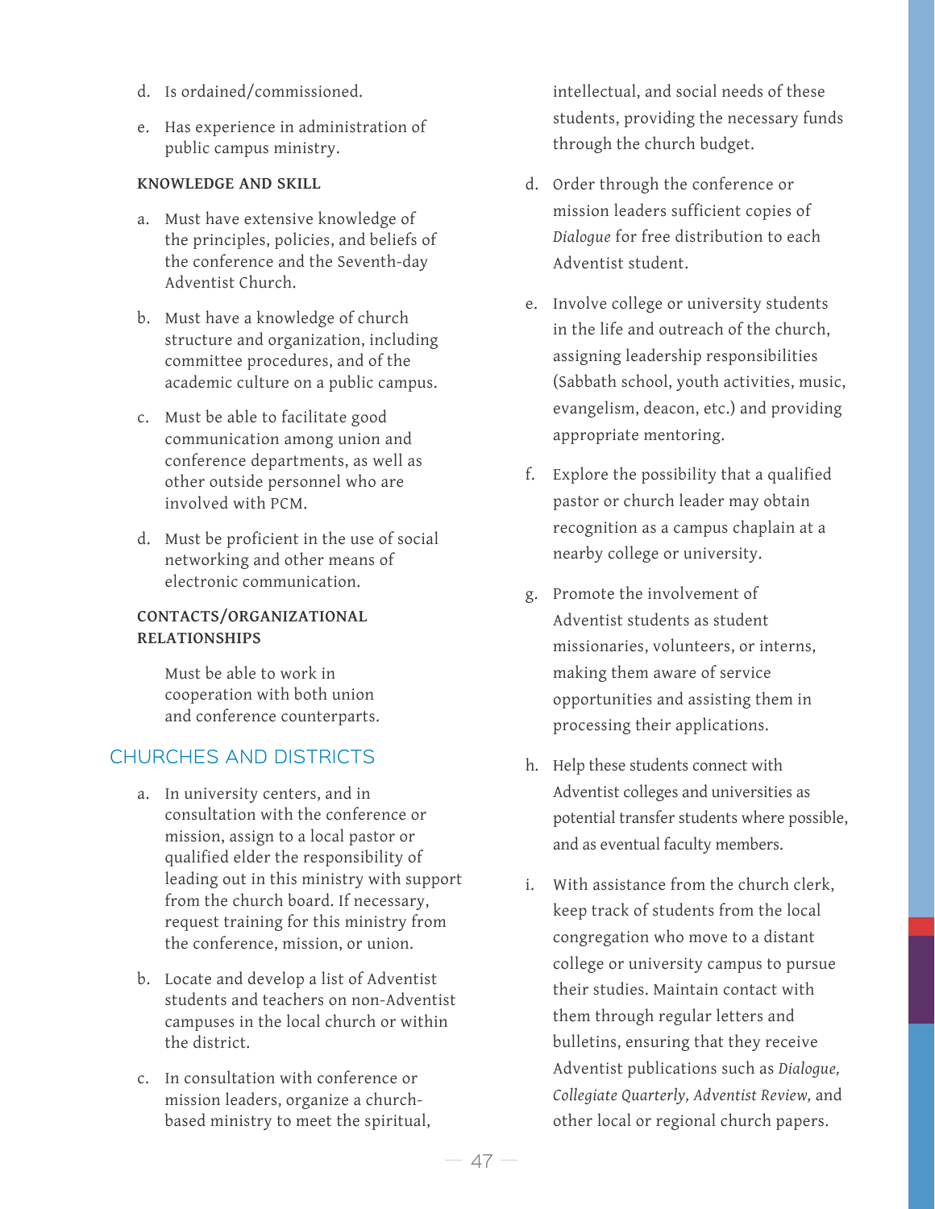d. Is ordained/commissioned.

e. Has experience in administration of public campus ministry.

**KNOWLEDGE AND SKILL**

a. Must have extensive knowledge of the principles, policies, and beliefs of the conference and the Seventh-day Adventist Church.

b. Must have a knowledge of church structure and organization, including committee procedures, and of the academic culture on a public campus.

c. Must be able to facilitate good communication among union and conference departments, as well as other outside personnel who are involved with PCM.

d. Must be proficient in the use of social networking and other means of electronic communication.

**CONTACTS/ORGANIZATIONAL RELATIONSHIPS**

Must be able to work in cooperation with both union and conference counterparts.

## CHURCHES AND DISTRICTS

a. In university centers, and in consultation with the conference or mission, assign to a local pastor or qualified elder the responsibility of leading out in this ministry with support from the church board. If necessary, request training for this ministry from the conference, mission, or union.

b. Locate and develop a list of Adventist students and teachers on non-Adventist campuses in the local church or within the district.

c. In consultation with conference or mission leaders, organize a church-based ministry to meet the spiritual, intellectual, and social needs of these students, providing the necessary funds through the church budget.

d. Order through the conference or mission leaders sufficient copies of *Dialogue* for free distribution to each Adventist student.

e. Involve college or university students in the life and outreach of the church, assigning leadership responsibilities (Sabbath school, youth activities, music, evangelism, deacon, etc.) and providing appropriate mentoring.

f. Explore the possibility that a qualified pastor or church leader may obtain recognition as a campus chaplain at a nearby college or university.

g. Promote the involvement of Adventist students as student missionaries, volunteers, or interns, making them aware of service opportunities and assisting them in processing their applications.

h. Help these students connect with Adventist colleges and universities as potential transfer students where possible, and as eventual faculty members.

i. With assistance from the church clerk, keep track of students from the local congregation who move to a distant college or university campus to pursue their studies. Maintain contact with them through regular letters and bulletins, ensuring that they receive Adventist publications such as *Dialogue, Collegiate Quarterly, Adventist Review,* and other local or regional church papers.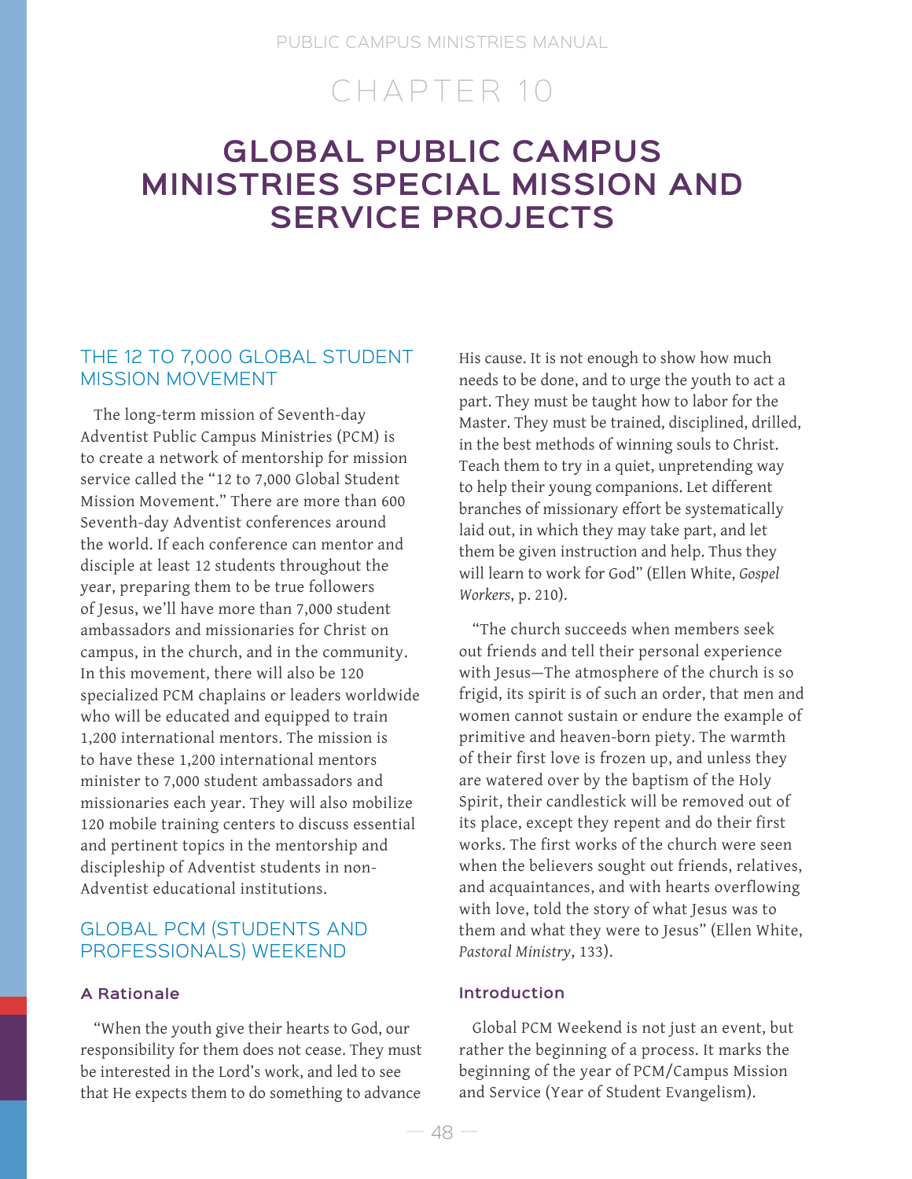# CHAPTER 10

# GLOBAL PUBLIC CAMPUS MINISTRIES SPECIAL MISSION AND SERVICE PROJECTS

## THE 12 TO 7,000 GLOBAL STUDENT MISSION MOVEMENT

The long-term mission of Seventh-day Adventist Public Campus Ministries (PCM) is to create a network of mentorship for mission service called the "12 to 7,000 Global Student Mission Movement." There are more than 600 Seventh-day Adventist conferences around the world. If each conference can mentor and disciple at least 12 students throughout the year, preparing them to be true followers of Jesus, we'll have more than 7,000 student ambassadors and missionaries for Christ on campus, in the church, and in the community. In this movement, there will also be 120 specialized PCM chaplains or leaders worldwide who will be educated and equipped to train 1,200 international mentors. The mission is to have these 1,200 international mentors minister to 7,000 student ambassadors and missionaries each year. They will also mobilize 120 mobile training centers to discuss essential and pertinent topics in the mentorship and discipleship of Adventist students in non-Adventist educational institutions.

## GLOBAL PCM (STUDENTS AND PROFESSIONALS) WEEKEND

### A Rationale

"When the youth give their hearts to God, our responsibility for them does not cease. They must be interested in the Lord's work, and led to see that He expects them to do something to advance His cause. It is not enough to show how much needs to be done, and to urge the youth to act a part. They must be taught how to labor for the Master. They must be trained, disciplined, drilled, in the best methods of winning souls to Christ. Teach them to try in a quiet, unpretending way to help their young companions. Let different branches of missionary effort be systematically laid out, in which they may take part, and let them be given instruction and help. Thus they will learn to work for God" (Ellen White, *Gospel Workers*, p. 210).

"The church succeeds when members seek out friends and tell their personal experience with Jesus—The atmosphere of the church is so frigid, its spirit is of such an order, that men and women cannot sustain or endure the example of primitive and heaven-born piety. The warmth of their first love is frozen up, and unless they are watered over by the baptism of the Holy Spirit, their candlestick will be removed out of its place, except they repent and do their first works. The first works of the church were seen when the believers sought out friends, relatives, and acquaintances, and with hearts overflowing with love, told the story of what Jesus was to them and what they were to Jesus" (Ellen White, *Pastoral Ministry*, 133).

### Introduction

Global PCM Weekend is not just an event, but rather the beginning of a process. It marks the beginning of the year of PCM/Campus Mission and Service (Year of Student Evangelism).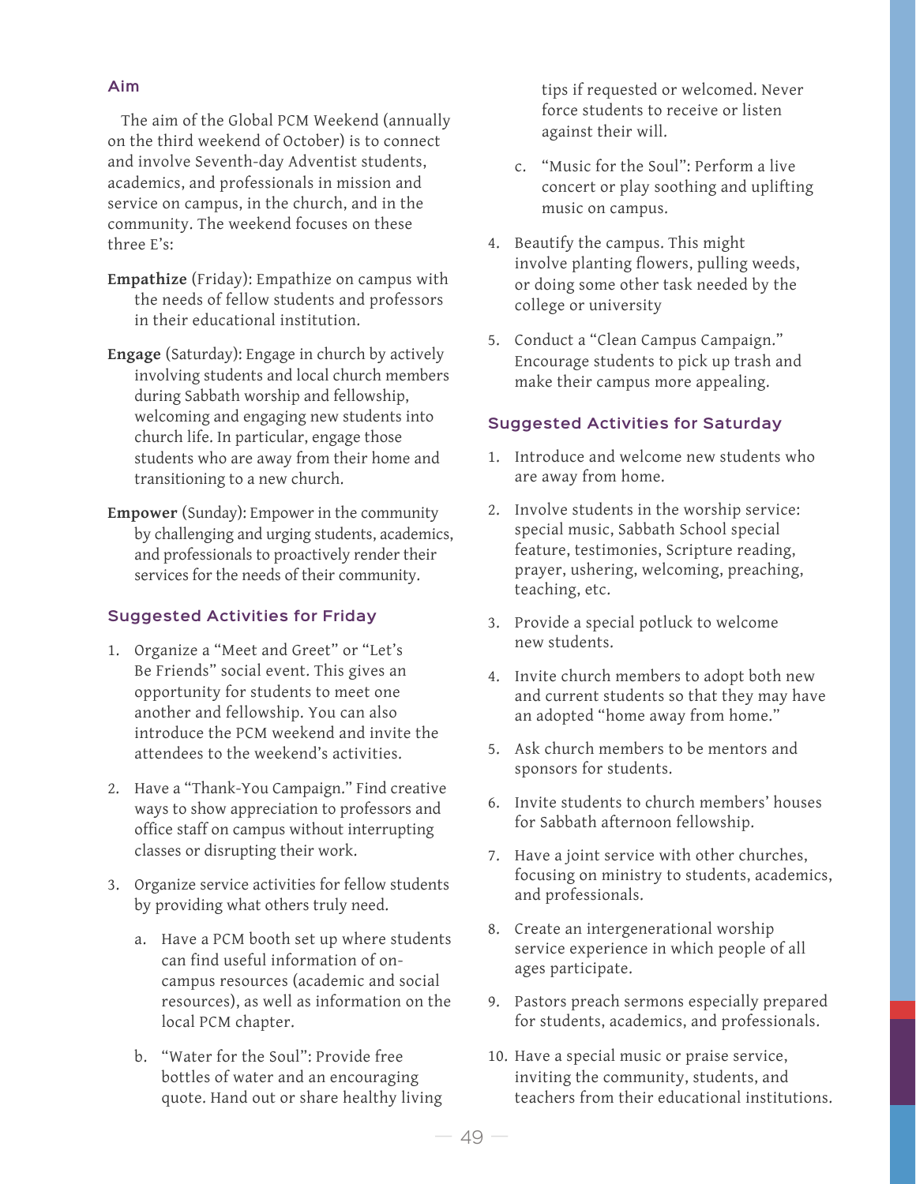### Aim

The aim of the Global PCM Weekend (annually on the third weekend of October) is to connect and involve Seventh-day Adventist students, academics, and professionals in mission and service on campus, in the church, and in the community. The weekend focuses on these three E's:

**Empathize** (Friday): Empathize on campus with the needs of fellow students and professors in their educational institution.

**Engage** (Saturday): Engage in church by actively involving students and local church members during Sabbath worship and fellowship, welcoming and engaging new students into church life. In particular, engage those students who are away from their home and transitioning to a new church.

**Empower** (Sunday): Empower in the community by challenging and urging students, academics, and professionals to proactively render their services for the needs of their community.

### Suggested Activities for Friday

1. Organize a "Meet and Greet" or "Let's Be Friends" social event. This gives an opportunity for students to meet one another and fellowship. You can also introduce the PCM weekend and invite the attendees to the weekend's activities.
2. Have a "Thank-You Campaign." Find creative ways to show appreciation to professors and office staff on campus without interrupting classes or disrupting their work.
3. Organize service activities for fellow students by providing what others truly need.
   a. Have a PCM booth set up where students can find useful information of on-campus resources (academic and social resources), as well as information on the local PCM chapter.
   b. "Water for the Soul": Provide free bottles of water and an encouraging quote. Hand out or share healthy living tips if requested or welcomed. Never force students to receive or listen against their will.
   c. "Music for the Soul": Perform a live concert or play soothing and uplifting music on campus.
4. Beautify the campus. This might involve planting flowers, pulling weeds, or doing some other task needed by the college or university
5. Conduct a "Clean Campus Campaign." Encourage students to pick up trash and make their campus more appealing.

### Suggested Activities for Saturday

1. Introduce and welcome new students who are away from home.
2. Involve students in the worship service: special music, Sabbath School special feature, testimonies, Scripture reading, prayer, ushering, welcoming, preaching, teaching, etc.
3. Provide a special potluck to welcome new students.
4. Invite church members to adopt both new and current students so that they may have an adopted "home away from home."
5. Ask church members to be mentors and sponsors for students.
6. Invite students to church members' houses for Sabbath afternoon fellowship.
7. Have a joint service with other churches, focusing on ministry to students, academics, and professionals.
8. Create an intergenerational worship service experience in which people of all ages participate.
9. Pastors preach sermons especially prepared for students, academics, and professionals.
10. Have a special music or praise service, inviting the community, students, and teachers from their educational institutions.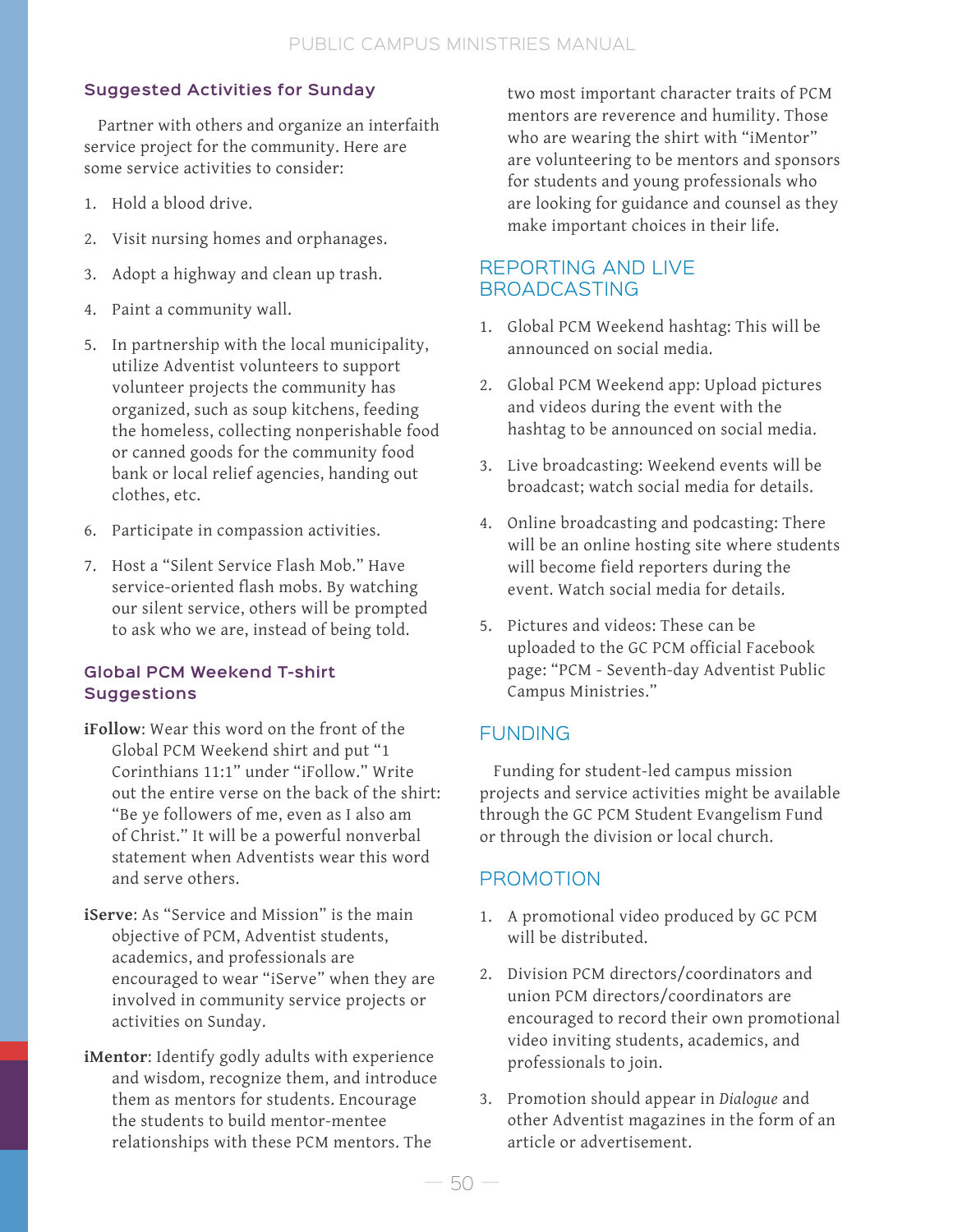### Suggested Activities for Sunday

Partner with others and organize an interfaith service project for the community. Here are some service activities to consider:

1. Hold a blood drive.
2. Visit nursing homes and orphanages.
3. Adopt a highway and clean up trash.
4. Paint a community wall.
5. In partnership with the local municipality, utilize Adventist volunteers to support volunteer projects the community has organized, such as soup kitchens, feeding the homeless, collecting nonperishable food or canned goods for the community food bank or local relief agencies, handing out clothes, etc.
6. Participate in compassion activities.
7. Host a "Silent Service Flash Mob." Have service-oriented flash mobs. By watching our silent service, others will be prompted to ask who we are, instead of being told.

### Global PCM Weekend T-shirt Suggestions

**iFollow**: Wear this word on the front of the Global PCM Weekend shirt and put "1 Corinthians 11:1" under "iFollow." Write out the entire verse on the back of the shirt: "Be ye followers of me, even as I also am of Christ." It will be a powerful nonverbal statement when Adventists wear this word and serve others.

**iServe**: As "Service and Mission" is the main objective of PCM, Adventist students, academics, and professionals are encouraged to wear "iServe" when they are involved in community service projects or activities on Sunday.

**iMentor**: Identify godly adults with experience and wisdom, recognize them, and introduce them as mentors for students. Encourage the students to build mentor-mentee relationships with these PCM mentors. The two most important character traits of PCM mentors are reverence and humility. Those who are wearing the shirt with "iMentor" are volunteering to be mentors and sponsors for students and young professionals who are looking for guidance and counsel as they make important choices in their life.

## REPORTING AND LIVE BROADCASTING

1. Global PCM Weekend hashtag: This will be announced on social media.
2. Global PCM Weekend app: Upload pictures and videos during the event with the hashtag to be announced on social media.
3. Live broadcasting: Weekend events will be broadcast; watch social media for details.
4. Online broadcasting and podcasting: There will be an online hosting site where students will become field reporters during the event. Watch social media for details.
5. Pictures and videos: These can be uploaded to the GC PCM official Facebook page: "PCM - Seventh-day Adventist Public Campus Ministries."

## FUNDING

Funding for student-led campus mission projects and service activities might be available through the GC PCM Student Evangelism Fund or through the division or local church.

## PROMOTION

1. A promotional video produced by GC PCM will be distributed.
2. Division PCM directors/coordinators and union PCM directors/coordinators are encouraged to record their own promotional video inviting students, academics, and professionals to join.
3. Promotion should appear in *Dialogue* and other Adventist magazines in the form of an article or advertisement.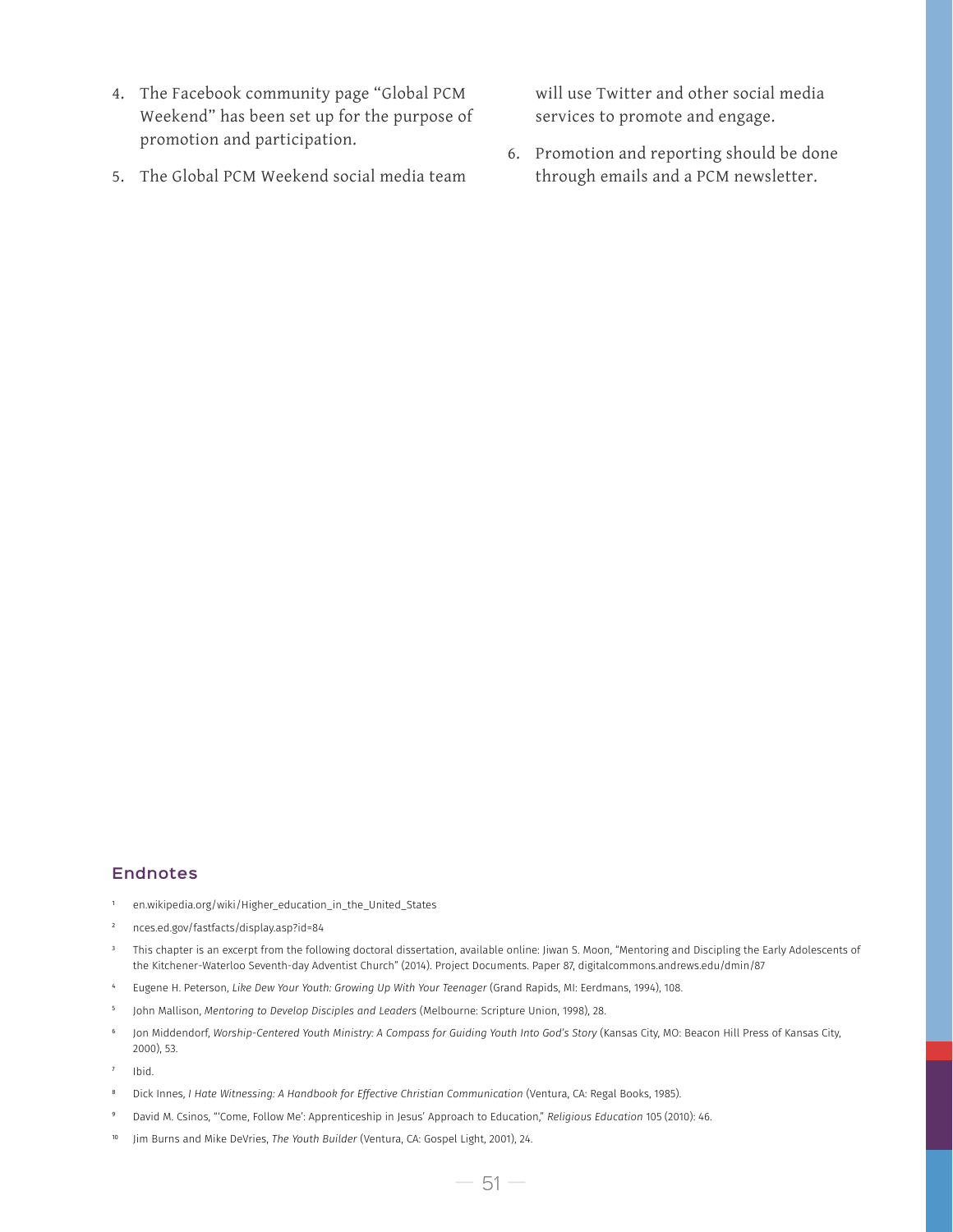4. The Facebook community page "Global PCM Weekend" has been set up for the purpose of promotion and participation.
5. The Global PCM Weekend social media team will use Twitter and other social media services to promote and engage.
6. Promotion and reporting should be done through emails and a PCM newsletter.

## Endnotes

1. en.wikipedia.org/wiki/Higher_education_in_the_United_States
2. nces.ed.gov/fastfacts/display.asp?id=84
3. This chapter is an excerpt from the following doctoral dissertation, available online: Jiwan S. Moon, "Mentoring and Discipling the Early Adolescents of the Kitchener-Waterloo Seventh-day Adventist Church" (2014). Project Documents. Paper 87, digitalcommons.andrews.edu/dmin/87
4. Eugene H. Peterson, *Like Dew Your Youth: Growing Up With Your Teenager* (Grand Rapids, MI: Eerdmans, 1994), 108.
5. John Mallison, *Mentoring to Develop Disciples and Leaders* (Melbourne: Scripture Union, 1998), 28.
6. Jon Middendorf, *Worship-Centered Youth Ministry: A Compass for Guiding Youth Into God's Story* (Kansas City, MO: Beacon Hill Press of Kansas City, 2000), 53.
7. Ibid.
8. Dick Innes, *I Hate Witnessing: A Handbook for Effective Christian Communication* (Ventura, CA: Regal Books, 1985).
9. David M. Csinos, "'Come, Follow Me': Apprenticeship in Jesus' Approach to Education," *Religious Education* 105 (2010): 46.
10. Jim Burns and Mike DeVries, *The Youth Builder* (Ventura, CA: Gospel Light, 2001), 24.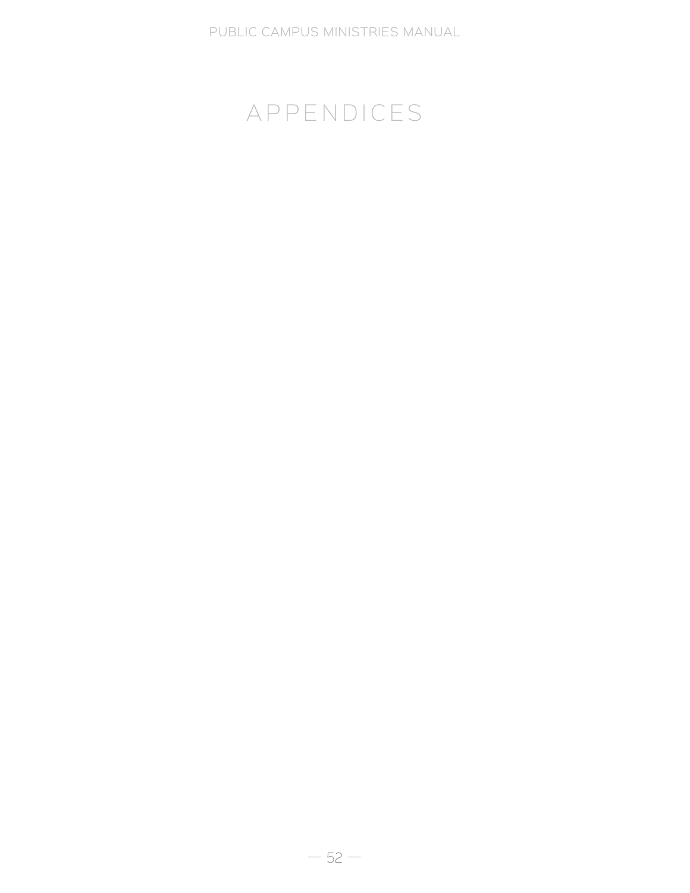# APPENDICES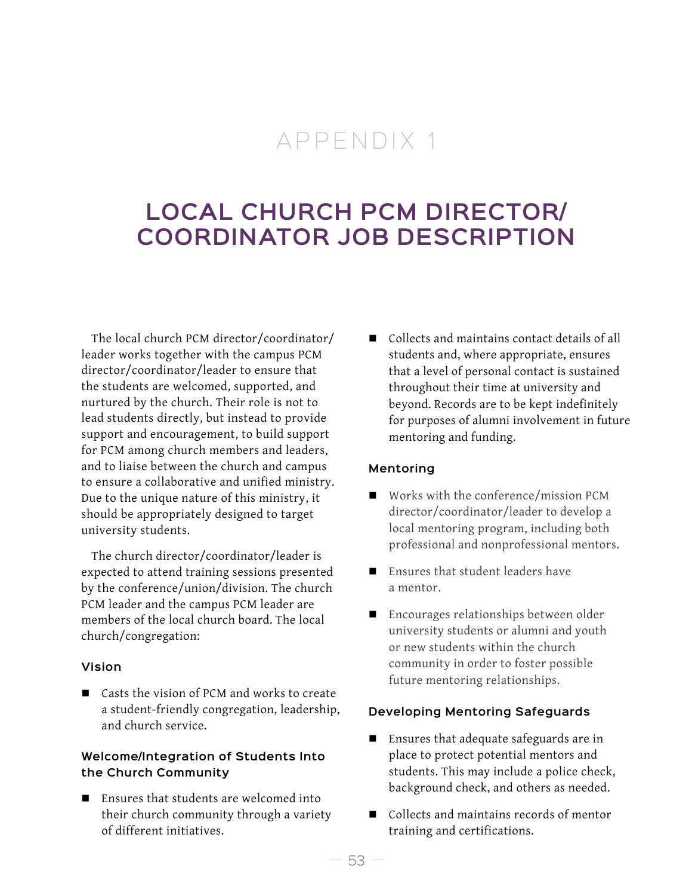# APPENDIX 1

# LOCAL CHURCH PCM DIRECTOR/ COORDINATOR JOB DESCRIPTION

The local church PCM director/coordinator/leader works together with the campus PCM director/coordinator/leader to ensure that the students are welcomed, supported, and nurtured by the church. Their role is not to lead students directly, but instead to provide support and encouragement, to build support for PCM among church members and leaders, and to liaise between the church and campus to ensure a collaborative and unified ministry. Due to the unique nature of this ministry, it should be appropriately designed to target university students.

The church director/coordinator/leader is expected to attend training sessions presented by the conference/union/division. The church PCM leader and the campus PCM leader are members of the local church board. The local church/congregation:

### Vision

- Casts the vision of PCM and works to create a student-friendly congregation, leadership, and church service.

### Welcome/Integration of Students Into the Church Community

- Ensures that students are welcomed into their church community through a variety of different initiatives.
- Collects and maintains contact details of all students and, where appropriate, ensures that a level of personal contact is sustained throughout their time at university and beyond. Records are to be kept indefinitely for purposes of alumni involvement in future mentoring and funding.

### Mentoring

- Works with the conference/mission PCM director/coordinator/leader to develop a local mentoring program, including both professional and nonprofessional mentors.
- Ensures that student leaders have a mentor.
- Encourages relationships between older university students or alumni and youth or new students within the church community in order to foster possible future mentoring relationships.

### Developing Mentoring Safeguards

- Ensures that adequate safeguards are in place to protect potential mentors and students. This may include a police check, background check, and others as needed.
- Collects and maintains records of mentor training and certifications.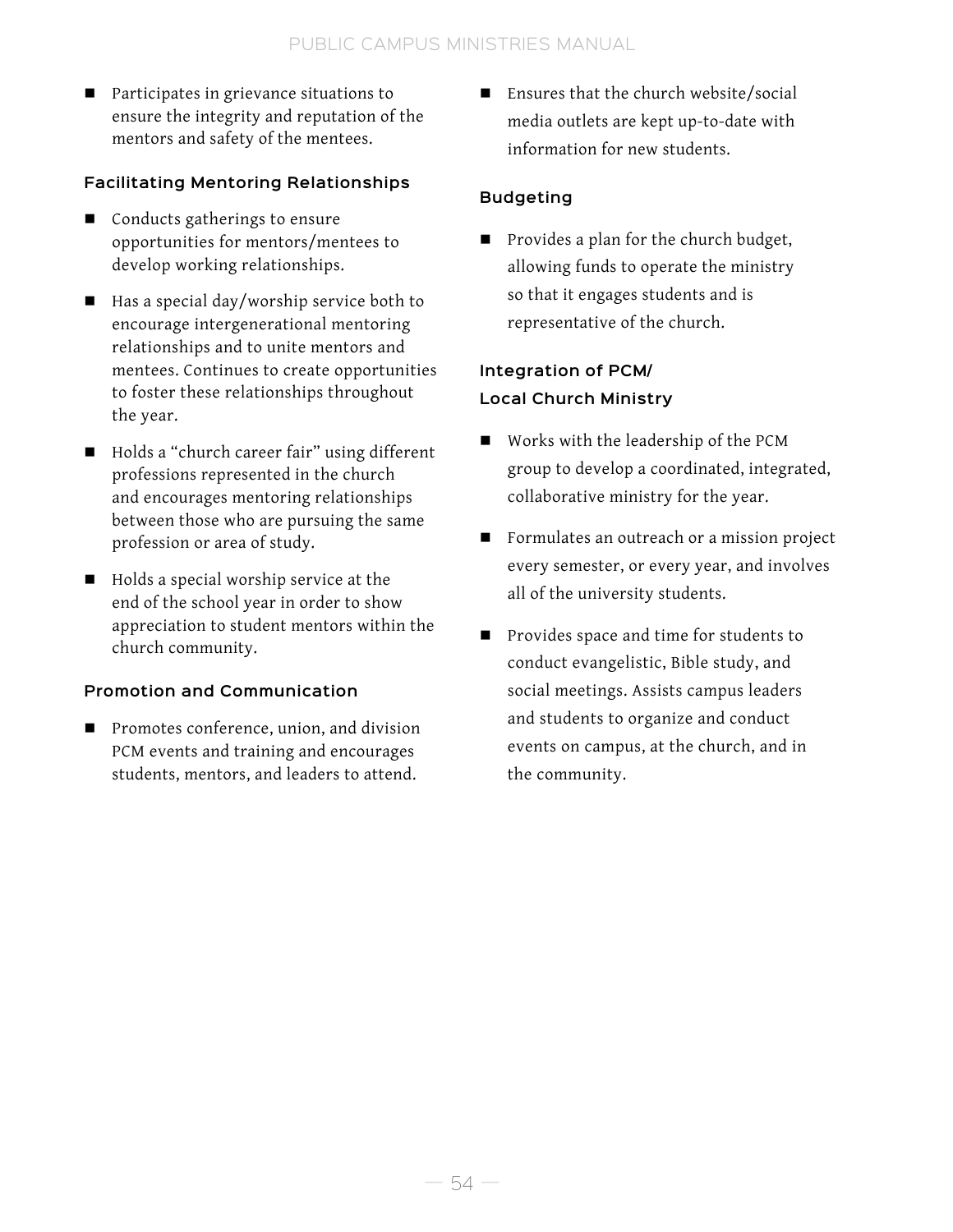- Participates in grievance situations to ensure the integrity and reputation of the mentors and safety of the mentees.

### Facilitating Mentoring Relationships

- Conducts gatherings to ensure opportunities for mentors/mentees to develop working relationships.
- Has a special day/worship service both to encourage intergenerational mentoring relationships and to unite mentors and mentees. Continues to create opportunities to foster these relationships throughout the year.
- Holds a "church career fair" using different professions represented in the church and encourages mentoring relationships between those who are pursuing the same profession or area of study.
- Holds a special worship service at the end of the school year in order to show appreciation to student mentors within the church community.

### Promotion and Communication

- Promotes conference, union, and division PCM events and training and encourages students, mentors, and leaders to attend.
- Ensures that the church website/social media outlets are kept up-to-date with information for new students.

### Budgeting

- Provides a plan for the church budget, allowing funds to operate the ministry so that it engages students and is representative of the church.

### Integration of PCM/ Local Church Ministry

- Works with the leadership of the PCM group to develop a coordinated, integrated, collaborative ministry for the year.
- Formulates an outreach or a mission project every semester, or every year, and involves all of the university students.
- Provides space and time for students to conduct evangelistic, Bible study, and social meetings. Assists campus leaders and students to organize and conduct events on campus, at the church, and in the community.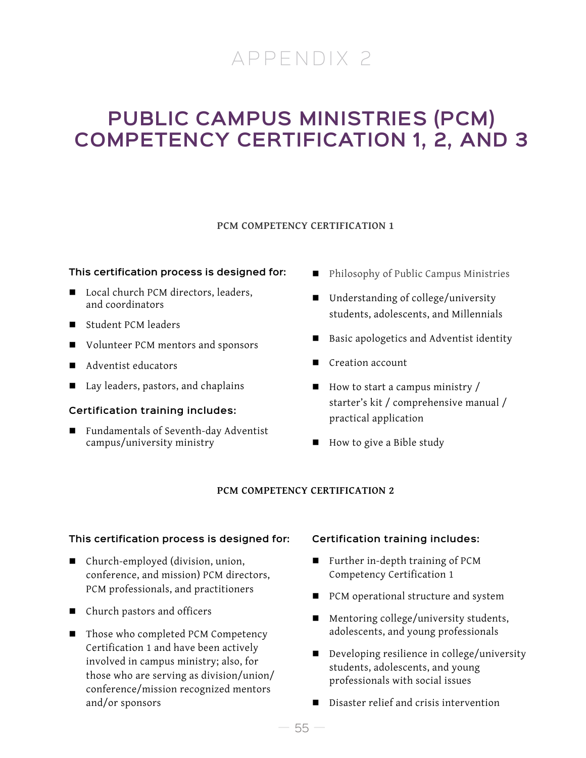# APPENDIX 2

# PUBLIC CAMPUS MINISTRIES (PCM) COMPETENCY CERTIFICATION 1, 2, AND 3

## PCM COMPETENCY CERTIFICATION 1

**This certification process is designed for:**

- Local church PCM directors, leaders, and coordinators
- Student PCM leaders
- Volunteer PCM mentors and sponsors
- Adventist educators
- Lay leaders, pastors, and chaplains

**Certification training includes:**

- Fundamentals of Seventh-day Adventist campus/university ministry
- Philosophy of Public Campus Ministries
- Understanding of college/university students, adolescents, and Millennials
- Basic apologetics and Adventist identity
- Creation account
- How to start a campus ministry / starter's kit / comprehensive manual / practical application
- How to give a Bible study

## PCM COMPETENCY CERTIFICATION 2

**This certification process is designed for:**

- Church-employed (division, union, conference, and mission) PCM directors, PCM professionals, and practitioners
- Church pastors and officers
- Those who completed PCM Competency Certification 1 and have been actively involved in campus ministry; also, for those who are serving as division/union/conference/mission recognized mentors and/or sponsors

**Certification training includes:**

- Further in-depth training of PCM Competency Certification 1
- PCM operational structure and system
- Mentoring college/university students, adolescents, and young professionals
- Developing resilience in college/university students, adolescents, and young professionals with social issues
- Disaster relief and crisis intervention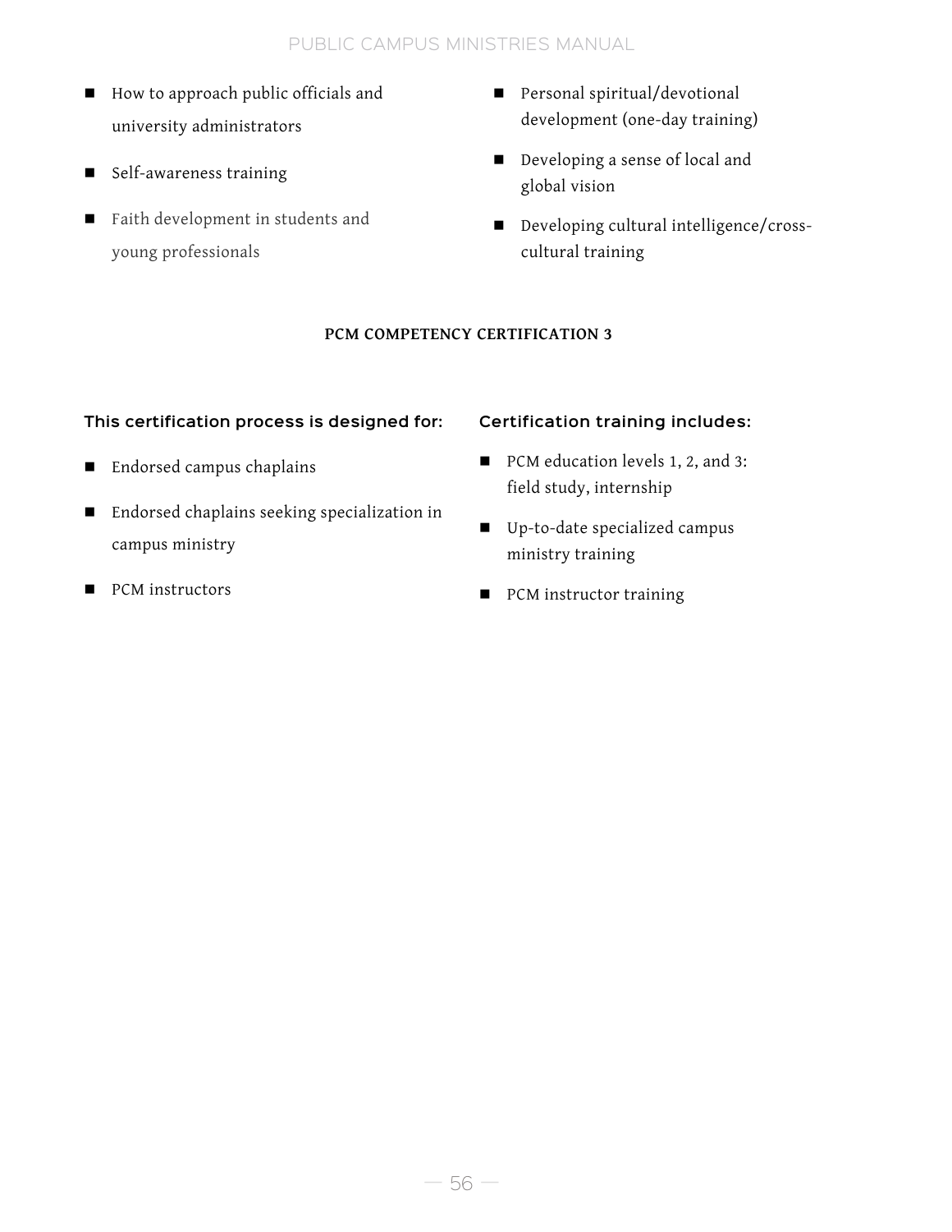- How to approach public officials and university administrators
- Self-awareness training
- Faith development in students and young professionals
- Personal spiritual/devotional development (one-day training)
- Developing a sense of local and global vision
- Developing cultural intelligence/cross-cultural training

**PCM COMPETENCY CERTIFICATION 3**

**This certification process is designed for:**

- Endorsed campus chaplains
- Endorsed chaplains seeking specialization in campus ministry
- PCM instructors

**Certification training includes:**

- PCM education levels 1, 2, and 3: field study, internship
- Up-to-date specialized campus ministry training
- PCM instructor training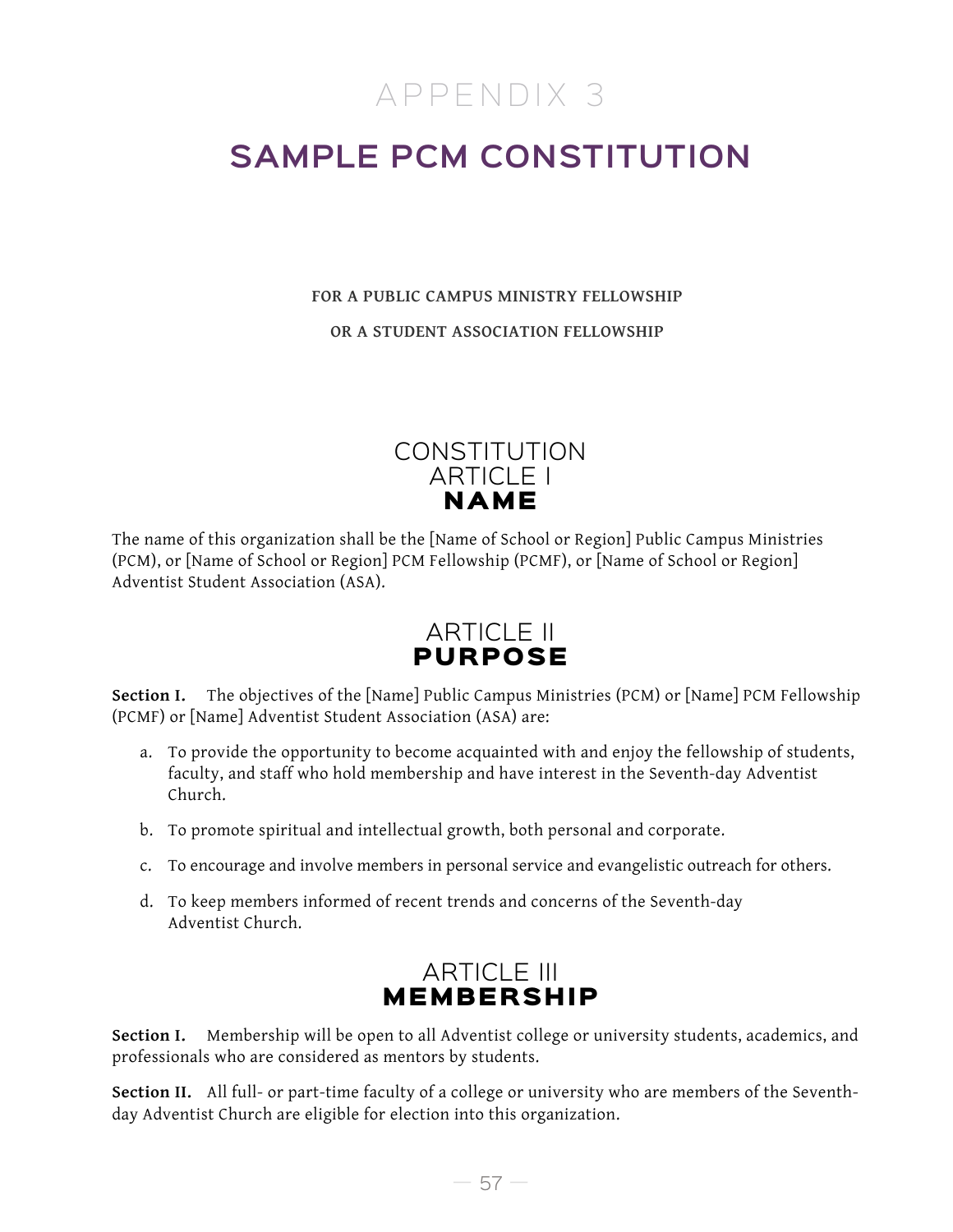# APPENDIX 3

# SAMPLE PCM CONSTITUTION

**FOR A PUBLIC CAMPUS MINISTRY FELLOWSHIP**

**OR A STUDENT ASSOCIATION FELLOWSHIP**

## CONSTITUTION ARTICLE I **NAME**

The name of this organization shall be the [Name of School or Region] Public Campus Ministries (PCM), or [Name of School or Region] PCM Fellowship (PCMF), or [Name of School or Region] Adventist Student Association (ASA).

## ARTICLE II **PURPOSE**

**Section I.** The objectives of the [Name] Public Campus Ministries (PCM) or [Name] PCM Fellowship (PCMF) or [Name] Adventist Student Association (ASA) are:

a. To provide the opportunity to become acquainted with and enjoy the fellowship of students, faculty, and staff who hold membership and have interest in the Seventh-day Adventist Church.

b. To promote spiritual and intellectual growth, both personal and corporate.

c. To encourage and involve members in personal service and evangelistic outreach for others.

d. To keep members informed of recent trends and concerns of the Seventh-day Adventist Church.

## ARTICLE III **MEMBERSHIP**

**Section I.** Membership will be open to all Adventist college or university students, academics, and professionals who are considered as mentors by students.

**Section II.** All full- or part-time faculty of a college or university who are members of the Seventh-day Adventist Church are eligible for election into this organization.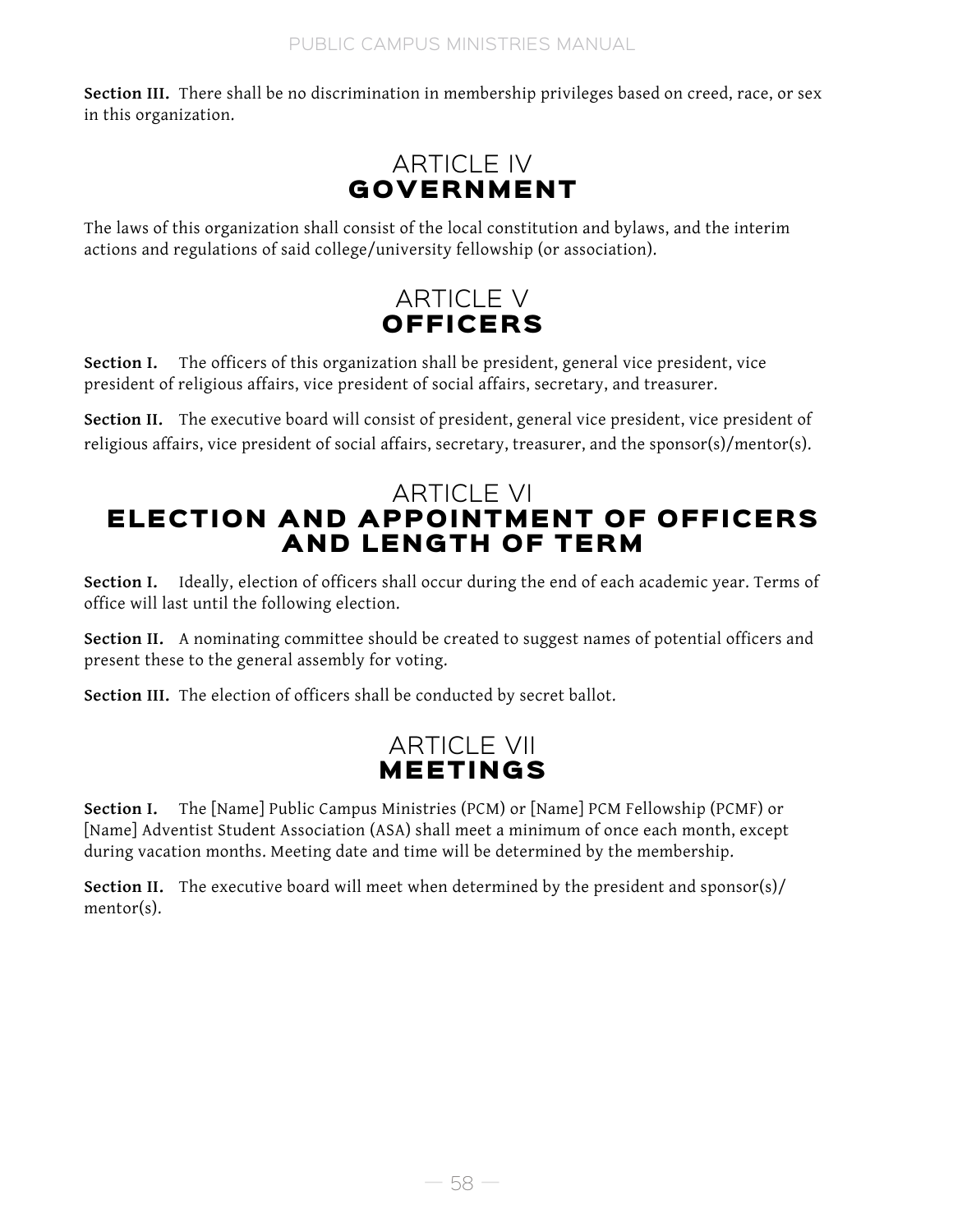**Section III.** There shall be no discrimination in membership privileges based on creed, race, or sex in this organization.

## ARTICLE IV
## GOVERNMENT

The laws of this organization shall consist of the local constitution and bylaws, and the interim actions and regulations of said college/university fellowship (or association).

## ARTICLE V
## OFFICERS

**Section I.** The officers of this organization shall be president, general vice president, vice president of religious affairs, vice president of social affairs, secretary, and treasurer.

**Section II.** The executive board will consist of president, general vice president, vice president of religious affairs, vice president of social affairs, secretary, treasurer, and the sponsor(s)/mentor(s).

## ARTICLE VI
## ELECTION AND APPOINTMENT OF OFFICERS AND LENGTH OF TERM

**Section I.** Ideally, election of officers shall occur during the end of each academic year. Terms of office will last until the following election.

**Section II.** A nominating committee should be created to suggest names of potential officers and present these to the general assembly for voting.

**Section III.** The election of officers shall be conducted by secret ballot.

## ARTICLE VII
## MEETINGS

**Section I.** The [Name] Public Campus Ministries (PCM) or [Name] PCM Fellowship (PCMF) or [Name] Adventist Student Association (ASA) shall meet a minimum of once each month, except during vacation months. Meeting date and time will be determined by the membership.

**Section II.** The executive board will meet when determined by the president and sponsor(s)/mentor(s).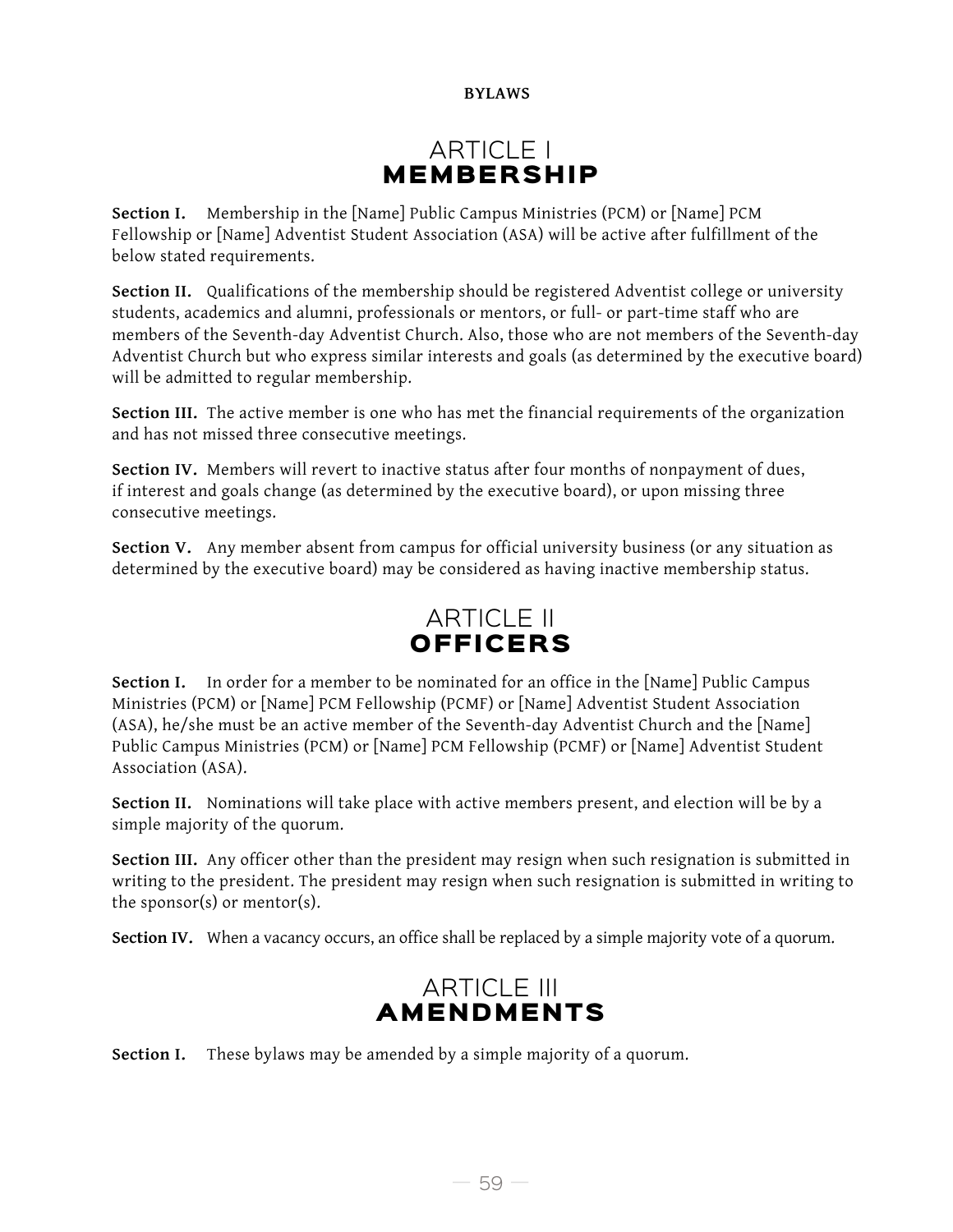**BYLAWS**

# ARTICLE I
# MEMBERSHIP

**Section I.** Membership in the [Name] Public Campus Ministries (PCM) or [Name] PCM Fellowship or [Name] Adventist Student Association (ASA) will be active after fulfillment of the below stated requirements.

**Section II.** Qualifications of the membership should be registered Adventist college or university students, academics and alumni, professionals or mentors, or full- or part-time staff who are members of the Seventh-day Adventist Church. Also, those who are not members of the Seventh-day Adventist Church but who express similar interests and goals (as determined by the executive board) will be admitted to regular membership.

**Section III.** The active member is one who has met the financial requirements of the organization and has not missed three consecutive meetings.

**Section IV.** Members will revert to inactive status after four months of nonpayment of dues, if interest and goals change (as determined by the executive board), or upon missing three consecutive meetings.

**Section V.** Any member absent from campus for official university business (or any situation as determined by the executive board) may be considered as having inactive membership status.

# ARTICLE II
# OFFICERS

**Section I.** In order for a member to be nominated for an office in the [Name] Public Campus Ministries (PCM) or [Name] PCM Fellowship (PCMF) or [Name] Adventist Student Association (ASA), he/she must be an active member of the Seventh-day Adventist Church and the [Name] Public Campus Ministries (PCM) or [Name] PCM Fellowship (PCMF) or [Name] Adventist Student Association (ASA).

**Section II.** Nominations will take place with active members present, and election will be by a simple majority of the quorum.

**Section III.** Any officer other than the president may resign when such resignation is submitted in writing to the president. The president may resign when such resignation is submitted in writing to the sponsor(s) or mentor(s).

**Section IV.** When a vacancy occurs, an office shall be replaced by a simple majority vote of a quorum.

# ARTICLE III
# AMENDMENTS

**Section I.** These bylaws may be amended by a simple majority of a quorum.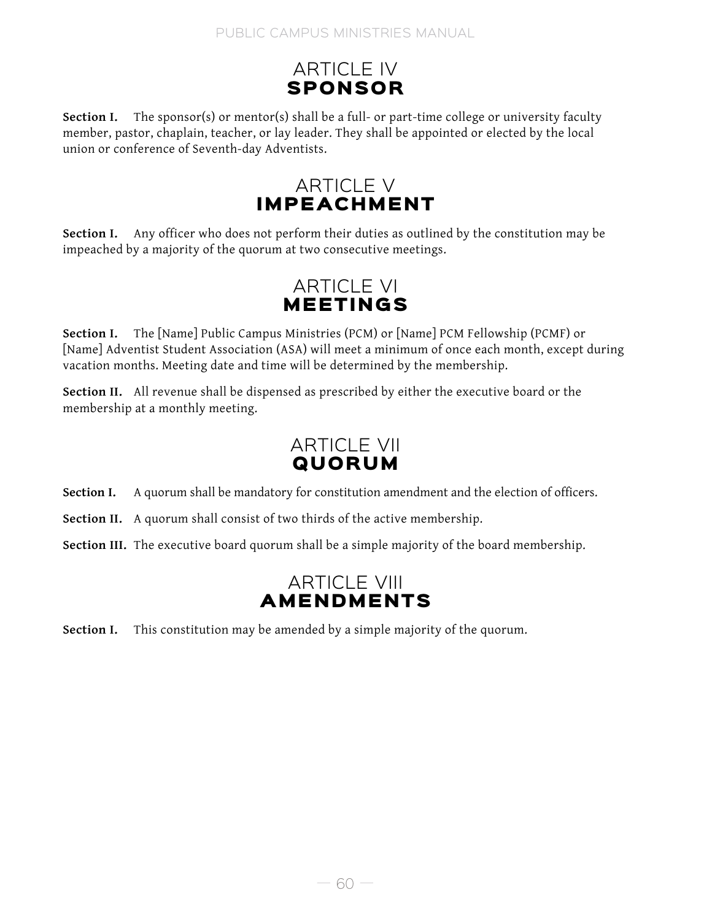## ARTICLE IV
## SPONSOR

**Section I.** The sponsor(s) or mentor(s) shall be a full- or part-time college or university faculty member, pastor, chaplain, teacher, or lay leader. They shall be appointed or elected by the local union or conference of Seventh-day Adventists.

## ARTICLE V
## IMPEACHMENT

**Section I.** Any officer who does not perform their duties as outlined by the constitution may be impeached by a majority of the quorum at two consecutive meetings.

## ARTICLE VI
## MEETINGS

**Section I.** The [Name] Public Campus Ministries (PCM) or [Name] PCM Fellowship (PCMF) or [Name] Adventist Student Association (ASA) will meet a minimum of once each month, except during vacation months. Meeting date and time will be determined by the membership.

**Section II.** All revenue shall be dispensed as prescribed by either the executive board or the membership at a monthly meeting.

## ARTICLE VII
## QUORUM

**Section I.** A quorum shall be mandatory for constitution amendment and the election of officers.

**Section II.** A quorum shall consist of two thirds of the active membership.

**Section III.** The executive board quorum shall be a simple majority of the board membership.

## ARTICLE VIII
## AMENDMENTS

**Section I.** This constitution may be amended by a simple majority of the quorum.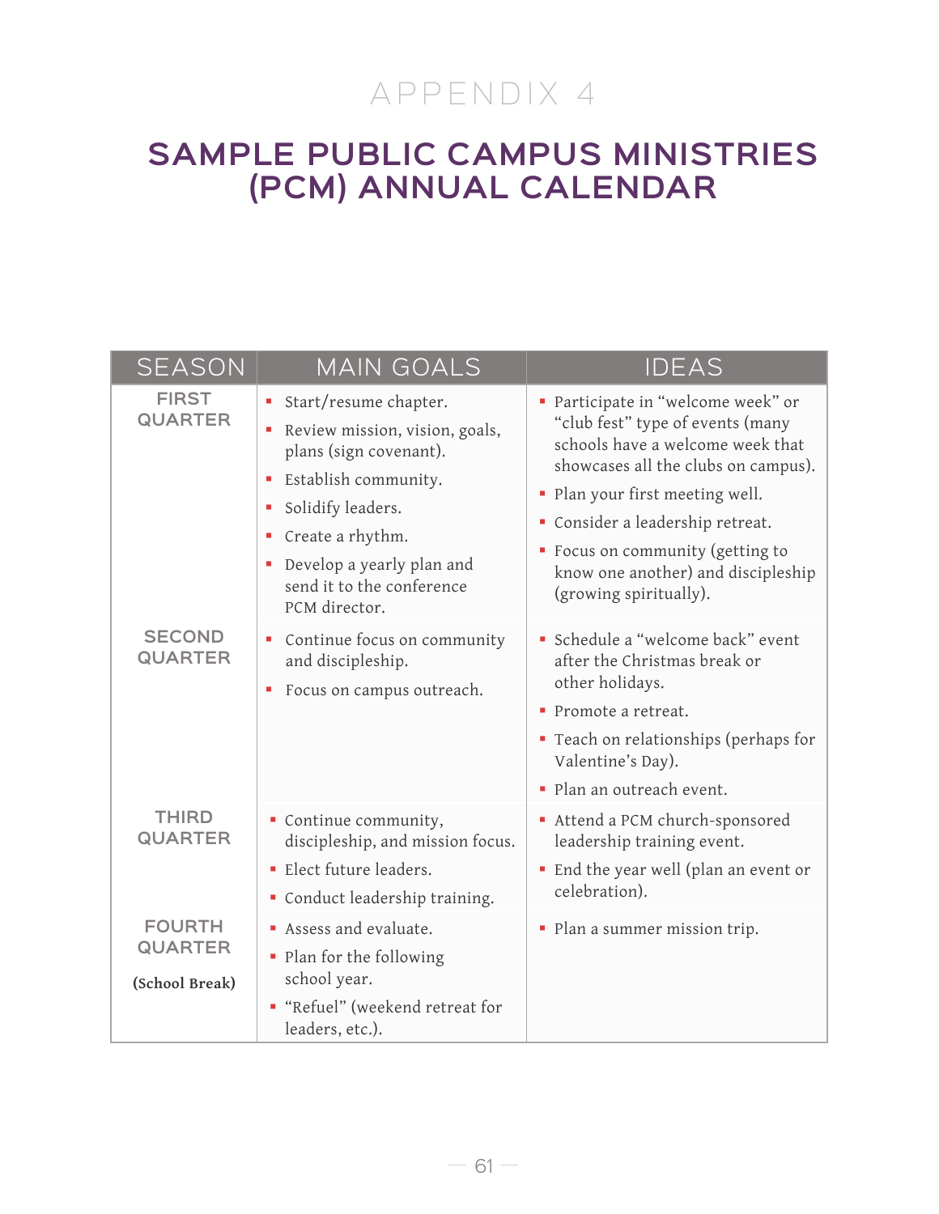# APPENDIX 4

## SAMPLE PUBLIC CAMPUS MINISTRIES (PCM) ANNUAL CALENDAR

| SEASON | MAIN GOALS | IDEAS |
|---|---|---|
| FIRST QUARTER | ▪ Start/resume chapter.<br>▪ Review mission, vision, goals, plans (sign covenant).<br>▪ Establish community.<br>▪ Solidify leaders.<br>▪ Create a rhythm.<br>▪ Develop a yearly plan and send it to the conference PCM director. | ▪ Participate in "welcome week" or "club fest" type of events (many schools have a welcome week that showcases all the clubs on campus).<br>▪ Plan your first meeting well.<br>▪ Consider a leadership retreat.<br>▪ Focus on community (getting to know one another) and discipleship (growing spiritually). |
| SECOND QUARTER | ▪ Continue focus on community and discipleship.<br>▪ Focus on campus outreach. | ▪ Schedule a "welcome back" event after the Christmas break or other holidays.<br>▪ Promote a retreat.<br>▪ Teach on relationships (perhaps for Valentine's Day).<br>▪ Plan an outreach event. |
| THIRD QUARTER | ▪ Continue community, discipleship, and mission focus.<br>▪ Elect future leaders.<br>▪ Conduct leadership training. | ▪ Attend a PCM church-sponsored leadership training event.<br>▪ End the year well (plan an event or celebration). |
| FOURTH QUARTER<br>**(School Break)** | ▪ Assess and evaluate.<br>▪ Plan for the following school year.<br>▪ "Refuel" (weekend retreat for leaders, etc.). | ▪ Plan a summer mission trip. |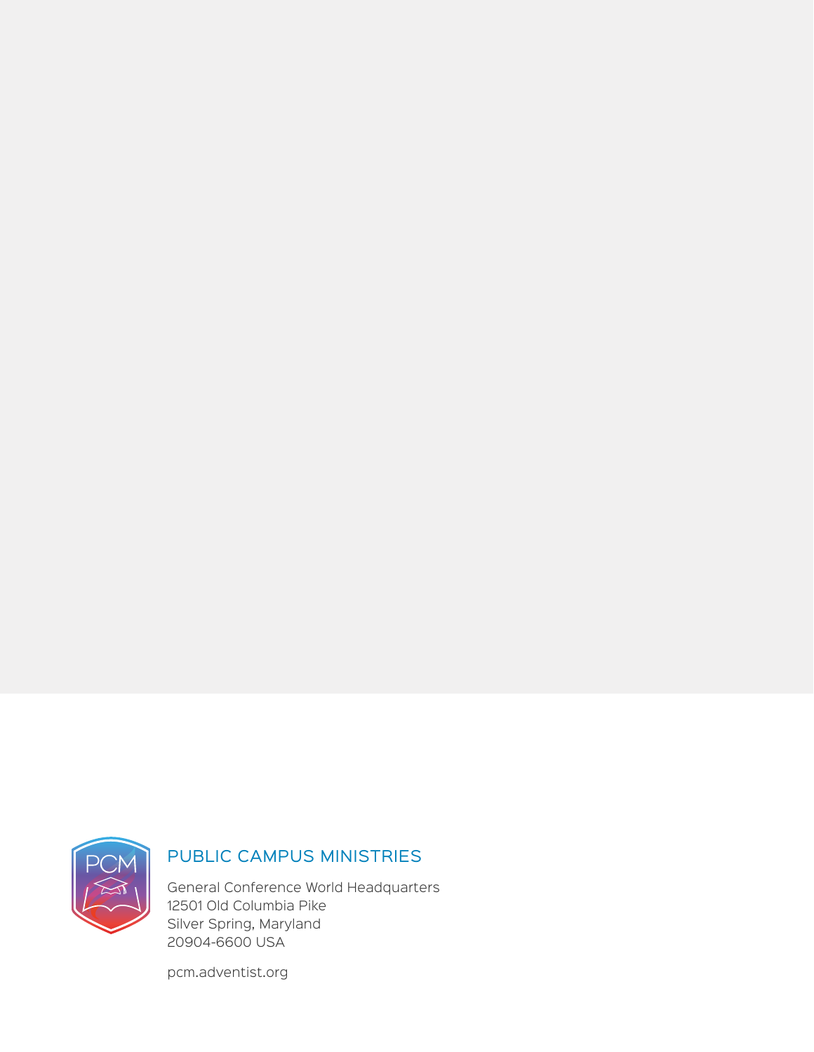## PUBLIC CAMPUS MINISTRIES

General Conference World Headquarters
12501 Old Columbia Pike
Silver Spring, Maryland
20904-6600 USA

pcm.adventist.org